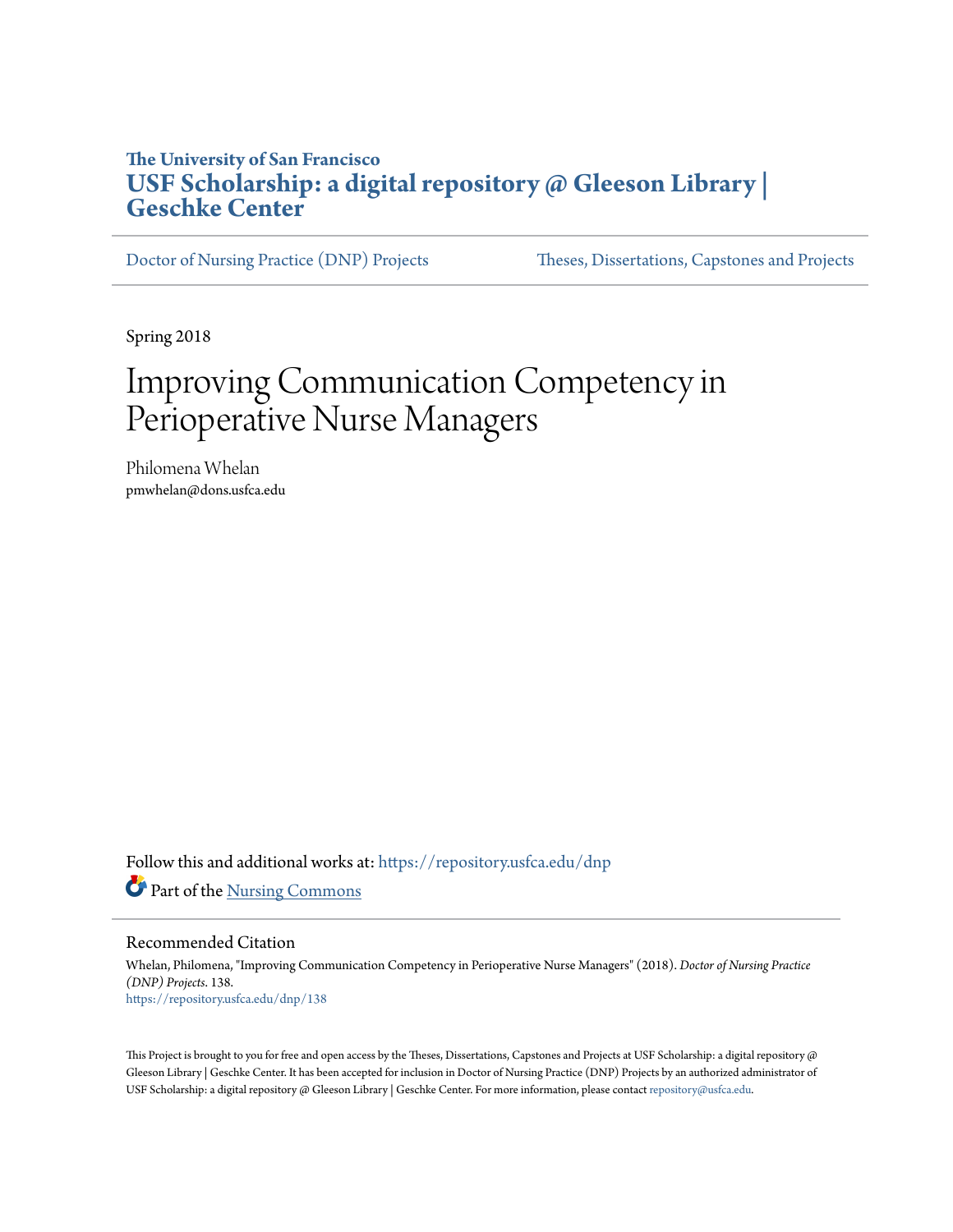**The University of San Francisco**

# USF Scholarship: a digital repository @ Gleeson Library | Geschke Center

Doctor of Nursing Practice (DNP) Projects | Theses, Dissertations, Capstones and Projects

Spring 2018

# Improving Communication Competency in Perioperative Nurse Managers

Philomena Whelan
pmwhelan@dons.usfca.edu

Follow this and additional works at: https://repository.usfca.edu/dnp

Part of the Nursing Commons

## Recommended Citation

Whelan, Philomena, "Improving Communication Competency in Perioperative Nurse Managers" (2018). *Doctor of Nursing Practice (DNP) Projects*. 138.
https://repository.usfca.edu/dnp/138

This Project is brought to you for free and open access by the Theses, Dissertations, Capstones and Projects at USF Scholarship: a digital repository @ Gleeson Library | Geschke Center. It has been accepted for inclusion in Doctor of Nursing Practice (DNP) Projects by an authorized administrator of USF Scholarship: a digital repository @ Gleeson Library | Geschke Center. For more information, please contact repository@usfca.edu.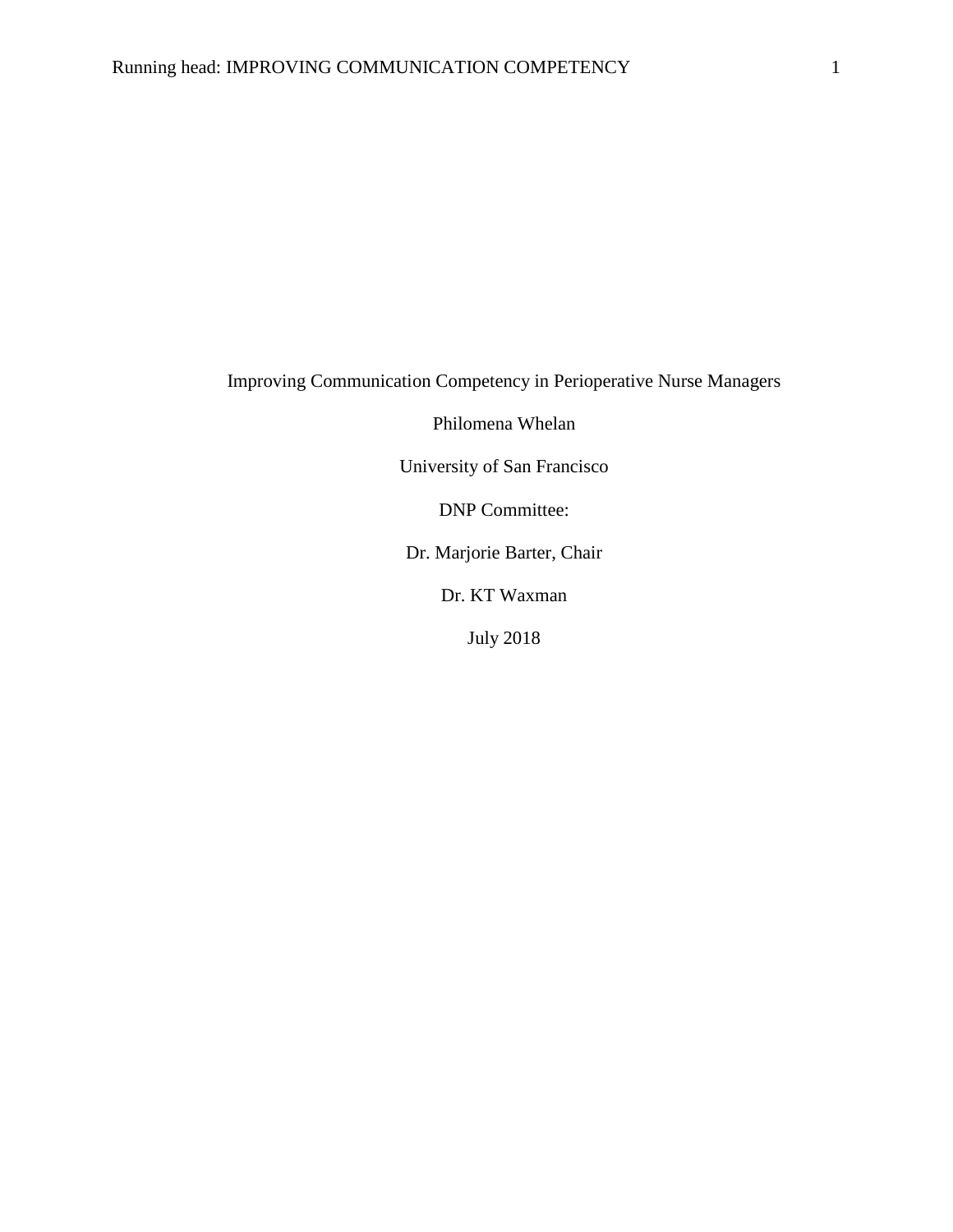Improving Communication Competency in Perioperative Nurse Managers

Philomena Whelan

University of San Francisco

DNP Committee:

Dr. Marjorie Barter, Chair

Dr. KT Waxman

July 2018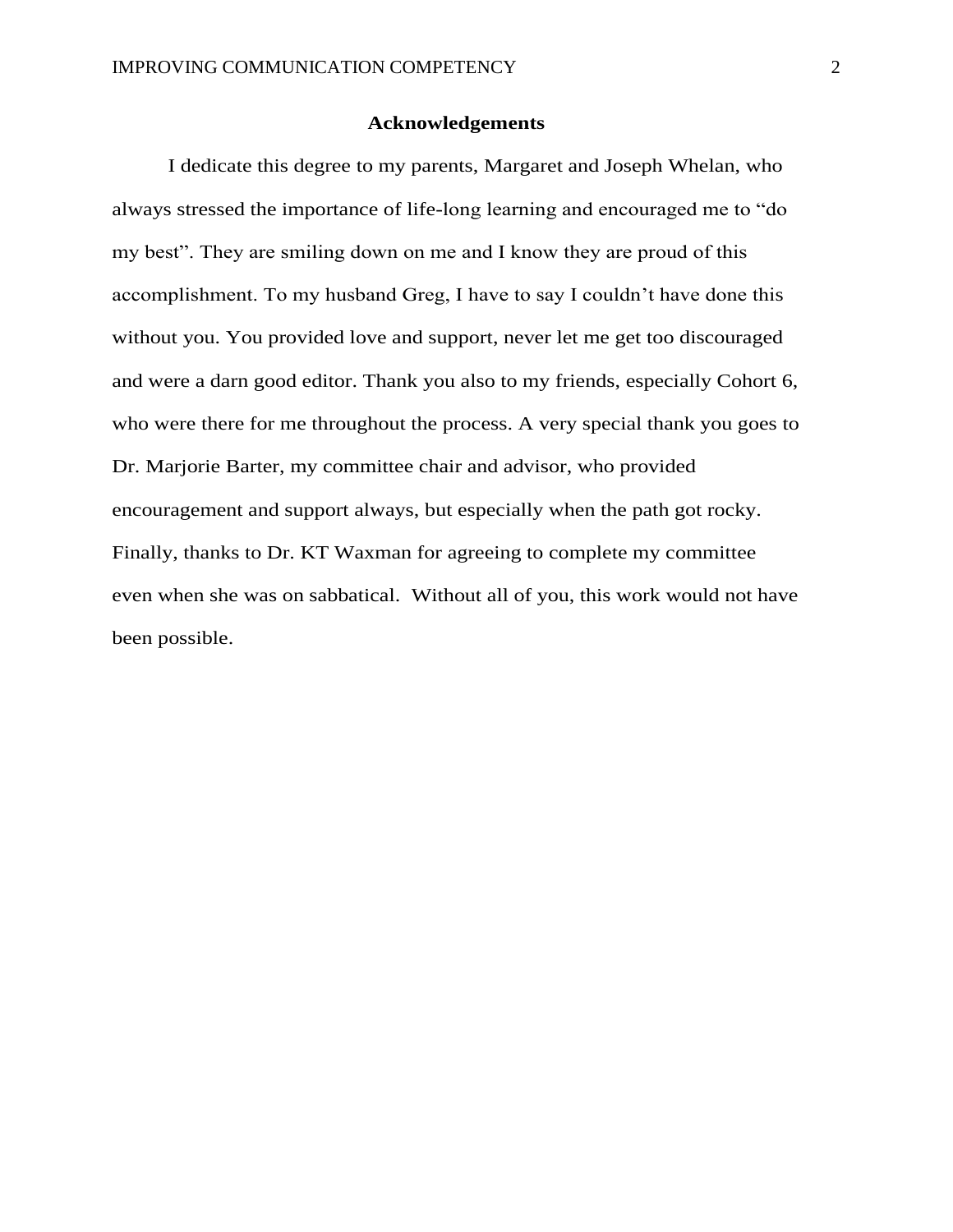## Acknowledgements

I dedicate this degree to my parents, Margaret and Joseph Whelan, who always stressed the importance of life-long learning and encouraged me to "do my best". They are smiling down on me and I know they are proud of this accomplishment. To my husband Greg, I have to say I couldn't have done this without you. You provided love and support, never let me get too discouraged and were a darn good editor. Thank you also to my friends, especially Cohort 6, who were there for me throughout the process. A very special thank you goes to Dr. Marjorie Barter, my committee chair and advisor, who provided encouragement and support always, but especially when the path got rocky. Finally, thanks to Dr. KT Waxman for agreeing to complete my committee even when she was on sabbatical. Without all of you, this work would not have been possible.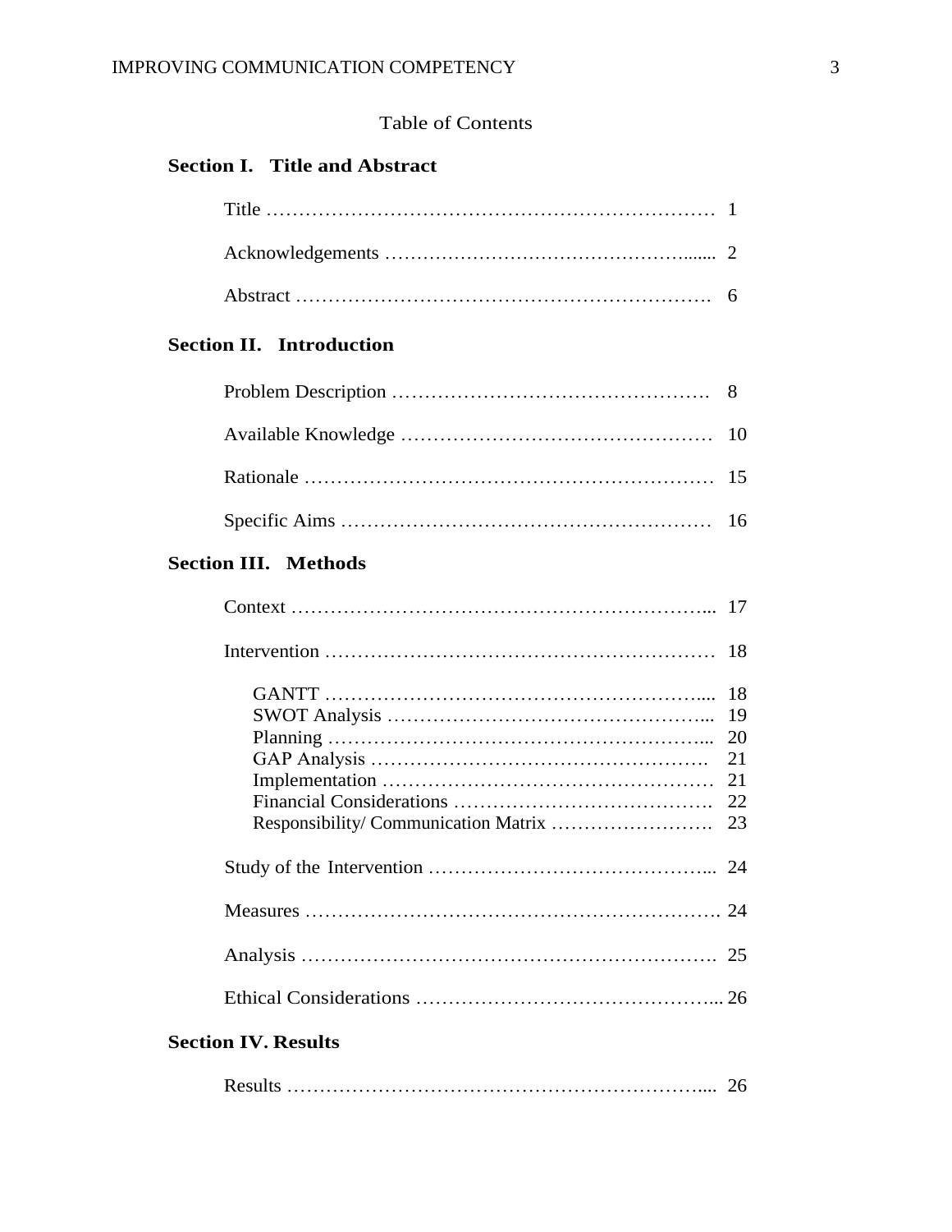# Table of Contents

## Section I. Title and Abstract

Title ………………………………………………………… 1

Acknowledgements ……………………………………...... 2

Abstract ………………………………………………… 6

## Section II. Introduction

Problem Description …………………………………… 8

Available Knowledge …………………………………… 10

Rationale ………………………………………………… 15

Specific Aims …………………………………………… 16

## Section III. Methods

Context ………………………………………………... 17

Intervention …………………………………………… 18

- GANTT ……………………………………………….... 18
- SWOT Analysis ………………………………………... 19
- Planning ………………………………………………... 20
- GAP Analysis ………………………………………… 21
- Implementation ………………………………………… 21
- Financial Considerations ………………………………. 22
- Responsibility/ Communication Matrix ………………. 23

Study of the Intervention …………………………………... 24

Measures ………………………………………………. 24

Analysis ………………………………………………. 25

Ethical Considerations ……………………………………... 26

## Section IV. Results

Results ………………………………………………..... 26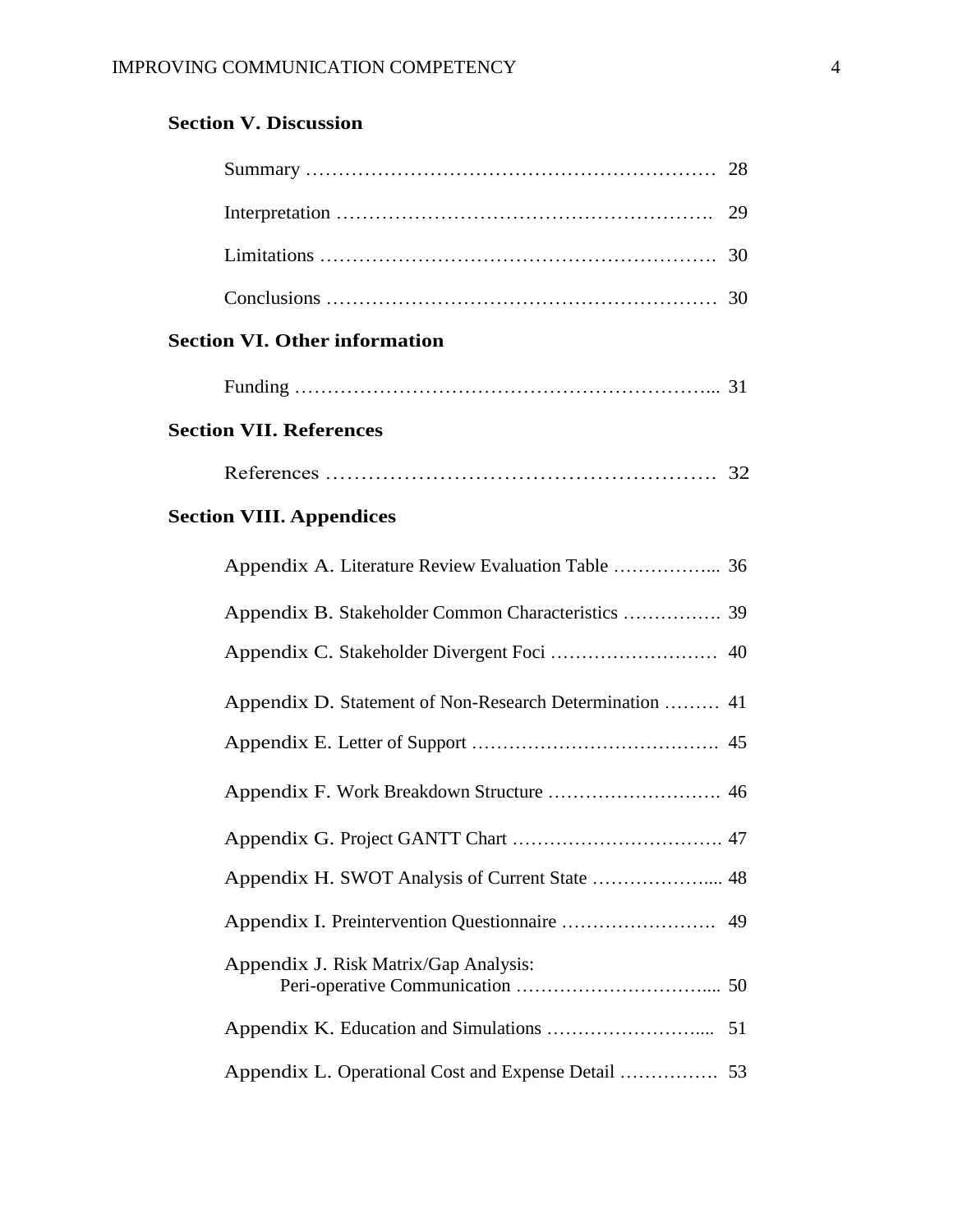**Section V. Discussion**

Summary ………………………………………………………… 28

Interpretation …………………………………………………. 29

Limitations ……………………………………………………. 30

Conclusions …………………………………………………… 30

**Section VI. Other information**

Funding ………………………………………………………... 31

**Section VII. References**

References ………………………………………………… 32

**Section VIII. Appendices**

Appendix A. Literature Review Evaluation Table ……………... 36

Appendix B. Stakeholder Common Characteristics ……………. 39

Appendix C. Stakeholder Divergent Foci ……………………… 40

Appendix D. Statement of Non-Research Determination ……… 41

Appendix E. Letter of Support …………………………………. 45

Appendix F. Work Breakdown Structure ………………………. 46

Appendix G. Project GANTT Chart ……………………………. 47

Appendix H. SWOT Analysis of Current State ………………... 48

Appendix I. Preintervention Questionnaire ……………………. 49

Appendix J. Risk Matrix/Gap Analysis:
Peri-operative Communication …………………………... 50

Appendix K. Education and Simulations ……………………... 51

Appendix L. Operational Cost and Expense Detail ……………. 53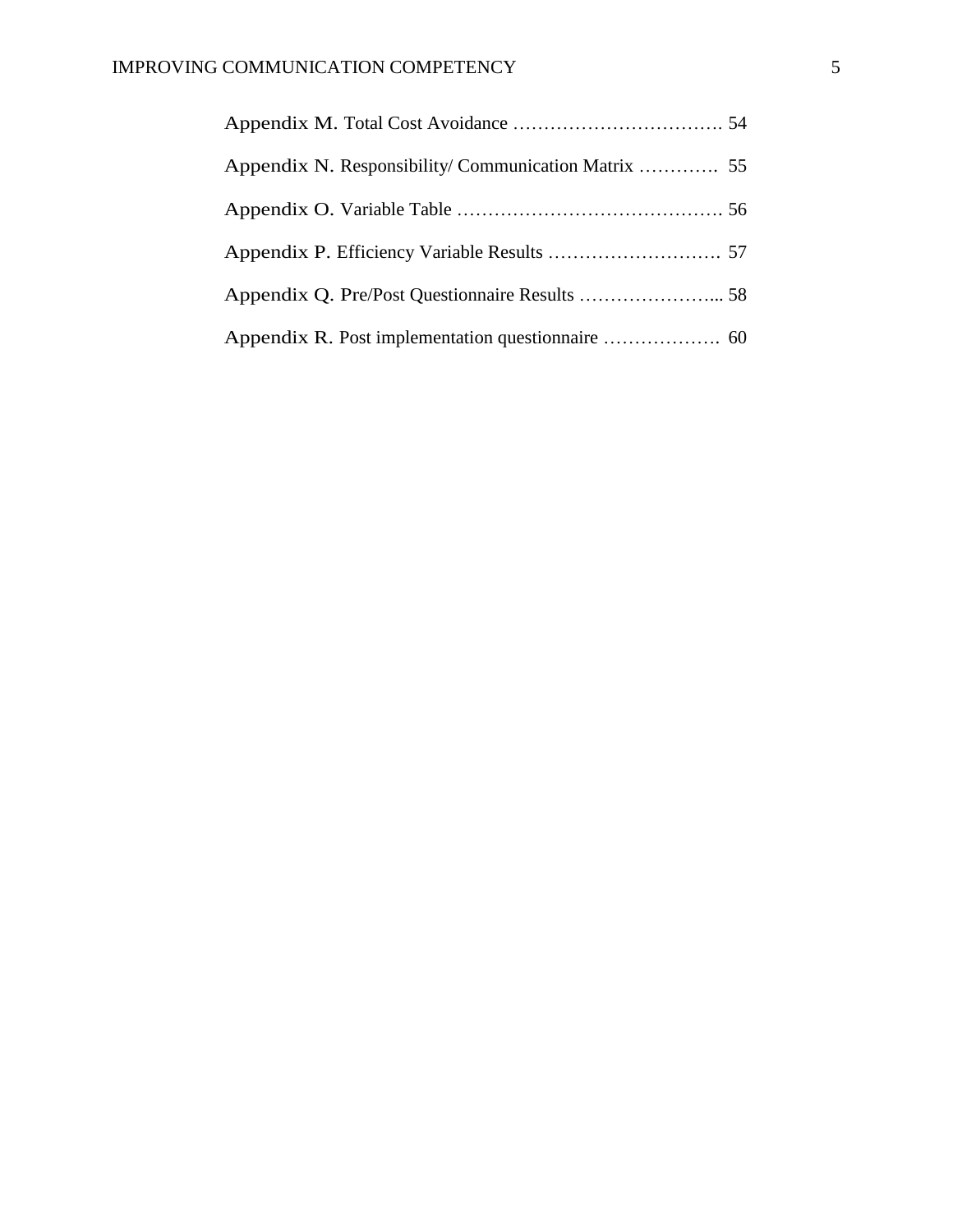Appendix M. Total Cost Avoidance ……………………………. 54

Appendix N. Responsibility/ Communication Matrix …………. 55

Appendix O. Variable Table …………………………………… 56

Appendix P. Efficiency Variable Results ………………………. 57

Appendix Q. Pre/Post Questionnaire Results …………………... 58

Appendix R. Post implementation questionnaire ………………. 60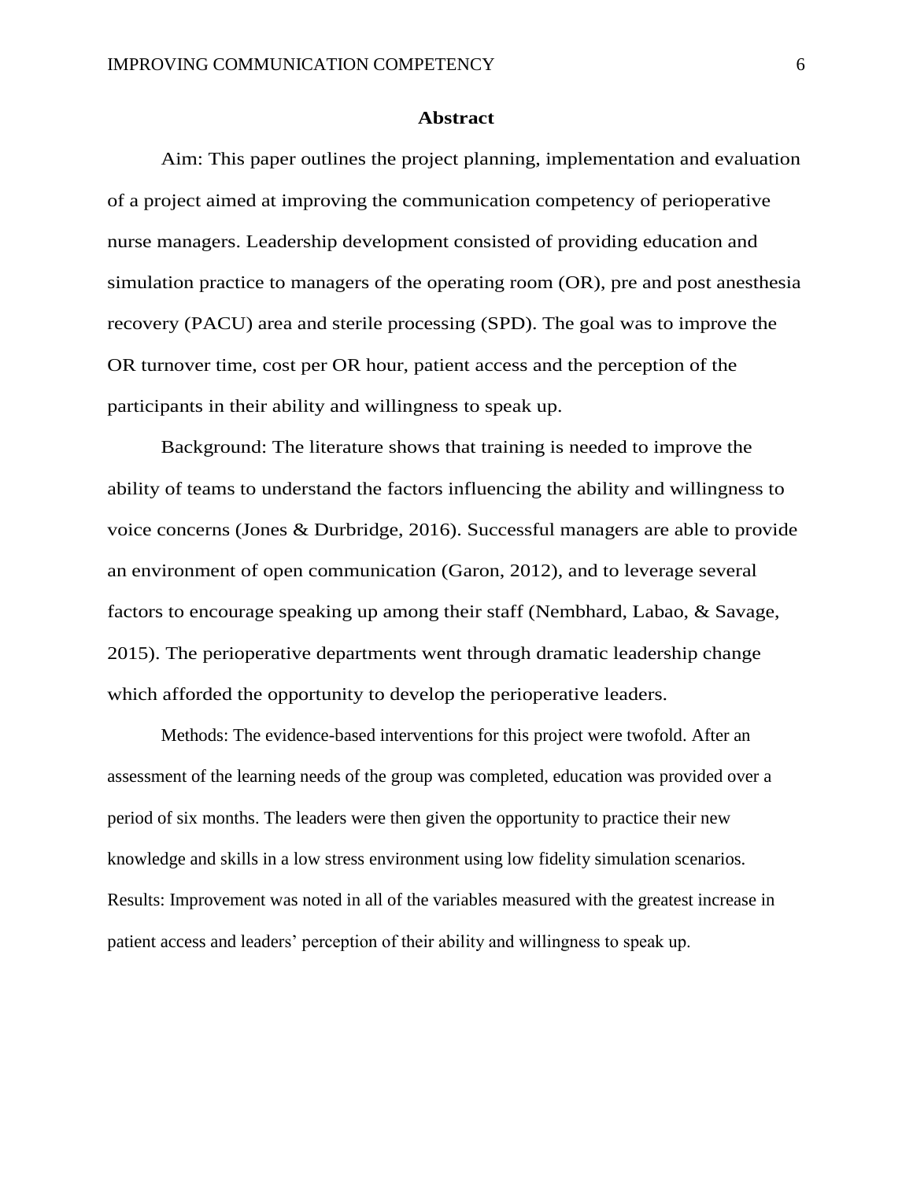## Abstract

Aim: This paper outlines the project planning, implementation and evaluation of a project aimed at improving the communication competency of perioperative nurse managers. Leadership development consisted of providing education and simulation practice to managers of the operating room (OR), pre and post anesthesia recovery (PACU) area and sterile processing (SPD). The goal was to improve the OR turnover time, cost per OR hour, patient access and the perception of the participants in their ability and willingness to speak up.

Background: The literature shows that training is needed to improve the ability of teams to understand the factors influencing the ability and willingness to voice concerns (Jones & Durbridge, 2016). Successful managers are able to provide an environment of open communication (Garon, 2012), and to leverage several factors to encourage speaking up among their staff (Nembhard, Labao, & Savage, 2015). The perioperative departments went through dramatic leadership change which afforded the opportunity to develop the perioperative leaders.

Methods: The evidence-based interventions for this project were twofold. After an assessment of the learning needs of the group was completed, education was provided over a period of six months. The leaders were then given the opportunity to practice their new knowledge and skills in a low stress environment using low fidelity simulation scenarios.

Results: Improvement was noted in all of the variables measured with the greatest increase in patient access and leaders' perception of their ability and willingness to speak up.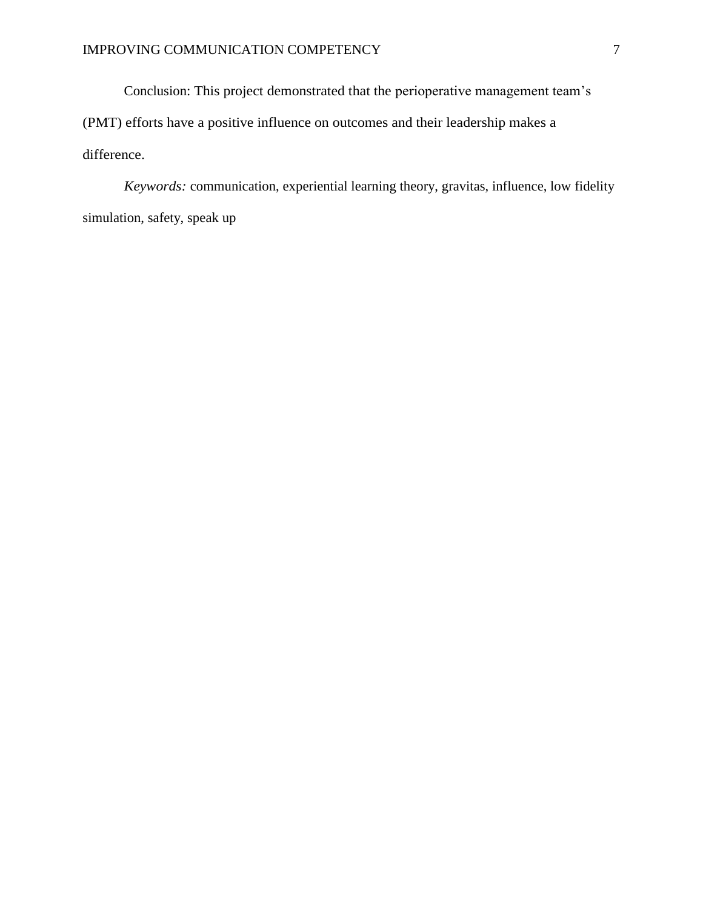Conclusion: This project demonstrated that the perioperative management team's (PMT) efforts have a positive influence on outcomes and their leadership makes a difference.

*Keywords:* communication, experiential learning theory, gravitas, influence, low fidelity simulation, safety, speak up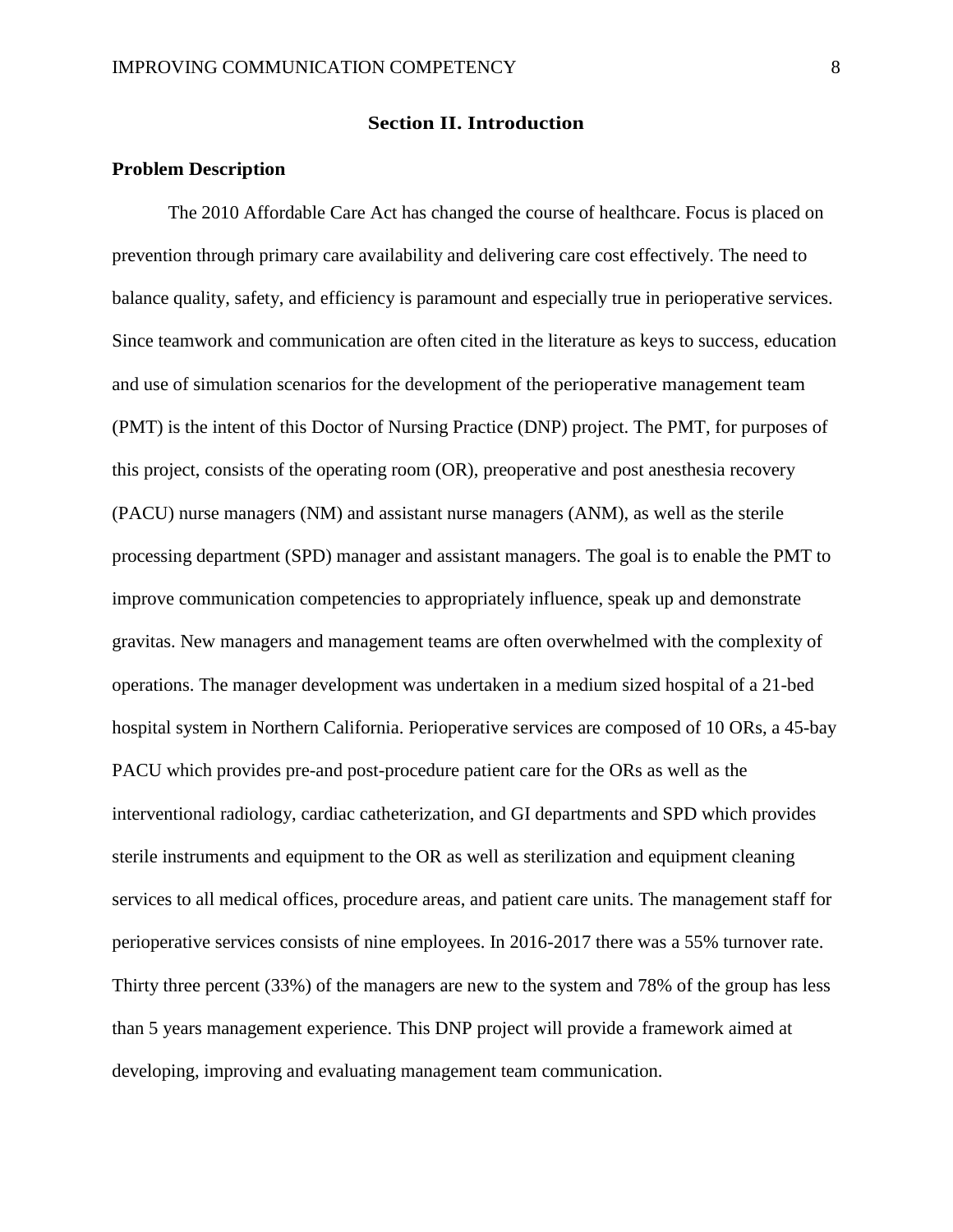## Section II. Introduction

### Problem Description

The 2010 Affordable Care Act has changed the course of healthcare. Focus is placed on prevention through primary care availability and delivering care cost effectively. The need to balance quality, safety, and efficiency is paramount and especially true in perioperative services. Since teamwork and communication are often cited in the literature as keys to success, education and use of simulation scenarios for the development of the perioperative management team (PMT) is the intent of this Doctor of Nursing Practice (DNP) project. The PMT, for purposes of this project, consists of the operating room (OR), preoperative and post anesthesia recovery (PACU) nurse managers (NM) and assistant nurse managers (ANM), as well as the sterile processing department (SPD) manager and assistant managers. The goal is to enable the PMT to improve communication competencies to appropriately influence, speak up and demonstrate gravitas. New managers and management teams are often overwhelmed with the complexity of operations. The manager development was undertaken in a medium sized hospital of a 21-bed hospital system in Northern California. Perioperative services are composed of 10 ORs, a 45-bay PACU which provides pre-and post-procedure patient care for the ORs as well as the interventional radiology, cardiac catheterization, and GI departments and SPD which provides sterile instruments and equipment to the OR as well as sterilization and equipment cleaning services to all medical offices, procedure areas, and patient care units. The management staff for perioperative services consists of nine employees. In 2016-2017 there was a 55% turnover rate. Thirty three percent (33%) of the managers are new to the system and 78% of the group has less than 5 years management experience. This DNP project will provide a framework aimed at developing, improving and evaluating management team communication.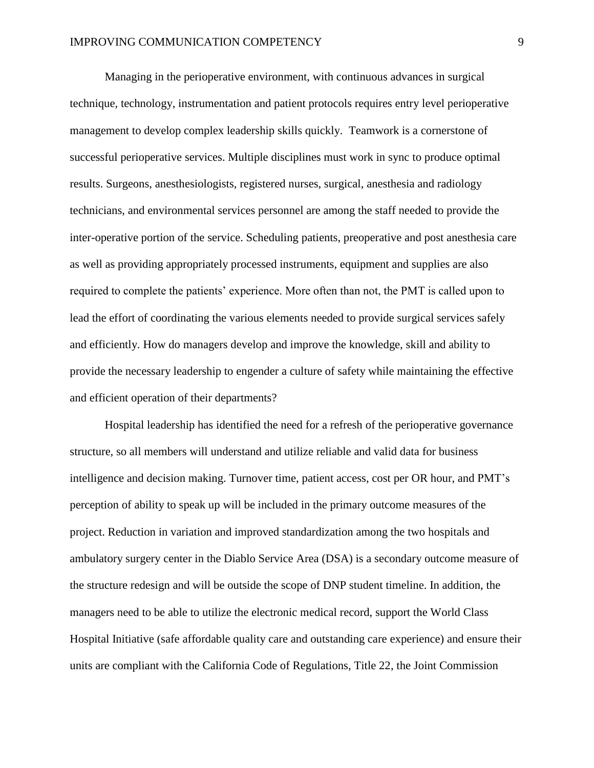Managing in the perioperative environment, with continuous advances in surgical technique, technology, instrumentation and patient protocols requires entry level perioperative management to develop complex leadership skills quickly. Teamwork is a cornerstone of successful perioperative services. Multiple disciplines must work in sync to produce optimal results. Surgeons, anesthesiologists, registered nurses, surgical, anesthesia and radiology technicians, and environmental services personnel are among the staff needed to provide the inter-operative portion of the service. Scheduling patients, preoperative and post anesthesia care as well as providing appropriately processed instruments, equipment and supplies are also required to complete the patients' experience. More often than not, the PMT is called upon to lead the effort of coordinating the various elements needed to provide surgical services safely and efficiently. How do managers develop and improve the knowledge, skill and ability to provide the necessary leadership to engender a culture of safety while maintaining the effective and efficient operation of their departments?

Hospital leadership has identified the need for a refresh of the perioperative governance structure, so all members will understand and utilize reliable and valid data for business intelligence and decision making. Turnover time, patient access, cost per OR hour, and PMT's perception of ability to speak up will be included in the primary outcome measures of the project. Reduction in variation and improved standardization among the two hospitals and ambulatory surgery center in the Diablo Service Area (DSA) is a secondary outcome measure of the structure redesign and will be outside the scope of DNP student timeline. In addition, the managers need to be able to utilize the electronic medical record, support the World Class Hospital Initiative (safe affordable quality care and outstanding care experience) and ensure their units are compliant with the California Code of Regulations, Title 22, the Joint Commission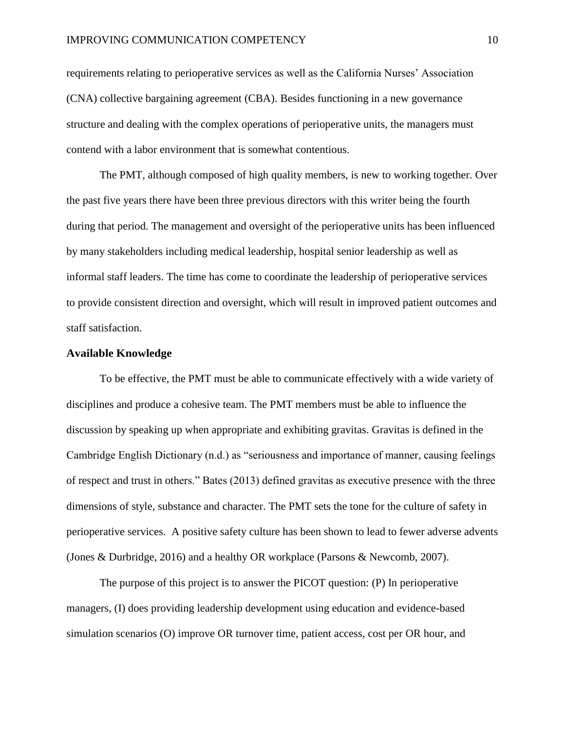requirements relating to perioperative services as well as the California Nurses' Association (CNA) collective bargaining agreement (CBA). Besides functioning in a new governance structure and dealing with the complex operations of perioperative units, the managers must contend with a labor environment that is somewhat contentious.

The PMT, although composed of high quality members, is new to working together. Over the past five years there have been three previous directors with this writer being the fourth during that period. The management and oversight of the perioperative units has been influenced by many stakeholders including medical leadership, hospital senior leadership as well as informal staff leaders. The time has come to coordinate the leadership of perioperative services to provide consistent direction and oversight, which will result in improved patient outcomes and staff satisfaction.

## Available Knowledge

To be effective, the PMT must be able to communicate effectively with a wide variety of disciplines and produce a cohesive team. The PMT members must be able to influence the discussion by speaking up when appropriate and exhibiting gravitas. Gravitas is defined in the Cambridge English Dictionary (n.d.) as "seriousness and importance of manner, causing feelings of respect and trust in others." Bates (2013) defined gravitas as executive presence with the three dimensions of style, substance and character. The PMT sets the tone for the culture of safety in perioperative services. A positive safety culture has been shown to lead to fewer adverse advents (Jones & Durbridge, 2016) and a healthy OR workplace (Parsons & Newcomb, 2007).

The purpose of this project is to answer the PICOT question: (P) In perioperative managers, (I) does providing leadership development using education and evidence-based simulation scenarios (O) improve OR turnover time, patient access, cost per OR hour, and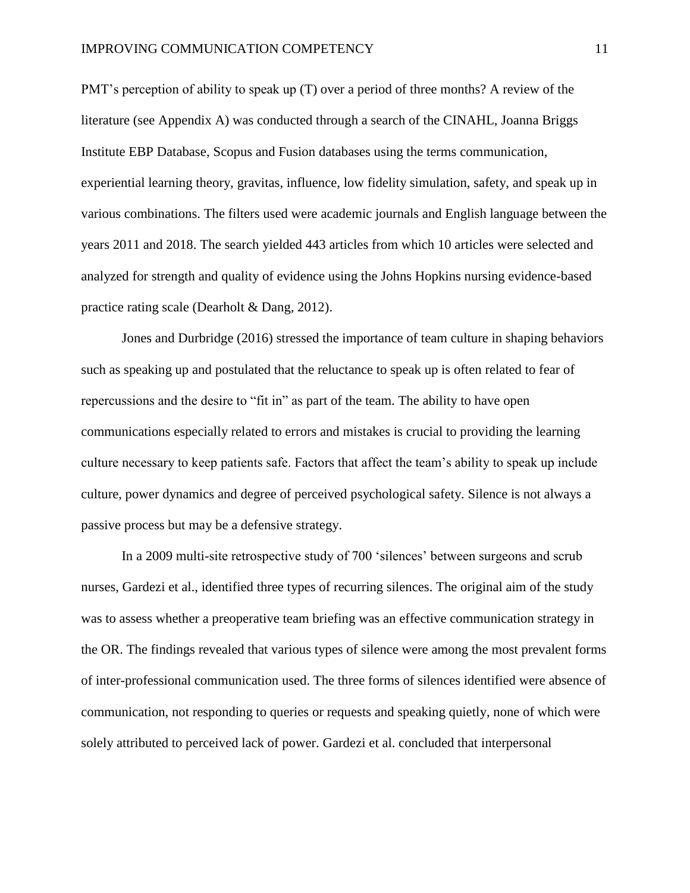PMT's perception of ability to speak up (T) over a period of three months? A review of the literature (see Appendix A) was conducted through a search of the CINAHL, Joanna Briggs Institute EBP Database, Scopus and Fusion databases using the terms communication, experiential learning theory, gravitas, influence, low fidelity simulation, safety, and speak up in various combinations. The filters used were academic journals and English language between the years 2011 and 2018. The search yielded 443 articles from which 10 articles were selected and analyzed for strength and quality of evidence using the Johns Hopkins nursing evidence-based practice rating scale (Dearholt & Dang, 2012).

Jones and Durbridge (2016) stressed the importance of team culture in shaping behaviors such as speaking up and postulated that the reluctance to speak up is often related to fear of repercussions and the desire to "fit in" as part of the team. The ability to have open communications especially related to errors and mistakes is crucial to providing the learning culture necessary to keep patients safe. Factors that affect the team's ability to speak up include culture, power dynamics and degree of perceived psychological safety. Silence is not always a passive process but may be a defensive strategy.

In a 2009 multi-site retrospective study of 700 'silences' between surgeons and scrub nurses, Gardezi et al., identified three types of recurring silences. The original aim of the study was to assess whether a preoperative team briefing was an effective communication strategy in the OR. The findings revealed that various types of silence were among the most prevalent forms of inter-professional communication used. The three forms of silences identified were absence of communication, not responding to queries or requests and speaking quietly, none of which were solely attributed to perceived lack of power. Gardezi et al. concluded that interpersonal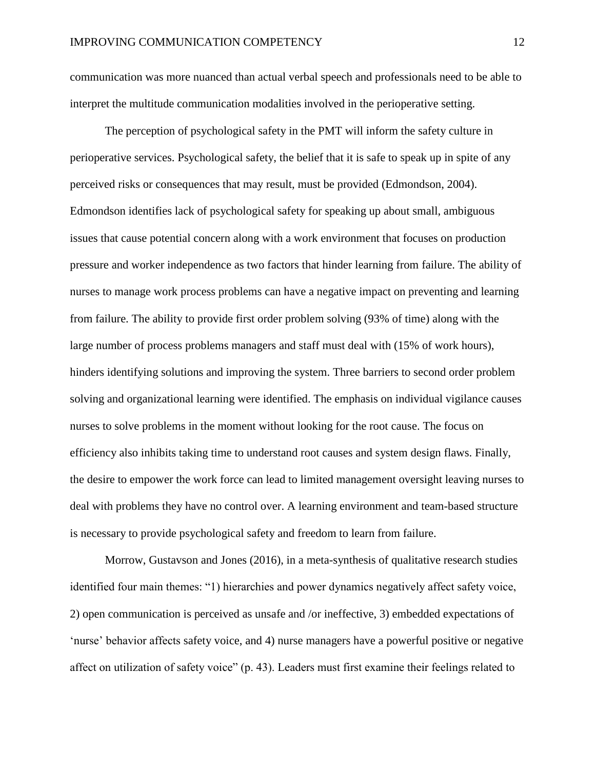communication was more nuanced than actual verbal speech and professionals need to be able to interpret the multitude communication modalities involved in the perioperative setting.

The perception of psychological safety in the PMT will inform the safety culture in perioperative services. Psychological safety, the belief that it is safe to speak up in spite of any perceived risks or consequences that may result, must be provided (Edmondson, 2004). Edmondson identifies lack of psychological safety for speaking up about small, ambiguous issues that cause potential concern along with a work environment that focuses on production pressure and worker independence as two factors that hinder learning from failure. The ability of nurses to manage work process problems can have a negative impact on preventing and learning from failure. The ability to provide first order problem solving (93% of time) along with the large number of process problems managers and staff must deal with (15% of work hours), hinders identifying solutions and improving the system. Three barriers to second order problem solving and organizational learning were identified. The emphasis on individual vigilance causes nurses to solve problems in the moment without looking for the root cause. The focus on efficiency also inhibits taking time to understand root causes and system design flaws. Finally, the desire to empower the work force can lead to limited management oversight leaving nurses to deal with problems they have no control over. A learning environment and team-based structure is necessary to provide psychological safety and freedom to learn from failure.

Morrow, Gustavson and Jones (2016), in a meta-synthesis of qualitative research studies identified four main themes: "1) hierarchies and power dynamics negatively affect safety voice, 2) open communication is perceived as unsafe and /or ineffective, 3) embedded expectations of 'nurse' behavior affects safety voice, and 4) nurse managers have a powerful positive or negative affect on utilization of safety voice" (p. 43). Leaders must first examine their feelings related to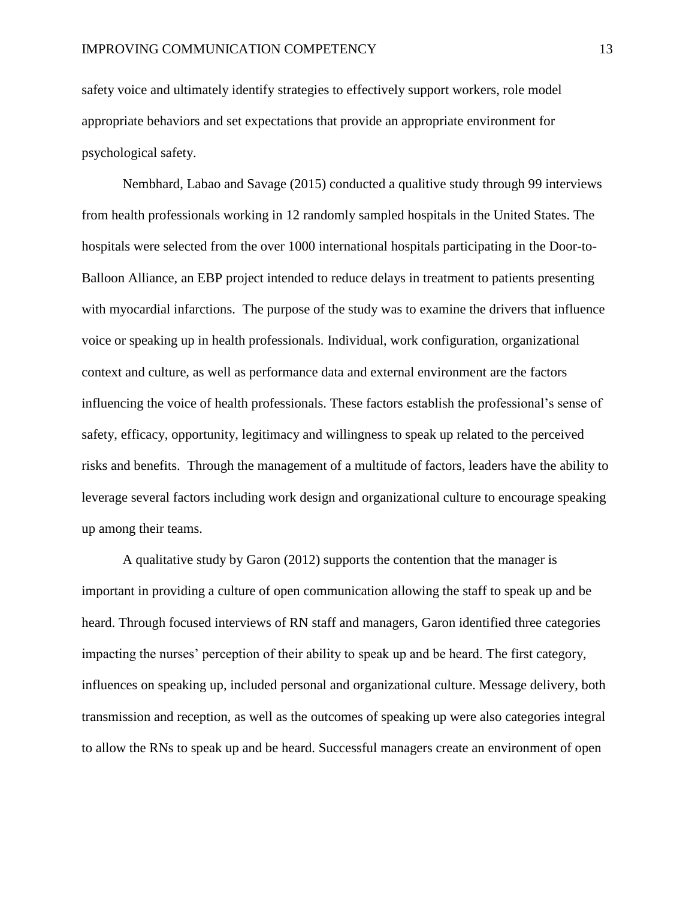safety voice and ultimately identify strategies to effectively support workers, role model appropriate behaviors and set expectations that provide an appropriate environment for psychological safety.

Nembhard, Labao and Savage (2015) conducted a qualitive study through 99 interviews from health professionals working in 12 randomly sampled hospitals in the United States. The hospitals were selected from the over 1000 international hospitals participating in the Door-to-Balloon Alliance, an EBP project intended to reduce delays in treatment to patients presenting with myocardial infarctions. The purpose of the study was to examine the drivers that influence voice or speaking up in health professionals. Individual, work configuration, organizational context and culture, as well as performance data and external environment are the factors influencing the voice of health professionals. These factors establish the professional's sense of safety, efficacy, opportunity, legitimacy and willingness to speak up related to the perceived risks and benefits. Through the management of a multitude of factors, leaders have the ability to leverage several factors including work design and organizational culture to encourage speaking up among their teams.

A qualitative study by Garon (2012) supports the contention that the manager is important in providing a culture of open communication allowing the staff to speak up and be heard. Through focused interviews of RN staff and managers, Garon identified three categories impacting the nurses' perception of their ability to speak up and be heard. The first category, influences on speaking up, included personal and organizational culture. Message delivery, both transmission and reception, as well as the outcomes of speaking up were also categories integral to allow the RNs to speak up and be heard. Successful managers create an environment of open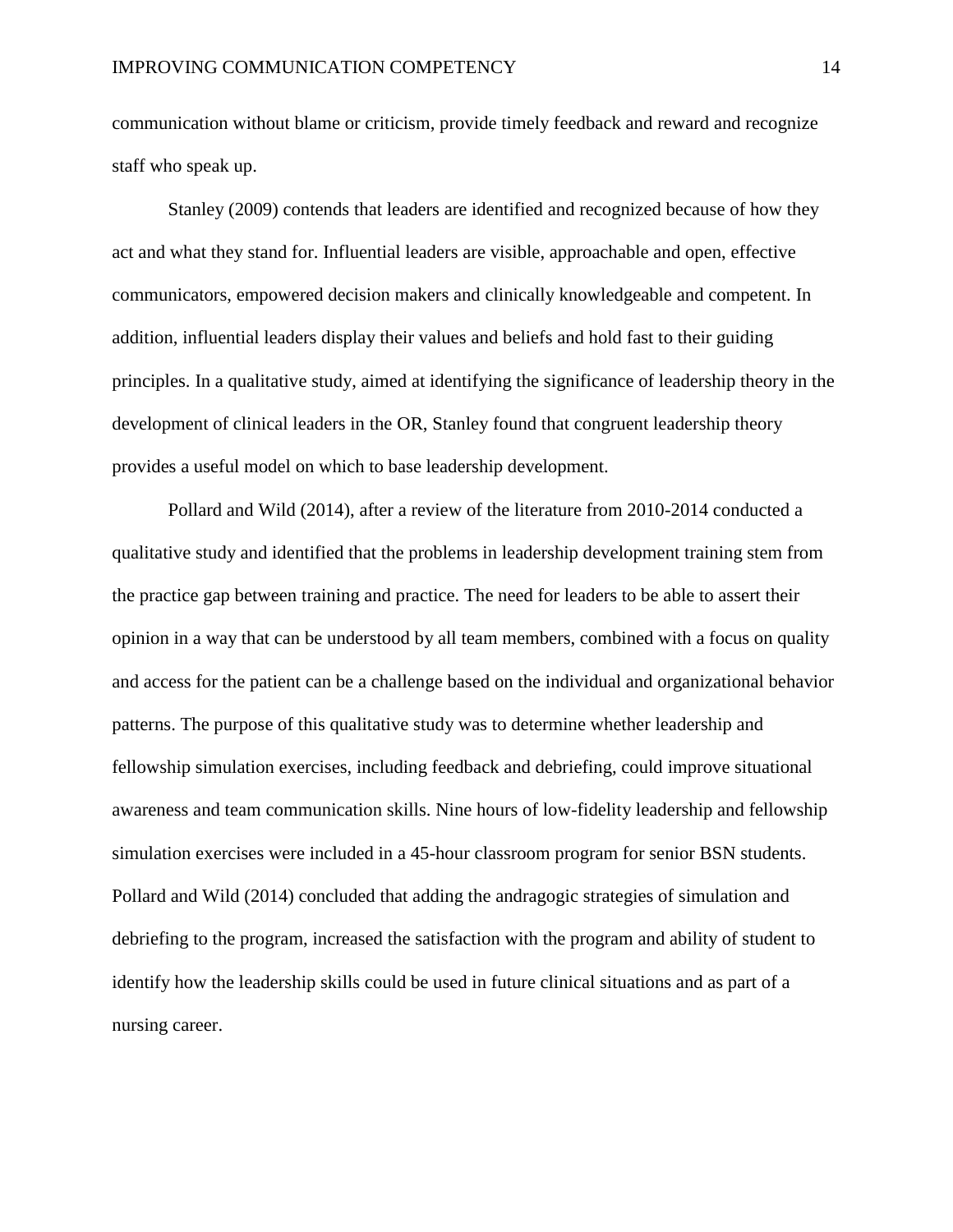communication without blame or criticism, provide timely feedback and reward and recognize staff who speak up.

Stanley (2009) contends that leaders are identified and recognized because of how they act and what they stand for. Influential leaders are visible, approachable and open, effective communicators, empowered decision makers and clinically knowledgeable and competent. In addition, influential leaders display their values and beliefs and hold fast to their guiding principles. In a qualitative study, aimed at identifying the significance of leadership theory in the development of clinical leaders in the OR, Stanley found that congruent leadership theory provides a useful model on which to base leadership development.

Pollard and Wild (2014), after a review of the literature from 2010-2014 conducted a qualitative study and identified that the problems in leadership development training stem from the practice gap between training and practice. The need for leaders to be able to assert their opinion in a way that can be understood by all team members, combined with a focus on quality and access for the patient can be a challenge based on the individual and organizational behavior patterns. The purpose of this qualitative study was to determine whether leadership and fellowship simulation exercises, including feedback and debriefing, could improve situational awareness and team communication skills. Nine hours of low-fidelity leadership and fellowship simulation exercises were included in a 45-hour classroom program for senior BSN students. Pollard and Wild (2014) concluded that adding the andragogic strategies of simulation and debriefing to the program, increased the satisfaction with the program and ability of student to identify how the leadership skills could be used in future clinical situations and as part of a nursing career.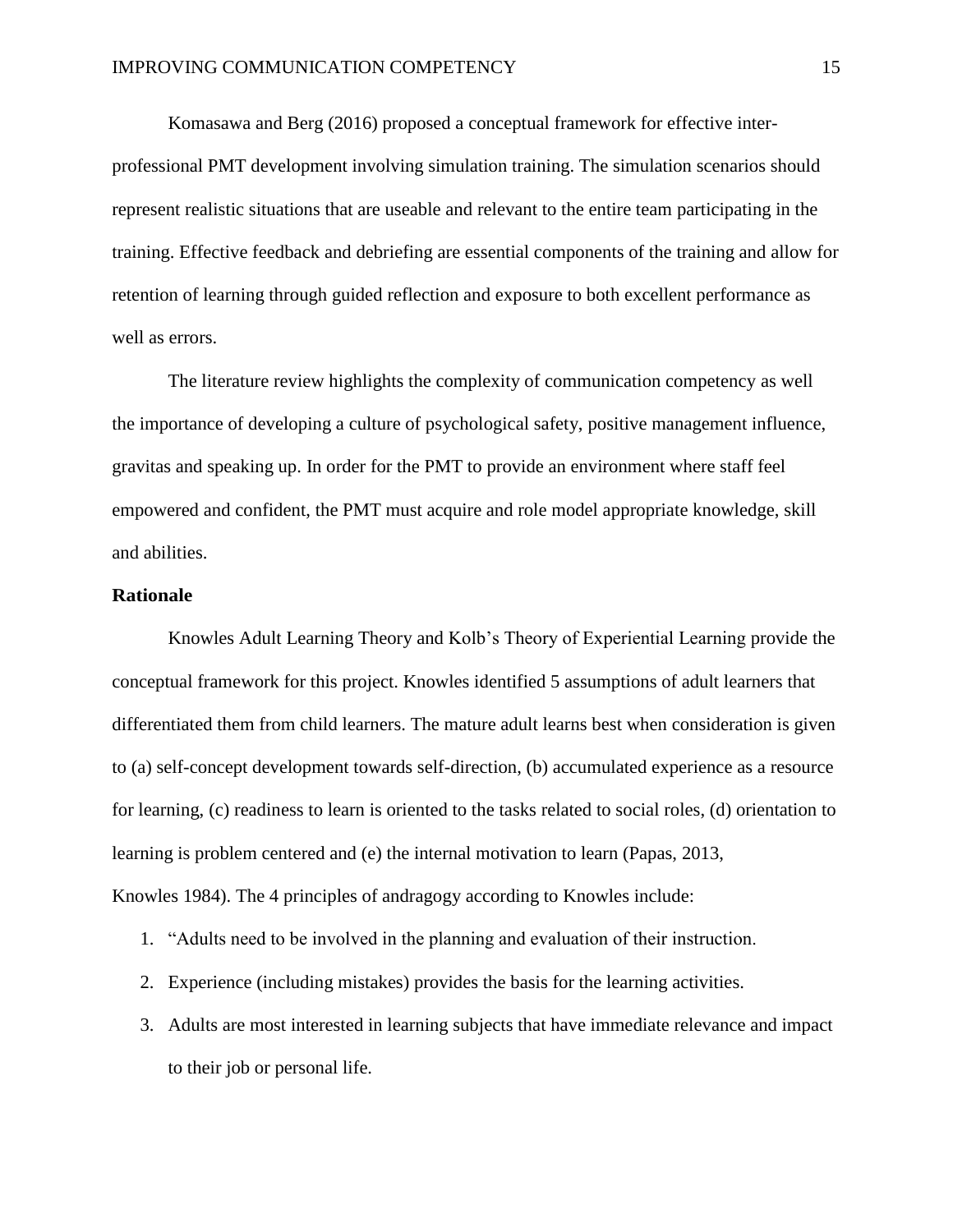Komasawa and Berg (2016) proposed a conceptual framework for effective inter-professional PMT development involving simulation training. The simulation scenarios should represent realistic situations that are useable and relevant to the entire team participating in the training. Effective feedback and debriefing are essential components of the training and allow for retention of learning through guided reflection and exposure to both excellent performance as well as errors.

The literature review highlights the complexity of communication competency as well the importance of developing a culture of psychological safety, positive management influence, gravitas and speaking up. In order for the PMT to provide an environment where staff feel empowered and confident, the PMT must acquire and role model appropriate knowledge, skill and abilities.

**Rationale**

Knowles Adult Learning Theory and Kolb's Theory of Experiential Learning provide the conceptual framework for this project. Knowles identified 5 assumptions of adult learners that differentiated them from child learners. The mature adult learns best when consideration is given to (a) self-concept development towards self-direction, (b) accumulated experience as a resource for learning, (c) readiness to learn is oriented to the tasks related to social roles, (d) orientation to learning is problem centered and (e) the internal motivation to learn (Papas, 2013, Knowles 1984). The 4 principles of andragogy according to Knowles include:

1. "Adults need to be involved in the planning and evaluation of their instruction.
2. Experience (including mistakes) provides the basis for the learning activities.
3. Adults are most interested in learning subjects that have immediate relevance and impact to their job or personal life.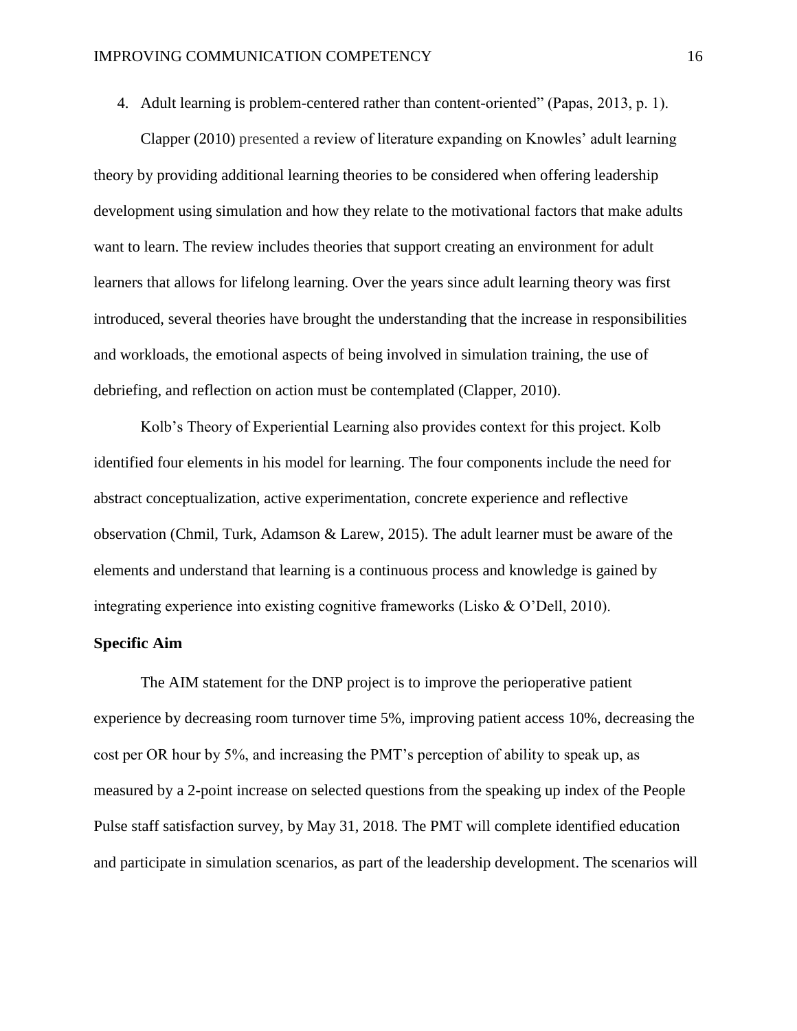4. Adult learning is problem-centered rather than content-oriented" (Papas, 2013, p. 1).

Clapper (2010) presented a review of literature expanding on Knowles' adult learning theory by providing additional learning theories to be considered when offering leadership development using simulation and how they relate to the motivational factors that make adults want to learn. The review includes theories that support creating an environment for adult learners that allows for lifelong learning. Over the years since adult learning theory was first introduced, several theories have brought the understanding that the increase in responsibilities and workloads, the emotional aspects of being involved in simulation training, the use of debriefing, and reflection on action must be contemplated (Clapper, 2010).

Kolb's Theory of Experiential Learning also provides context for this project. Kolb identified four elements in his model for learning. The four components include the need for abstract conceptualization, active experimentation, concrete experience and reflective observation (Chmil, Turk, Adamson & Larew, 2015). The adult learner must be aware of the elements and understand that learning is a continuous process and knowledge is gained by integrating experience into existing cognitive frameworks (Lisko & O'Dell, 2010).

**Specific Aim**

The AIM statement for the DNP project is to improve the perioperative patient experience by decreasing room turnover time 5%, improving patient access 10%, decreasing the cost per OR hour by 5%, and increasing the PMT's perception of ability to speak up, as measured by a 2-point increase on selected questions from the speaking up index of the People Pulse staff satisfaction survey, by May 31, 2018. The PMT will complete identified education and participate in simulation scenarios, as part of the leadership development. The scenarios will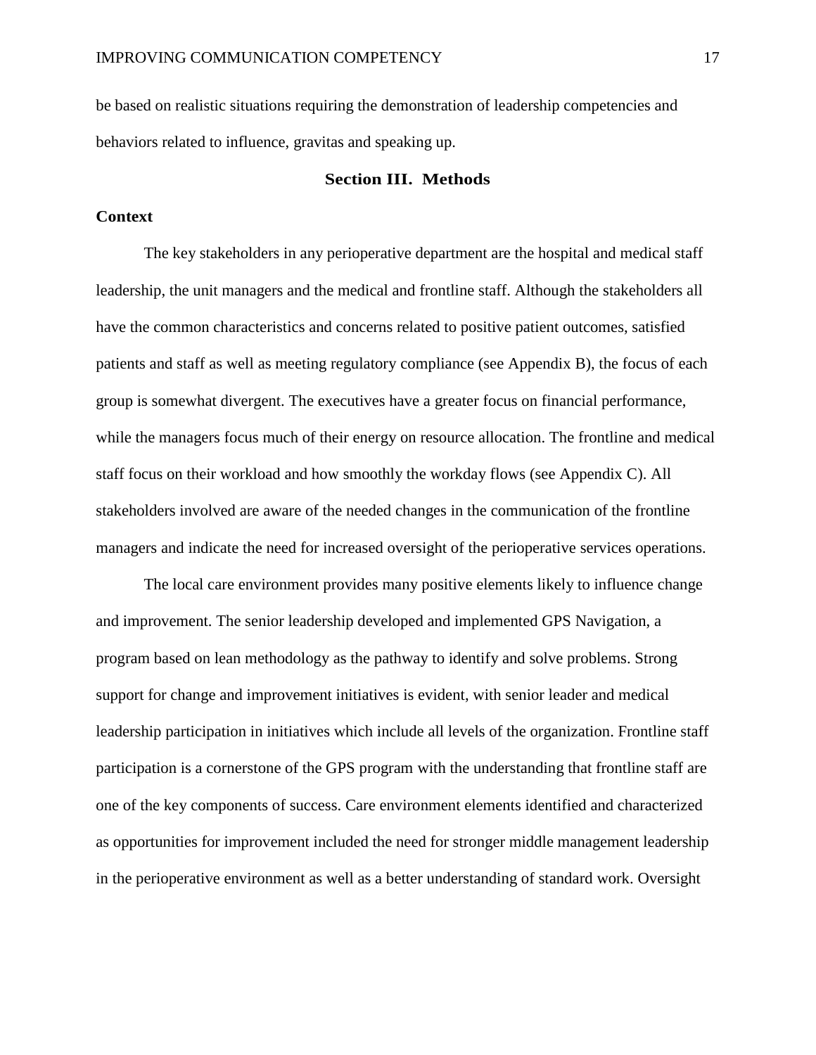be based on realistic situations requiring the demonstration of leadership competencies and behaviors related to influence, gravitas and speaking up.

## Section III. Methods

### Context

The key stakeholders in any perioperative department are the hospital and medical staff leadership, the unit managers and the medical and frontline staff. Although the stakeholders all have the common characteristics and concerns related to positive patient outcomes, satisfied patients and staff as well as meeting regulatory compliance (see Appendix B), the focus of each group is somewhat divergent. The executives have a greater focus on financial performance, while the managers focus much of their energy on resource allocation. The frontline and medical staff focus on their workload and how smoothly the workday flows (see Appendix C). All stakeholders involved are aware of the needed changes in the communication of the frontline managers and indicate the need for increased oversight of the perioperative services operations.

The local care environment provides many positive elements likely to influence change and improvement. The senior leadership developed and implemented GPS Navigation, a program based on lean methodology as the pathway to identify and solve problems. Strong support for change and improvement initiatives is evident, with senior leader and medical leadership participation in initiatives which include all levels of the organization. Frontline staff participation is a cornerstone of the GPS program with the understanding that frontline staff are one of the key components of success. Care environment elements identified and characterized as opportunities for improvement included the need for stronger middle management leadership in the perioperative environment as well as a better understanding of standard work. Oversight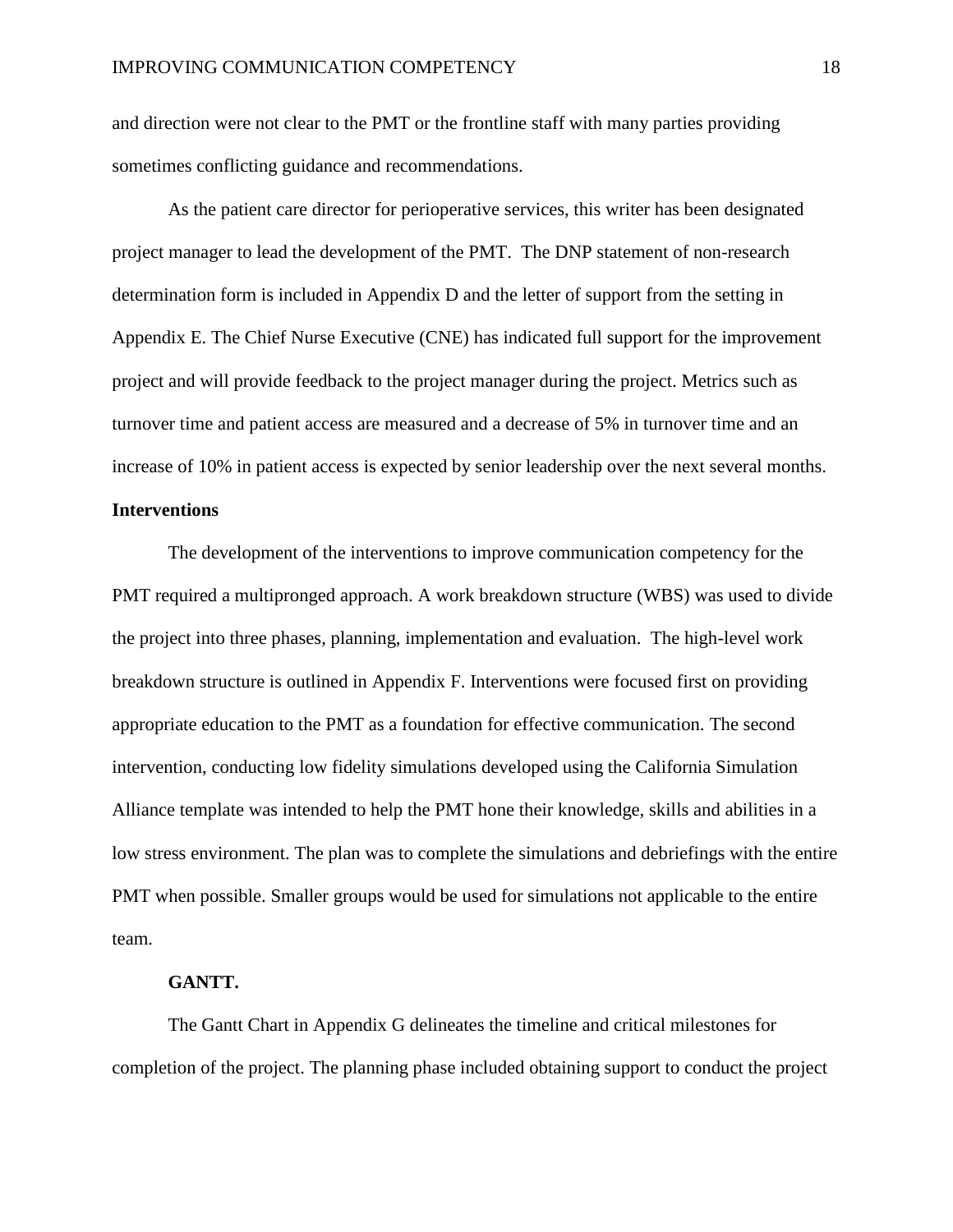and direction were not clear to the PMT or the frontline staff with many parties providing sometimes conflicting guidance and recommendations.

As the patient care director for perioperative services, this writer has been designated project manager to lead the development of the PMT. The DNP statement of non-research determination form is included in Appendix D and the letter of support from the setting in Appendix E. The Chief Nurse Executive (CNE) has indicated full support for the improvement project and will provide feedback to the project manager during the project. Metrics such as turnover time and patient access are measured and a decrease of 5% in turnover time and an increase of 10% in patient access is expected by senior leadership over the next several months.

## Interventions

The development of the interventions to improve communication competency for the PMT required a multipronged approach. A work breakdown structure (WBS) was used to divide the project into three phases, planning, implementation and evaluation. The high-level work breakdown structure is outlined in Appendix F. Interventions were focused first on providing appropriate education to the PMT as a foundation for effective communication. The second intervention, conducting low fidelity simulations developed using the California Simulation Alliance template was intended to help the PMT hone their knowledge, skills and abilities in a low stress environment. The plan was to complete the simulations and debriefings with the entire PMT when possible. Smaller groups would be used for simulations not applicable to the entire team.

### GANTT.

The Gantt Chart in Appendix G delineates the timeline and critical milestones for completion of the project. The planning phase included obtaining support to conduct the project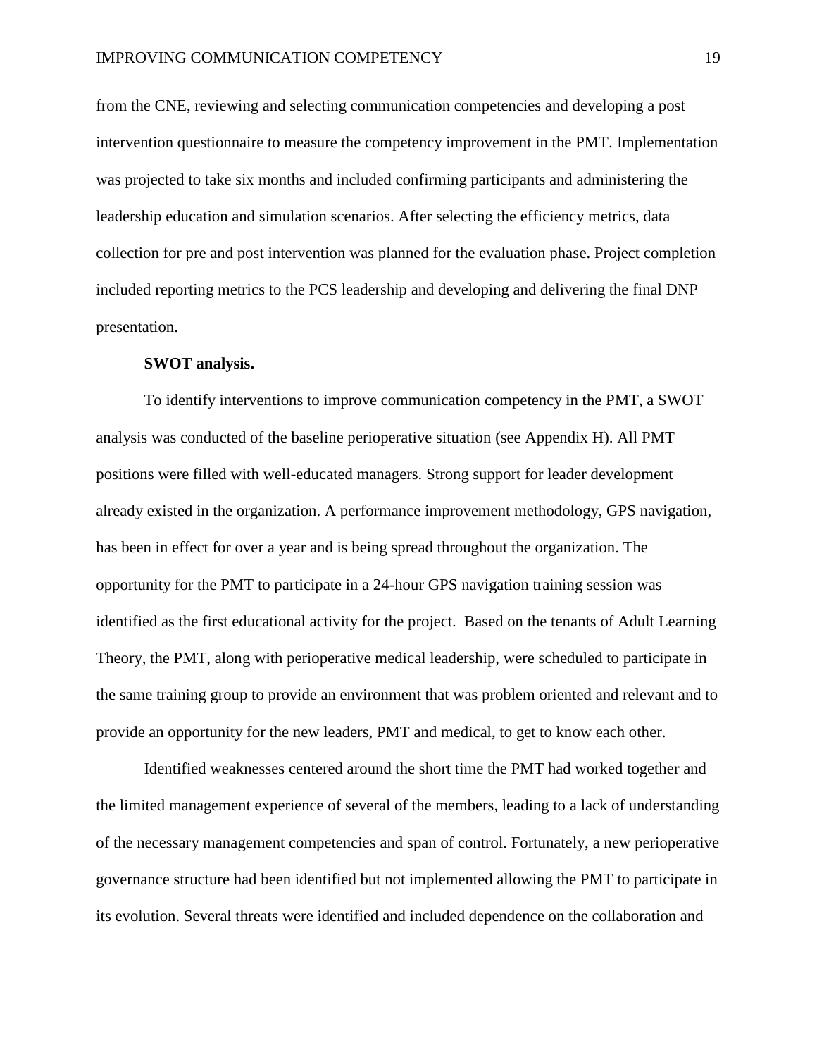from the CNE, reviewing and selecting communication competencies and developing a post intervention questionnaire to measure the competency improvement in the PMT. Implementation was projected to take six months and included confirming participants and administering the leadership education and simulation scenarios. After selecting the efficiency metrics, data collection for pre and post intervention was planned for the evaluation phase. Project completion included reporting metrics to the PCS leadership and developing and delivering the final DNP presentation.

**SWOT analysis.**

To identify interventions to improve communication competency in the PMT, a SWOT analysis was conducted of the baseline perioperative situation (see Appendix H). All PMT positions were filled with well-educated managers. Strong support for leader development already existed in the organization. A performance improvement methodology, GPS navigation, has been in effect for over a year and is being spread throughout the organization. The opportunity for the PMT to participate in a 24-hour GPS navigation training session was identified as the first educational activity for the project. Based on the tenants of Adult Learning Theory, the PMT, along with perioperative medical leadership, were scheduled to participate in the same training group to provide an environment that was problem oriented and relevant and to provide an opportunity for the new leaders, PMT and medical, to get to know each other.

Identified weaknesses centered around the short time the PMT had worked together and the limited management experience of several of the members, leading to a lack of understanding of the necessary management competencies and span of control. Fortunately, a new perioperative governance structure had been identified but not implemented allowing the PMT to participate in its evolution. Several threats were identified and included dependence on the collaboration and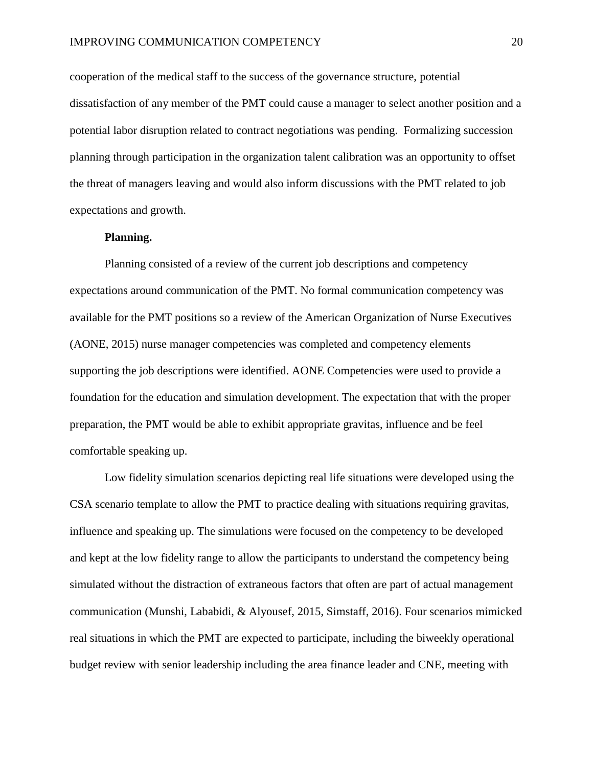cooperation of the medical staff to the success of the governance structure, potential dissatisfaction of any member of the PMT could cause a manager to select another position and a potential labor disruption related to contract negotiations was pending. Formalizing succession planning through participation in the organization talent calibration was an opportunity to offset the threat of managers leaving and would also inform discussions with the PMT related to job expectations and growth.

**Planning.**

Planning consisted of a review of the current job descriptions and competency expectations around communication of the PMT. No formal communication competency was available for the PMT positions so a review of the American Organization of Nurse Executives (AONE, 2015) nurse manager competencies was completed and competency elements supporting the job descriptions were identified. AONE Competencies were used to provide a foundation for the education and simulation development. The expectation that with the proper preparation, the PMT would be able to exhibit appropriate gravitas, influence and be feel comfortable speaking up.

Low fidelity simulation scenarios depicting real life situations were developed using the CSA scenario template to allow the PMT to practice dealing with situations requiring gravitas, influence and speaking up. The simulations were focused on the competency to be developed and kept at the low fidelity range to allow the participants to understand the competency being simulated without the distraction of extraneous factors that often are part of actual management communication (Munshi, Lababidi, & Alyousef, 2015, Simstaff, 2016). Four scenarios mimicked real situations in which the PMT are expected to participate, including the biweekly operational budget review with senior leadership including the area finance leader and CNE, meeting with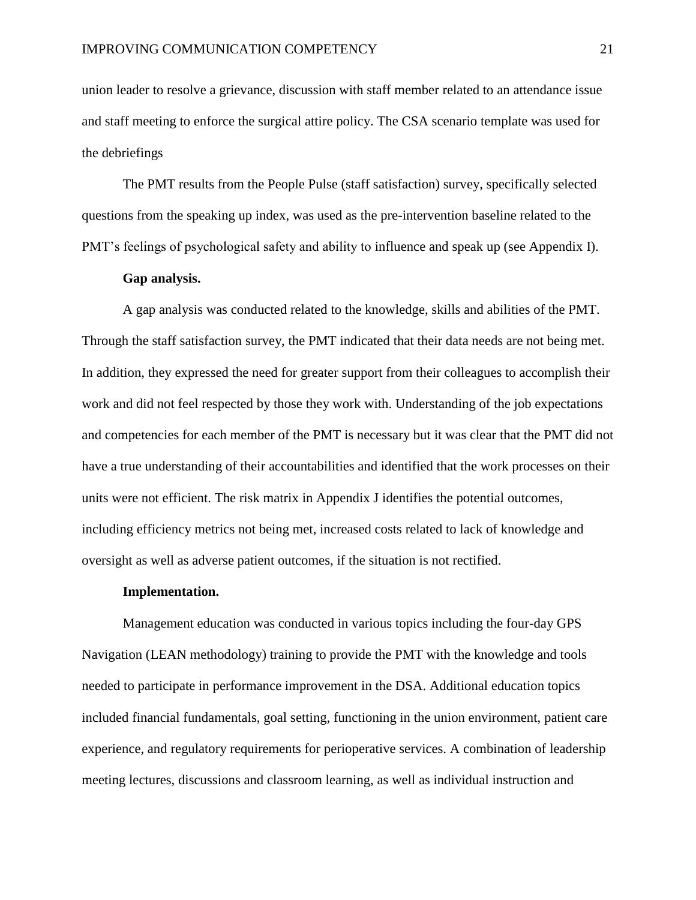union leader to resolve a grievance, discussion with staff member related to an attendance issue and staff meeting to enforce the surgical attire policy. The CSA scenario template was used for the debriefings

The PMT results from the People Pulse (staff satisfaction) survey, specifically selected questions from the speaking up index, was used as the pre-intervention baseline related to the PMT's feelings of psychological safety and ability to influence and speak up (see Appendix I).

**Gap analysis.**

A gap analysis was conducted related to the knowledge, skills and abilities of the PMT. Through the staff satisfaction survey, the PMT indicated that their data needs are not being met. In addition, they expressed the need for greater support from their colleagues to accomplish their work and did not feel respected by those they work with. Understanding of the job expectations and competencies for each member of the PMT is necessary but it was clear that the PMT did not have a true understanding of their accountabilities and identified that the work processes on their units were not efficient. The risk matrix in Appendix J identifies the potential outcomes, including efficiency metrics not being met, increased costs related to lack of knowledge and oversight as well as adverse patient outcomes, if the situation is not rectified.

**Implementation.**

Management education was conducted in various topics including the four-day GPS Navigation (LEAN methodology) training to provide the PMT with the knowledge and tools needed to participate in performance improvement in the DSA. Additional education topics included financial fundamentals, goal setting, functioning in the union environment, patient care experience, and regulatory requirements for perioperative services. A combination of leadership meeting lectures, discussions and classroom learning, as well as individual instruction and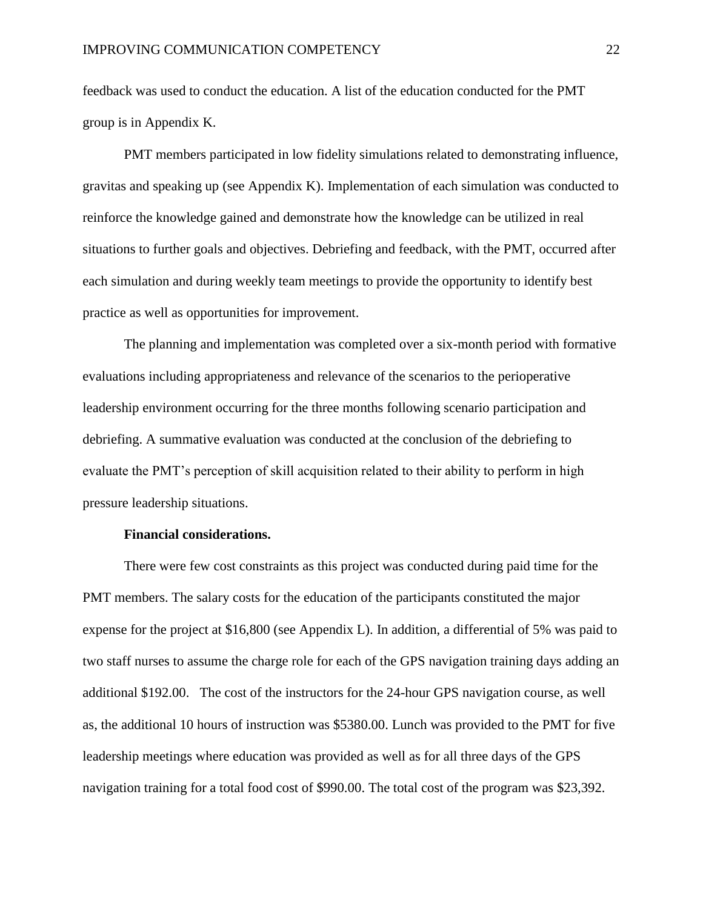feedback was used to conduct the education. A list of the education conducted for the PMT group is in Appendix K.

PMT members participated in low fidelity simulations related to demonstrating influence, gravitas and speaking up (see Appendix K). Implementation of each simulation was conducted to reinforce the knowledge gained and demonstrate how the knowledge can be utilized in real situations to further goals and objectives. Debriefing and feedback, with the PMT, occurred after each simulation and during weekly team meetings to provide the opportunity to identify best practice as well as opportunities for improvement.

The planning and implementation was completed over a six-month period with formative evaluations including appropriateness and relevance of the scenarios to the perioperative leadership environment occurring for the three months following scenario participation and debriefing. A summative evaluation was conducted at the conclusion of the debriefing to evaluate the PMT's perception of skill acquisition related to their ability to perform in high pressure leadership situations.

**Financial considerations.**

There were few cost constraints as this project was conducted during paid time for the PMT members. The salary costs for the education of the participants constituted the major expense for the project at $16,800 (see Appendix L). In addition, a differential of 5% was paid to two staff nurses to assume the charge role for each of the GPS navigation training days adding an additional $192.00. The cost of the instructors for the 24-hour GPS navigation course, as well as, the additional 10 hours of instruction was $5380.00. Lunch was provided to the PMT for five leadership meetings where education was provided as well as for all three days of the GPS navigation training for a total food cost of $990.00. The total cost of the program was $23,392.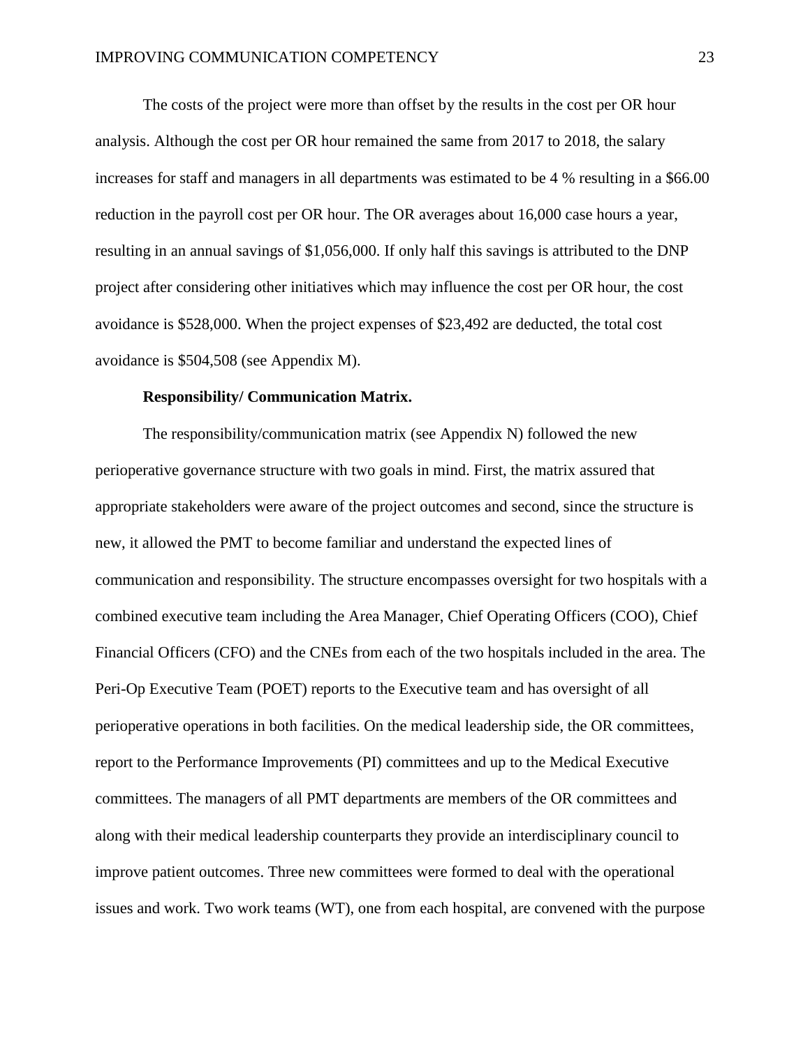The costs of the project were more than offset by the results in the cost per OR hour analysis. Although the cost per OR hour remained the same from 2017 to 2018, the salary increases for staff and managers in all departments was estimated to be 4 % resulting in a $66.00 reduction in the payroll cost per OR hour. The OR averages about 16,000 case hours a year, resulting in an annual savings of $1,056,000. If only half this savings is attributed to the DNP project after considering other initiatives which may influence the cost per OR hour, the cost avoidance is $528,000. When the project expenses of $23,492 are deducted, the total cost avoidance is $504,508 (see Appendix M).

**Responsibility/ Communication Matrix.**

The responsibility/communication matrix (see Appendix N) followed the new perioperative governance structure with two goals in mind. First, the matrix assured that appropriate stakeholders were aware of the project outcomes and second, since the structure is new, it allowed the PMT to become familiar and understand the expected lines of communication and responsibility. The structure encompasses oversight for two hospitals with a combined executive team including the Area Manager, Chief Operating Officers (COO), Chief Financial Officers (CFO) and the CNEs from each of the two hospitals included in the area. The Peri-Op Executive Team (POET) reports to the Executive team and has oversight of all perioperative operations in both facilities. On the medical leadership side, the OR committees, report to the Performance Improvements (PI) committees and up to the Medical Executive committees. The managers of all PMT departments are members of the OR committees and along with their medical leadership counterparts they provide an interdisciplinary council to improve patient outcomes. Three new committees were formed to deal with the operational issues and work. Two work teams (WT), one from each hospital, are convened with the purpose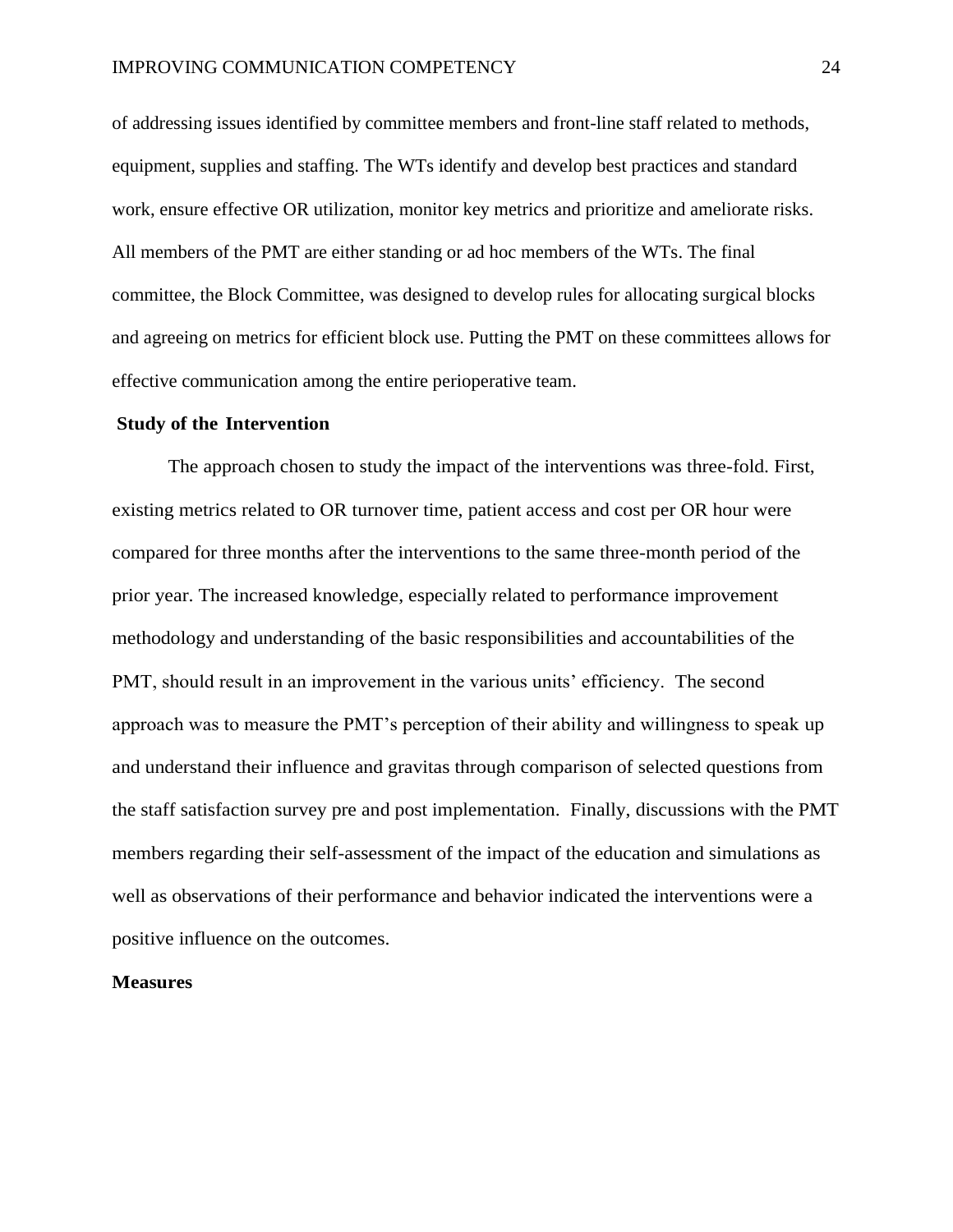of addressing issues identified by committee members and front-line staff related to methods, equipment, supplies and staffing. The WTs identify and develop best practices and standard work, ensure effective OR utilization, monitor key metrics and prioritize and ameliorate risks. All members of the PMT are either standing or ad hoc members of the WTs. The final committee, the Block Committee, was designed to develop rules for allocating surgical blocks and agreeing on metrics for efficient block use. Putting the PMT on these committees allows for effective communication among the entire perioperative team.

**Study of the Intervention**

The approach chosen to study the impact of the interventions was three-fold. First, existing metrics related to OR turnover time, patient access and cost per OR hour were compared for three months after the interventions to the same three-month period of the prior year. The increased knowledge, especially related to performance improvement methodology and understanding of the basic responsibilities and accountabilities of the PMT, should result in an improvement in the various units' efficiency. The second approach was to measure the PMT's perception of their ability and willingness to speak up and understand their influence and gravitas through comparison of selected questions from the staff satisfaction survey pre and post implementation. Finally, discussions with the PMT members regarding their self-assessment of the impact of the education and simulations as well as observations of their performance and behavior indicated the interventions were a positive influence on the outcomes.

**Measures**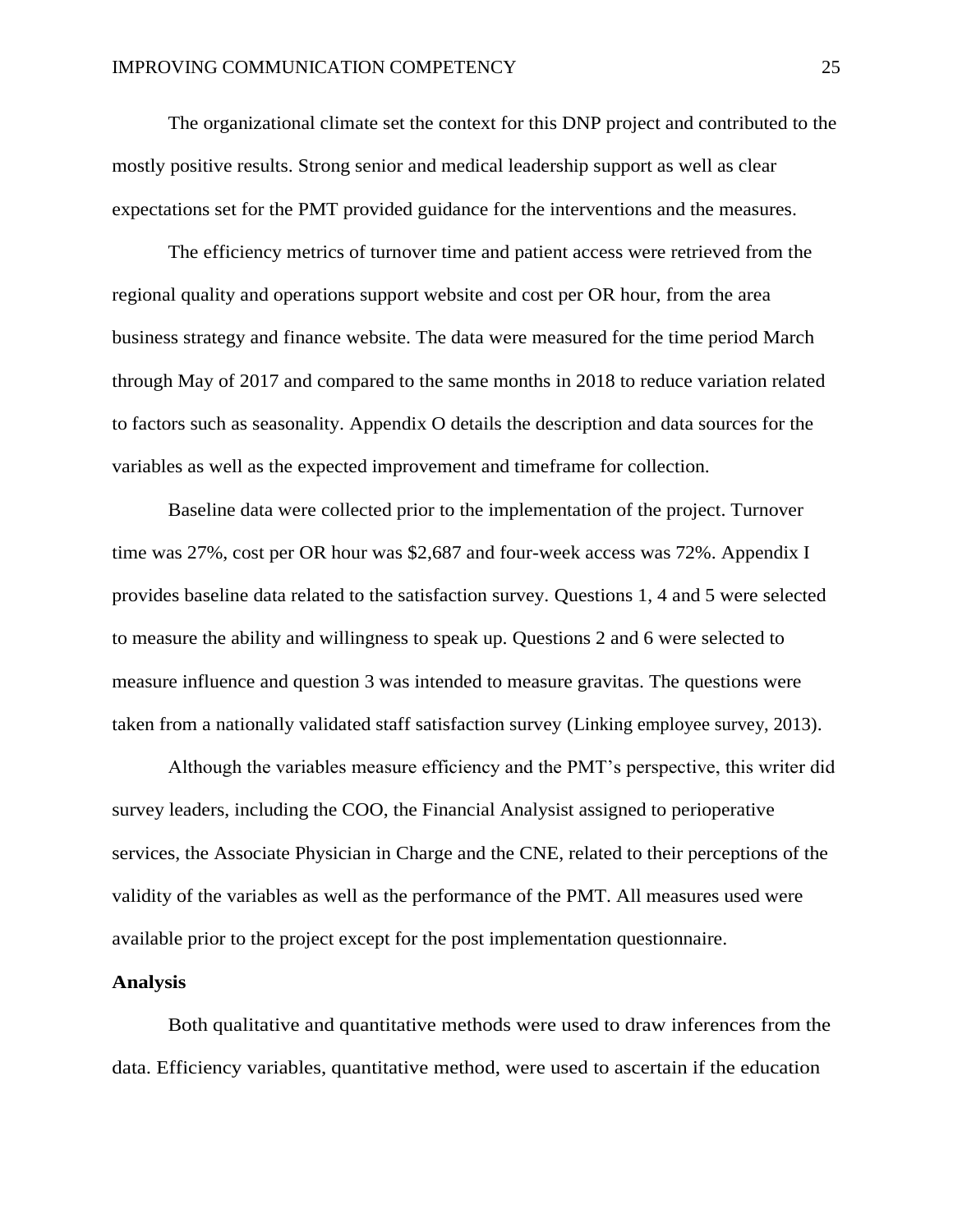The organizational climate set the context for this DNP project and contributed to the mostly positive results. Strong senior and medical leadership support as well as clear expectations set for the PMT provided guidance for the interventions and the measures.

The efficiency metrics of turnover time and patient access were retrieved from the regional quality and operations support website and cost per OR hour, from the area business strategy and finance website. The data were measured for the time period March through May of 2017 and compared to the same months in 2018 to reduce variation related to factors such as seasonality. Appendix O details the description and data sources for the variables as well as the expected improvement and timeframe for collection.

Baseline data were collected prior to the implementation of the project. Turnover time was 27%, cost per OR hour was $2,687 and four-week access was 72%. Appendix I provides baseline data related to the satisfaction survey. Questions 1, 4 and 5 were selected to measure the ability and willingness to speak up. Questions 2 and 6 were selected to measure influence and question 3 was intended to measure gravitas. The questions were taken from a nationally validated staff satisfaction survey (Linking employee survey, 2013).

Although the variables measure efficiency and the PMT's perspective, this writer did survey leaders, including the COO, the Financial Analysist assigned to perioperative services, the Associate Physician in Charge and the CNE, related to their perceptions of the validity of the variables as well as the performance of the PMT. All measures used were available prior to the project except for the post implementation questionnaire.

**Analysis**

Both qualitative and quantitative methods were used to draw inferences from the data. Efficiency variables, quantitative method, were used to ascertain if the education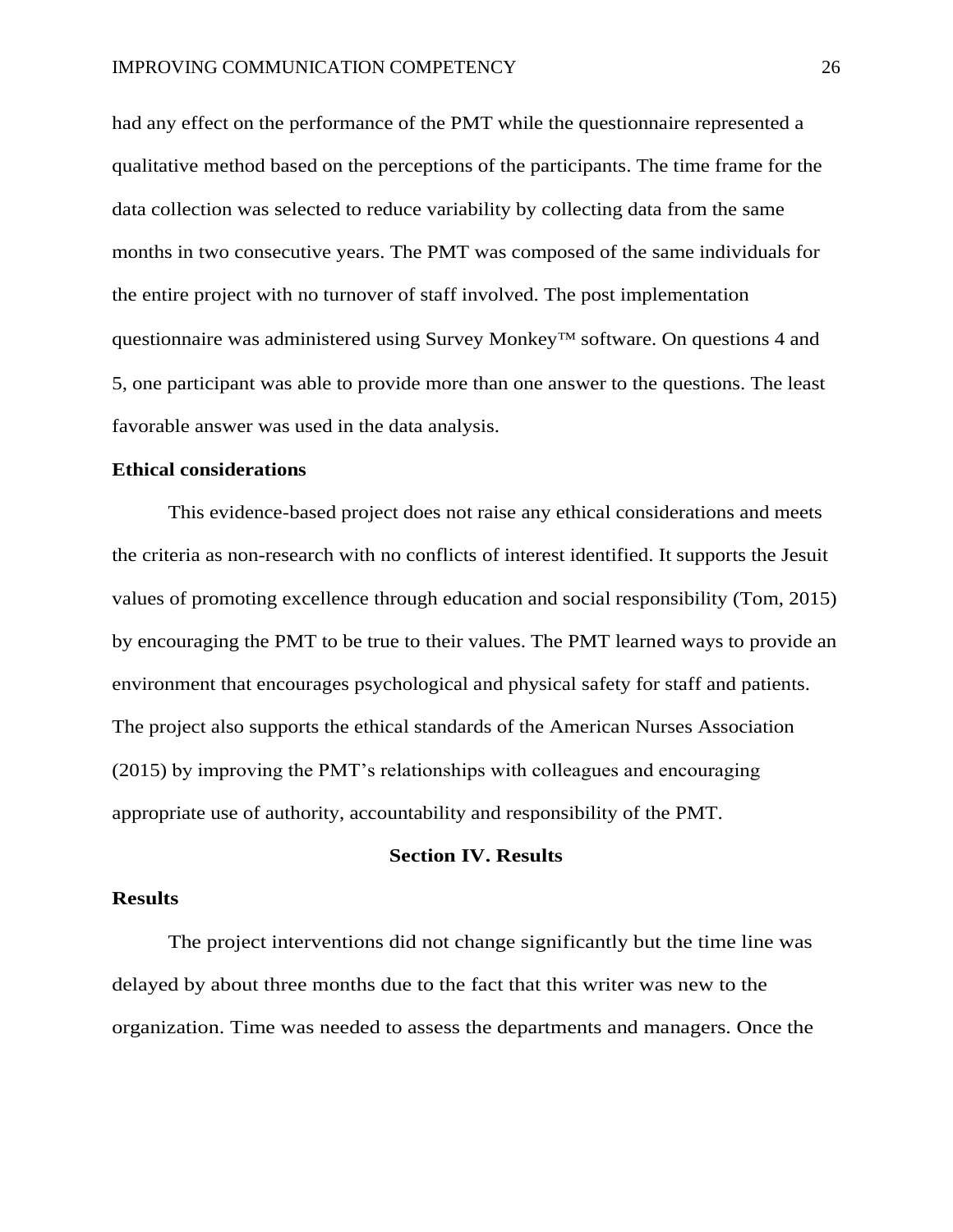had any effect on the performance of the PMT while the questionnaire represented a qualitative method based on the perceptions of the participants. The time frame for the data collection was selected to reduce variability by collecting data from the same months in two consecutive years. The PMT was composed of the same individuals for the entire project with no turnover of staff involved. The post implementation questionnaire was administered using Survey Monkey™ software. On questions 4 and 5, one participant was able to provide more than one answer to the questions. The least favorable answer was used in the data analysis.

**Ethical considerations**

This evidence-based project does not raise any ethical considerations and meets the criteria as non-research with no conflicts of interest identified. It supports the Jesuit values of promoting excellence through education and social responsibility (Tom, 2015) by encouraging the PMT to be true to their values. The PMT learned ways to provide an environment that encourages psychological and physical safety for staff and patients. The project also supports the ethical standards of the American Nurses Association (2015) by improving the PMT's relationships with colleagues and encouraging appropriate use of authority, accountability and responsibility of the PMT.

## Section IV. Results

**Results**

The project interventions did not change significantly but the time line was delayed by about three months due to the fact that this writer was new to the organization. Time was needed to assess the departments and managers. Once the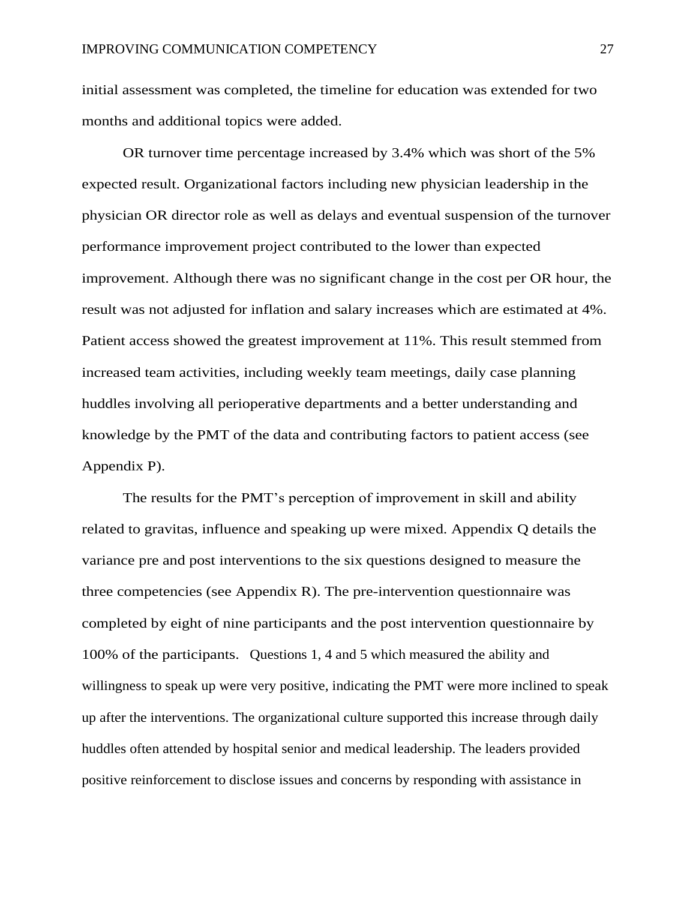initial assessment was completed, the timeline for education was extended for two months and additional topics were added.

OR turnover time percentage increased by 3.4% which was short of the 5% expected result. Organizational factors including new physician leadership in the physician OR director role as well as delays and eventual suspension of the turnover performance improvement project contributed to the lower than expected improvement. Although there was no significant change in the cost per OR hour, the result was not adjusted for inflation and salary increases which are estimated at 4%. Patient access showed the greatest improvement at 11%. This result stemmed from increased team activities, including weekly team meetings, daily case planning huddles involving all perioperative departments and a better understanding and knowledge by the PMT of the data and contributing factors to patient access (see Appendix P).

The results for the PMT's perception of improvement in skill and ability related to gravitas, influence and speaking up were mixed. Appendix Q details the variance pre and post interventions to the six questions designed to measure the three competencies (see Appendix R). The pre-intervention questionnaire was completed by eight of nine participants and the post intervention questionnaire by 100% of the participants. Questions 1, 4 and 5 which measured the ability and willingness to speak up were very positive, indicating the PMT were more inclined to speak up after the interventions. The organizational culture supported this increase through daily huddles often attended by hospital senior and medical leadership. The leaders provided positive reinforcement to disclose issues and concerns by responding with assistance in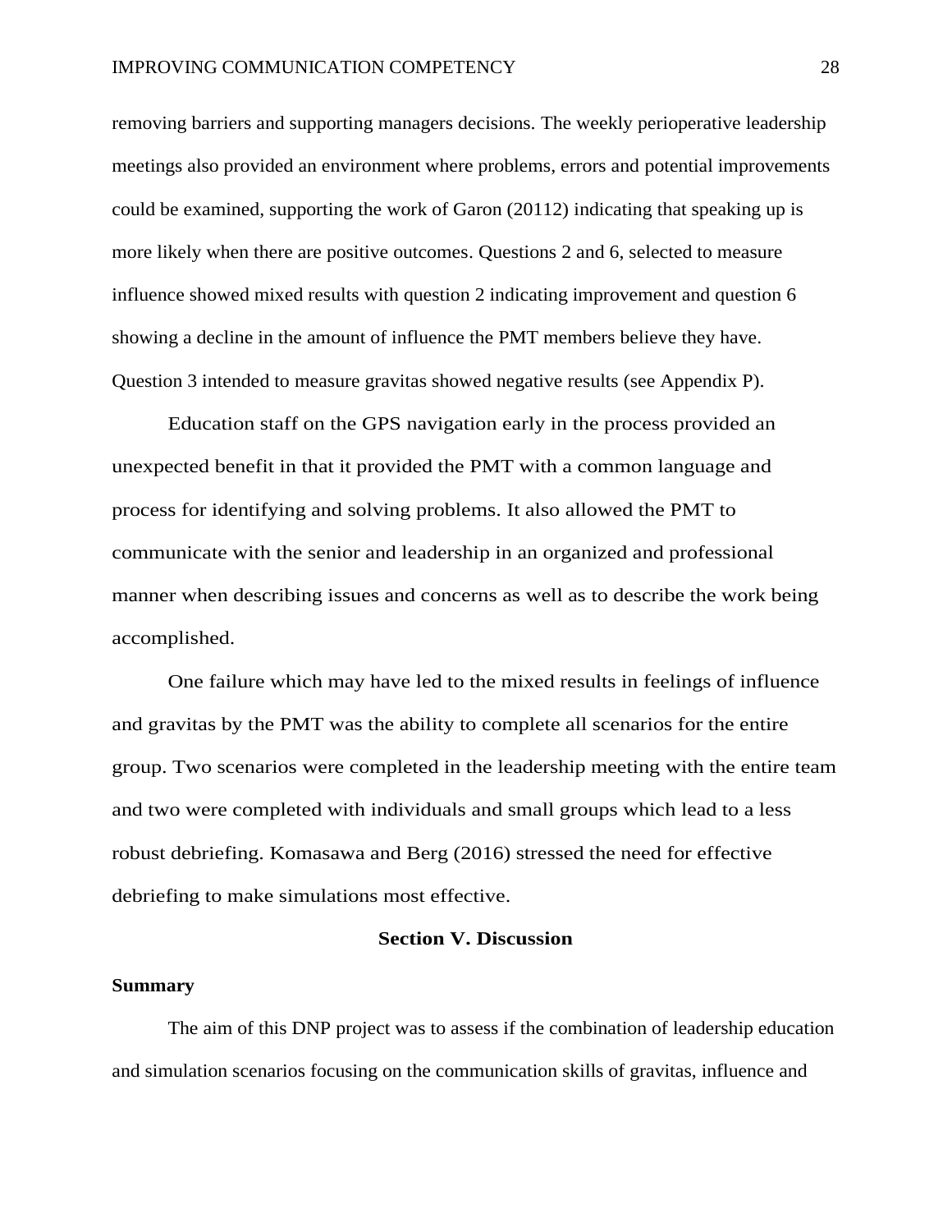removing barriers and supporting managers decisions. The weekly perioperative leadership meetings also provided an environment where problems, errors and potential improvements could be examined, supporting the work of Garon (20112) indicating that speaking up is more likely when there are positive outcomes. Questions 2 and 6, selected to measure influence showed mixed results with question 2 indicating improvement and question 6 showing a decline in the amount of influence the PMT members believe they have. Question 3 intended to measure gravitas showed negative results (see Appendix P).

Education staff on the GPS navigation early in the process provided an unexpected benefit in that it provided the PMT with a common language and process for identifying and solving problems. It also allowed the PMT to communicate with the senior and leadership in an organized and professional manner when describing issues and concerns as well as to describe the work being accomplished.

One failure which may have led to the mixed results in feelings of influence and gravitas by the PMT was the ability to complete all scenarios for the entire group. Two scenarios were completed in the leadership meeting with the entire team and two were completed with individuals and small groups which lead to a less robust debriefing. Komasawa and Berg (2016) stressed the need for effective debriefing to make simulations most effective.

## Section V. Discussion

### Summary

The aim of this DNP project was to assess if the combination of leadership education and simulation scenarios focusing on the communication skills of gravitas, influence and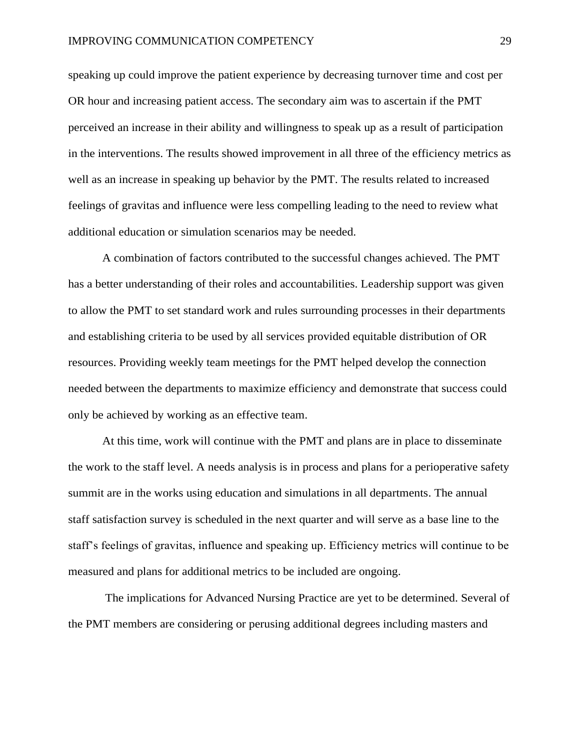speaking up could improve the patient experience by decreasing turnover time and cost per OR hour and increasing patient access. The secondary aim was to ascertain if the PMT perceived an increase in their ability and willingness to speak up as a result of participation in the interventions. The results showed improvement in all three of the efficiency metrics as well as an increase in speaking up behavior by the PMT. The results related to increased feelings of gravitas and influence were less compelling leading to the need to review what additional education or simulation scenarios may be needed.

A combination of factors contributed to the successful changes achieved. The PMT has a better understanding of their roles and accountabilities. Leadership support was given to allow the PMT to set standard work and rules surrounding processes in their departments and establishing criteria to be used by all services provided equitable distribution of OR resources. Providing weekly team meetings for the PMT helped develop the connection needed between the departments to maximize efficiency and demonstrate that success could only be achieved by working as an effective team.

At this time, work will continue with the PMT and plans are in place to disseminate the work to the staff level. A needs analysis is in process and plans for a perioperative safety summit are in the works using education and simulations in all departments. The annual staff satisfaction survey is scheduled in the next quarter and will serve as a base line to the staff's feelings of gravitas, influence and speaking up. Efficiency metrics will continue to be measured and plans for additional metrics to be included are ongoing.

The implications for Advanced Nursing Practice are yet to be determined. Several of the PMT members are considering or perusing additional degrees including masters and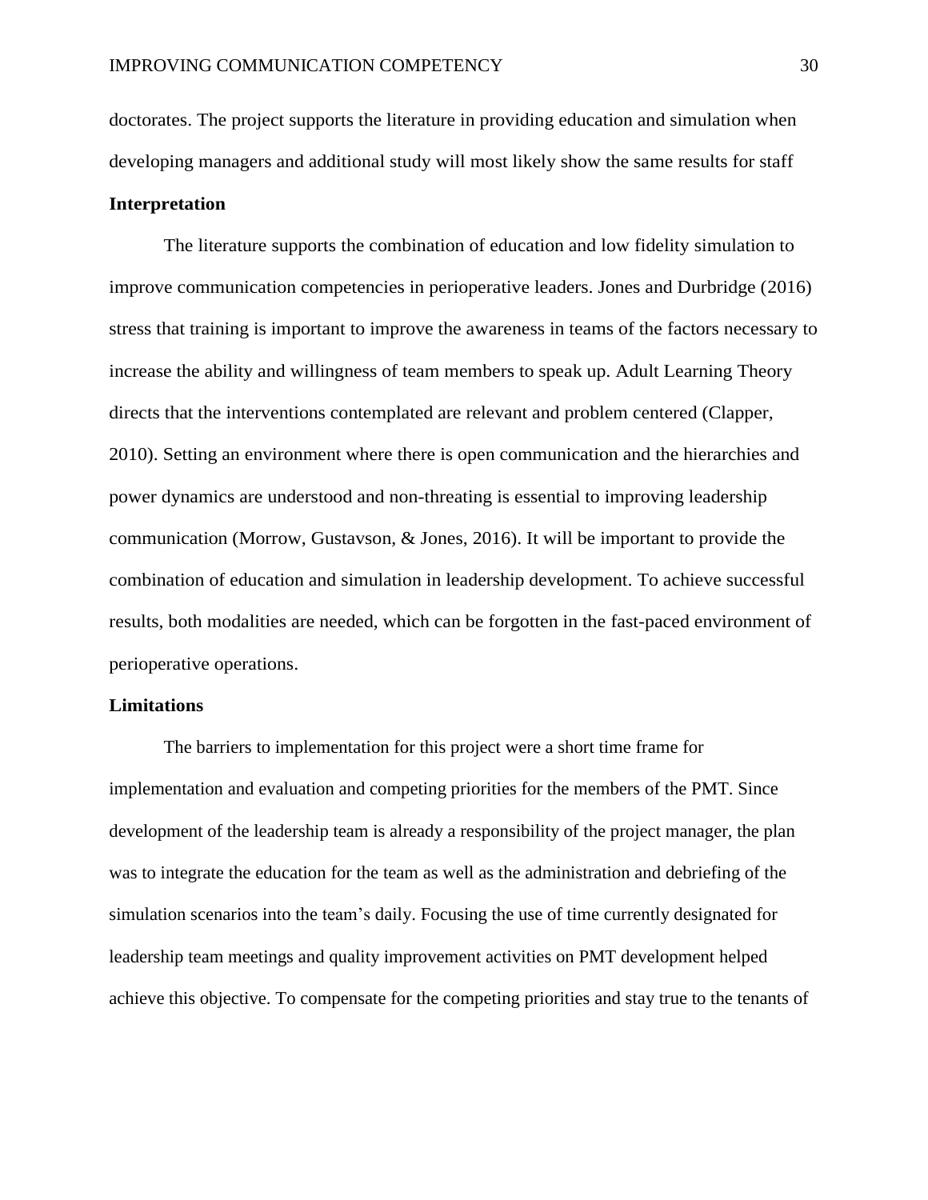doctorates. The project supports the literature in providing education and simulation when developing managers and additional study will most likely show the same results for staff

**Interpretation**

The literature supports the combination of education and low fidelity simulation to improve communication competencies in perioperative leaders. Jones and Durbridge (2016) stress that training is important to improve the awareness in teams of the factors necessary to increase the ability and willingness of team members to speak up. Adult Learning Theory directs that the interventions contemplated are relevant and problem centered (Clapper, 2010). Setting an environment where there is open communication and the hierarchies and power dynamics are understood and non-threating is essential to improving leadership communication (Morrow, Gustavson, & Jones, 2016). It will be important to provide the combination of education and simulation in leadership development. To achieve successful results, both modalities are needed, which can be forgotten in the fast-paced environment of perioperative operations.

**Limitations**

The barriers to implementation for this project were a short time frame for implementation and evaluation and competing priorities for the members of the PMT. Since development of the leadership team is already a responsibility of the project manager, the plan was to integrate the education for the team as well as the administration and debriefing of the simulation scenarios into the team's daily. Focusing the use of time currently designated for leadership team meetings and quality improvement activities on PMT development helped achieve this objective. To compensate for the competing priorities and stay true to the tenants of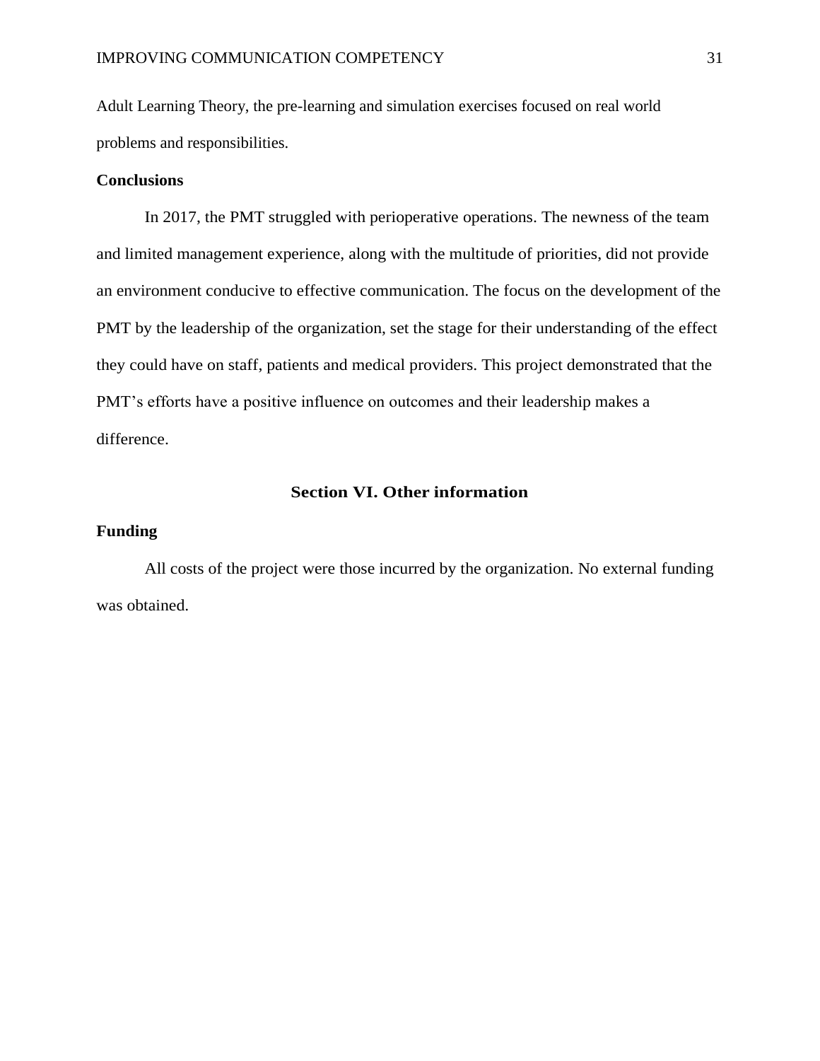Adult Learning Theory, the pre-learning and simulation exercises focused on real world problems and responsibilities.

**Conclusions**

In 2017, the PMT struggled with perioperative operations. The newness of the team and limited management experience, along with the multitude of priorities, did not provide an environment conducive to effective communication. The focus on the development of the PMT by the leadership of the organization, set the stage for their understanding of the effect they could have on staff, patients and medical providers. This project demonstrated that the PMT's efforts have a positive influence on outcomes and their leadership makes a difference.

## Section VI. Other information

**Funding**

All costs of the project were those incurred by the organization. No external funding was obtained.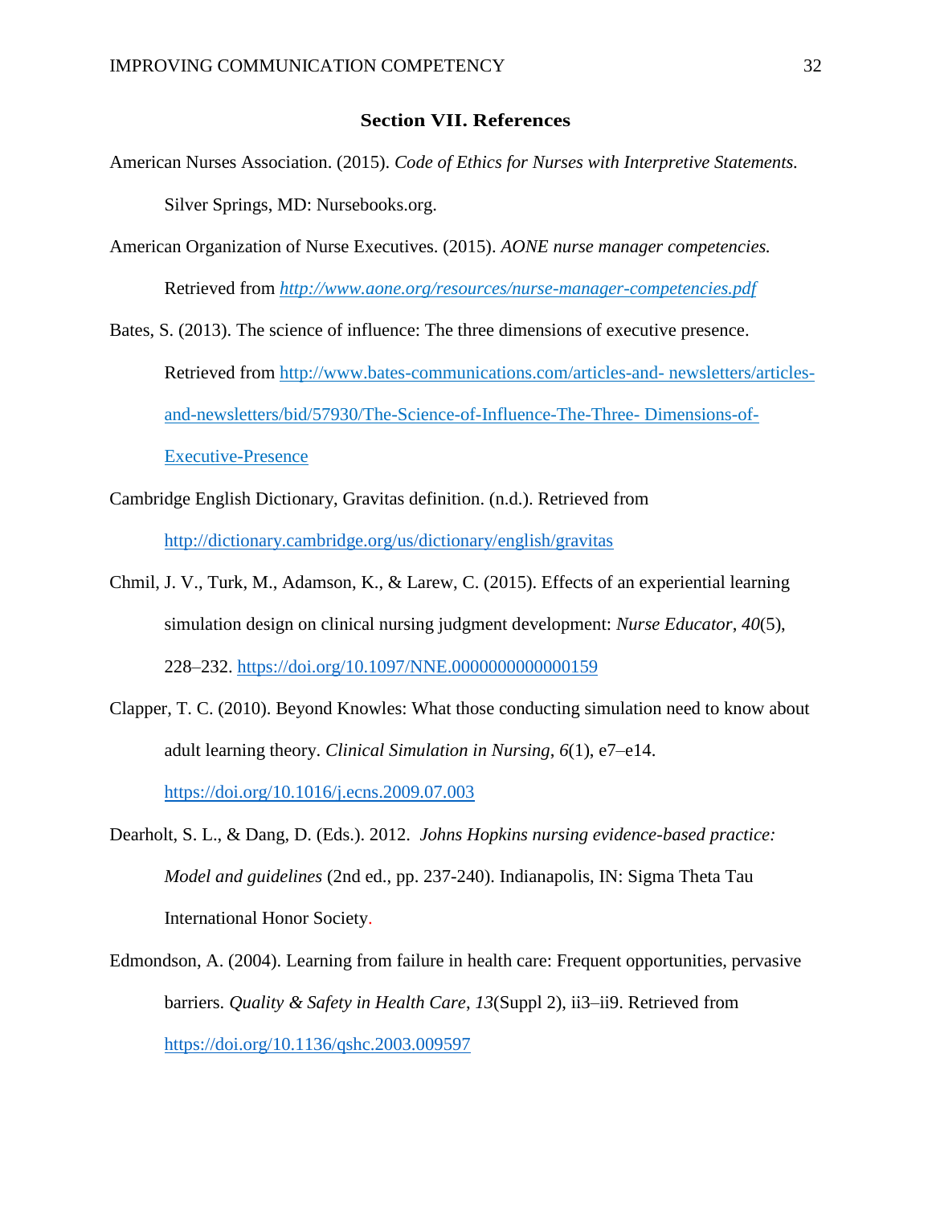## Section VII. References

American Nurses Association. (2015). *Code of Ethics for Nurses with Interpretive Statements.* Silver Springs, MD: Nursebooks.org.

American Organization of Nurse Executives. (2015). *AONE nurse manager competencies.* Retrieved from *http://www.aone.org/resources/nurse-manager-competencies.pdf*

Bates, S. (2013). The science of influence: The three dimensions of executive presence. Retrieved from http://www.bates-communications.com/articles-and- newsletters/articles-and-newsletters/bid/57930/The-Science-of-Influence-The-Three- Dimensions-of-Executive-Presence

Cambridge English Dictionary, Gravitas definition. (n.d.). Retrieved from http://dictionary.cambridge.org/us/dictionary/english/gravitas

Chmil, J. V., Turk, M., Adamson, K., & Larew, C. (2015). Effects of an experiential learning simulation design on clinical nursing judgment development: *Nurse Educator*, *40*(5), 228–232. https://doi.org/10.1097/NNE.0000000000000159

Clapper, T. C. (2010). Beyond Knowles: What those conducting simulation need to know about adult learning theory. *Clinical Simulation in Nursing*, *6*(1), e7–e14. https://doi.org/10.1016/j.ecns.2009.07.003

Dearholt, S. L., & Dang, D. (Eds.). 2012. *Johns Hopkins nursing evidence-based practice: Model and guidelines* (2nd ed., pp. 237-240). Indianapolis, IN: Sigma Theta Tau International Honor Society.

Edmondson, A. (2004). Learning from failure in health care: Frequent opportunities, pervasive barriers. *Quality & Safety in Health Care*, *13*(Suppl 2), ii3–ii9. Retrieved from https://doi.org/10.1136/qshc.2003.009597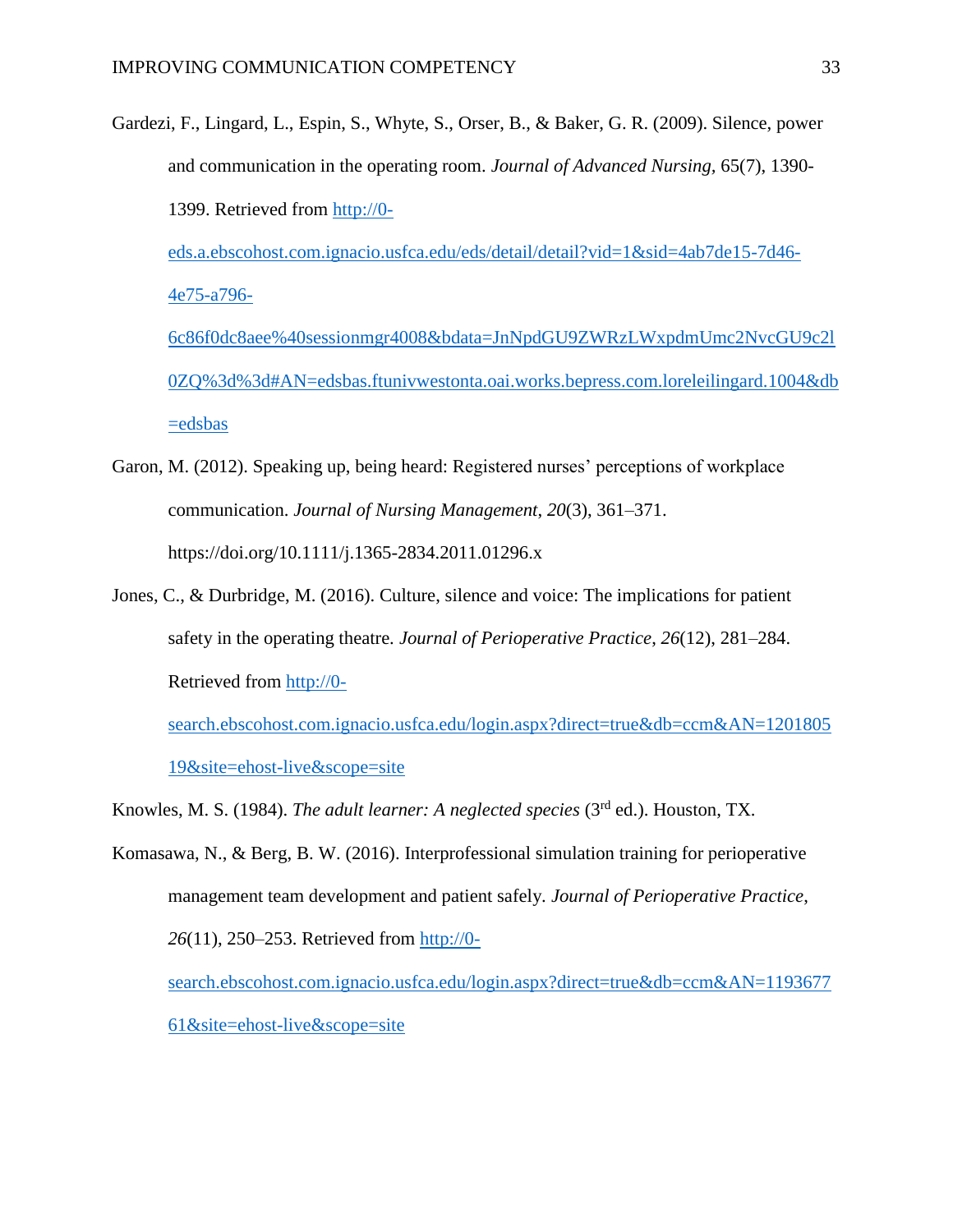Gardezi, F., Lingard, L., Espin, S., Whyte, S., Orser, B., & Baker, G. R. (2009). Silence, power and communication in the operating room. *Journal of Advanced Nursing*, 65(7), 1390-1399. Retrieved from http://0-eds.a.ebscohost.com.ignacio.usfca.edu/eds/detail/detail?vid=1&sid=4ab7de15-7d46-4e75-a796-6c86f0dc8aee%40sessionmgr4008&bdata=JnNpdGU9ZWRzLWxpdmUmc2NvcGU9c2l0ZQ%3d%3d#AN=edsbas.ftunivwestonta.oai.works.bepress.com.loreleilingard.1004&db=edsbas

Garon, M. (2012). Speaking up, being heard: Registered nurses' perceptions of workplace communication. *Journal of Nursing Management*, *20*(3), 361–371. https://doi.org/10.1111/j.1365-2834.2011.01296.x

Jones, C., & Durbridge, M. (2016). Culture, silence and voice: The implications for patient safety in the operating theatre. *Journal of Perioperative Practice*, *26*(12), 281–284. Retrieved from http://0-search.ebscohost.com.ignacio.usfca.edu/login.aspx?direct=true&db=ccm&AN=120180519&site=ehost-live&scope=site

Knowles, M. S. (1984). *The adult learner: A neglected species* (3rd ed.). Houston, TX.

Komasawa, N., & Berg, B. W. (2016). Interprofessional simulation training for perioperative management team development and patient safely. *Journal of Perioperative Practice*, *26*(11), 250–253. Retrieved from http://0-search.ebscohost.com.ignacio.usfca.edu/login.aspx?direct=true&db=ccm&AN=119367761&site=ehost-live&scope=site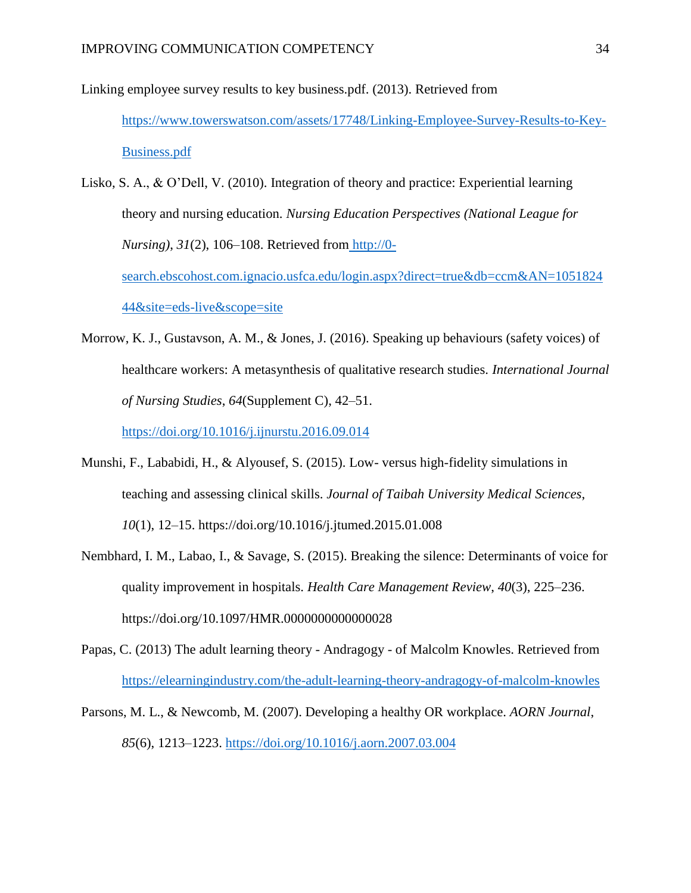Linking employee survey results to key business.pdf. (2013). Retrieved from https://www.towerswatson.com/assets/17748/Linking-Employee-Survey-Results-to-Key-Business.pdf

Lisko, S. A., & O'Dell, V. (2010). Integration of theory and practice: Experiential learning theory and nursing education. *Nursing Education Perspectives (National League for Nursing)*, *31*(2), 106–108. Retrieved from http://0-search.ebscohost.com.ignacio.usfca.edu/login.aspx?direct=true&db=ccm&AN=105182444&site=eds-live&scope=site

Morrow, K. J., Gustavson, A. M., & Jones, J. (2016). Speaking up behaviours (safety voices) of healthcare workers: A metasynthesis of qualitative research studies. *International Journal of Nursing Studies*, *64*(Supplement C), 42–51. https://doi.org/10.1016/j.ijnurstu.2016.09.014

Munshi, F., Lababidi, H., & Alyousef, S. (2015). Low- versus high-fidelity simulations in teaching and assessing clinical skills. *Journal of Taibah University Medical Sciences*, *10*(1), 12–15. https://doi.org/10.1016/j.jtumed.2015.01.008

Nembhard, I. M., Labao, I., & Savage, S. (2015). Breaking the silence: Determinants of voice for quality improvement in hospitals. *Health Care Management Review*, *40*(3), 225–236. https://doi.org/10.1097/HMR.0000000000000028

Papas, C. (2013) The adult learning theory - Andragogy - of Malcolm Knowles. Retrieved from https://elearningindustry.com/the-adult-learning-theory-andragogy-of-malcolm-knowles

Parsons, M. L., & Newcomb, M. (2007). Developing a healthy OR workplace. *AORN Journal*, *85*(6), 1213–1223. https://doi.org/10.1016/j.aorn.2007.03.004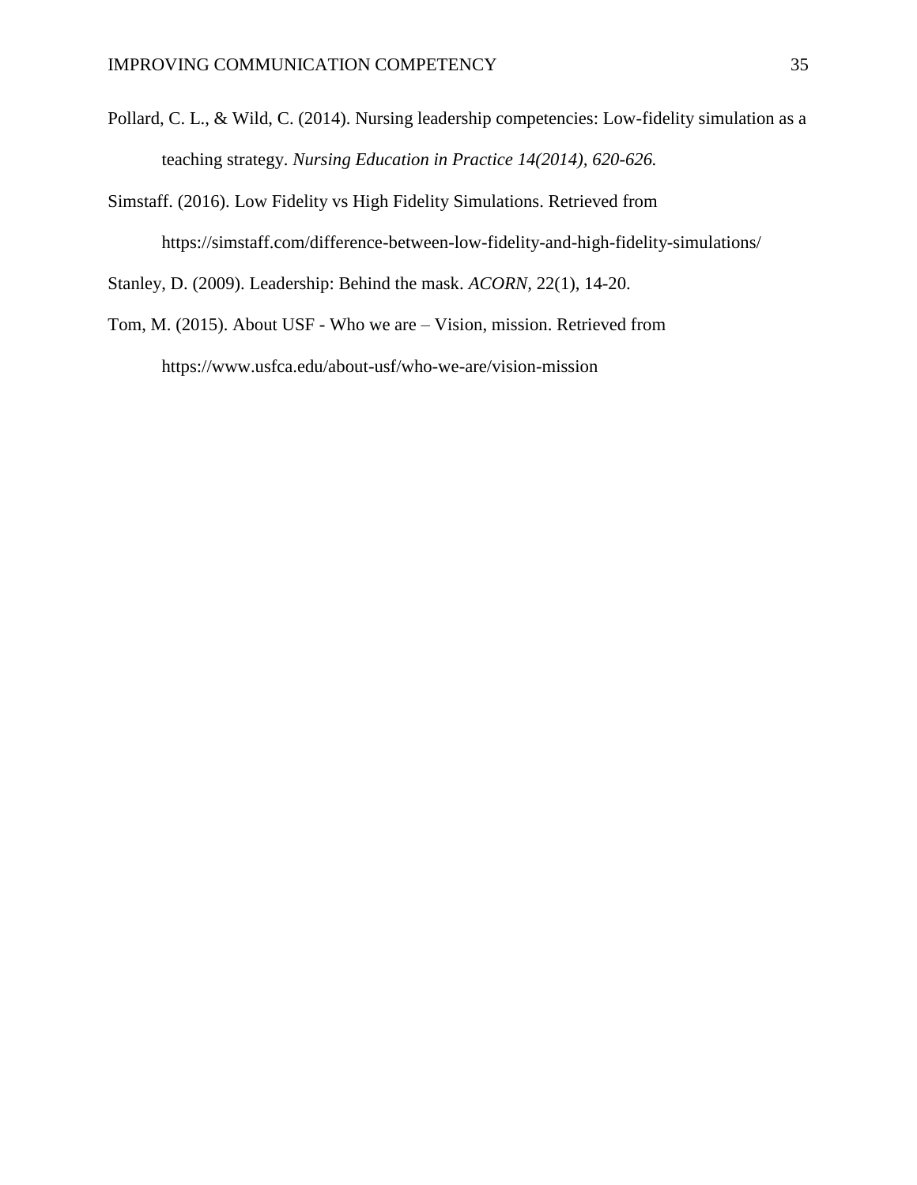Pollard, C. L., & Wild, C. (2014). Nursing leadership competencies: Low-fidelity simulation as a teaching strategy. *Nursing Education in Practice 14(2014), 620-626.*

Simstaff. (2016). Low Fidelity vs High Fidelity Simulations. Retrieved from https://simstaff.com/difference-between-low-fidelity-and-high-fidelity-simulations/

Stanley, D. (2009). Leadership: Behind the mask. *ACORN*, 22(1), 14-20.

Tom, M. (2015). About USF - Who we are – Vision, mission. Retrieved from https://www.usfca.edu/about-usf/who-we-are/vision-mission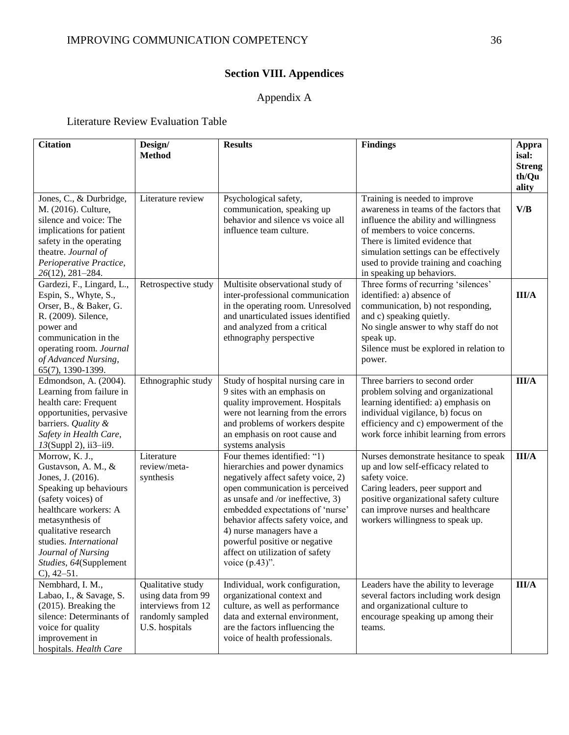## Section VIII. Appendices

### Appendix A

Literature Review Evaluation Table

| Citation | Design/ Method | Results | Findings | Appraisal: Strength/Quality |
|---|---|---|---|---|
| Jones, C., & Durbridge, M. (2016). Culture, silence and voice: The implications for patient safety in the operating theatre. *Journal of Perioperative Practice*, *26*(12), 281–284. | Literature review | Psychological safety, communication, speaking up behavior and silence vs voice all influence team culture. | Training is needed to improve awareness in teams of the factors that influence the ability and willingness of members to voice concerns. There is limited evidence that simulation settings can be effectively used to provide training and coaching in speaking up behaviors. | **V/B** |
| Gardezi, F., Lingard, L., Espin, S., Whyte, S., Orser, B., & Baker, G. R. (2009). Silence, power and communication in the operating room. *Journal of Advanced Nursing*, 65(7), 1390-1399. | Retrospective study | Multisite observational study of inter-professional communication in the operating room. Unresolved and unarticulated issues identified and analyzed from a critical ethnography perspective | Three forms of recurring 'silences' identified: a) absence of communication, b) not responding, and c) speaking quietly. No single answer to why staff do not speak up. Silence must be explored in relation to power. | **III/A** |
| Edmondson, A. (2004). Learning from failure in health care: Frequent opportunities, pervasive barriers. *Quality & Safety in Health Care*, *13*(Suppl 2), ii3–ii9. | Ethnographic study | Study of hospital nursing care in 9 sites with an emphasis on quality improvement. Hospitals were not learning from the errors and problems of workers despite an emphasis on root cause and systems analysis | Three barriers to second order problem solving and organizational learning identified: a) emphasis on individual vigilance, b) focus on efficiency and c) empowerment of the work force inhibit learning from errors | **III/A** |
| Morrow, K. J., Gustavson, A. M., & Jones, J. (2016). Speaking up behaviours (safety voices) of healthcare workers: A metasynthesis of qualitative research studies. *International Journal of Nursing Studies*, *64*(Supplement C), 42–51. | Literature review/meta-synthesis | Four themes identified: "1) hierarchies and power dynamics negatively affect safety voice, 2) open communication is perceived as unsafe and /or ineffective, 3) embedded expectations of 'nurse' behavior affects safety voice, and 4) nurse managers have a powerful positive or negative affect on utilization of safety voice (p.43)". | Nurses demonstrate hesitance to speak up and low self-efficacy related to safety voice. Caring leaders, peer support and positive organizational safety culture can improve nurses and healthcare workers willingness to speak up. | **III/A** |
| Nembhard, I. M., Labao, I., & Savage, S. (2015). Breaking the silence: Determinants of voice for quality improvement in hospitals. *Health Care* | Qualitative study using data from 99 interviews from 12 randomly sampled U.S. hospitals | Individual, work configuration, organizational context and culture, as well as performance data and external environment, are the factors influencing the voice of health professionals. | Leaders have the ability to leverage several factors including work design and organizational culture to encourage speaking up among their teams. | **III/A** |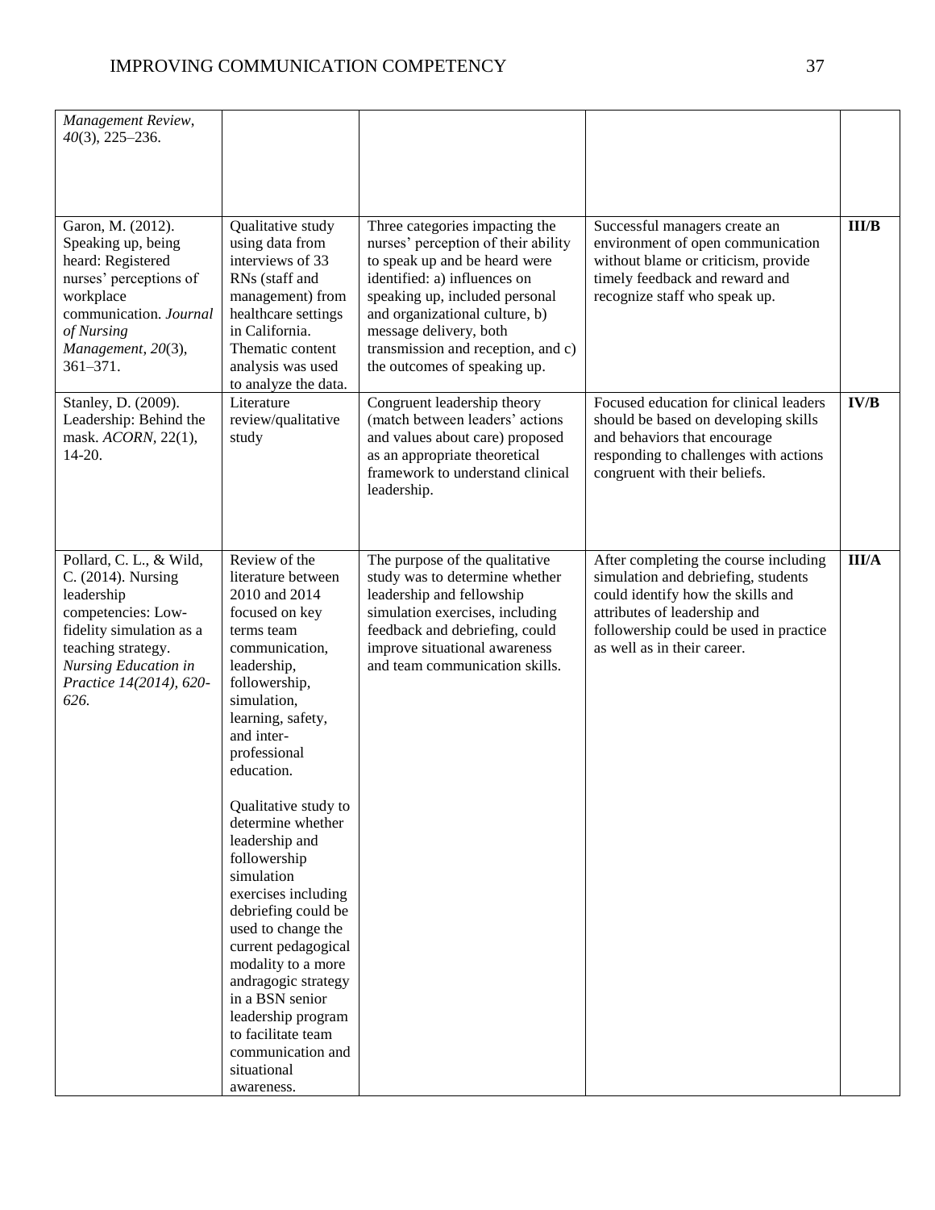| | | | | |
|---|---|---|---|---|
| *Management Review*, *40*(3), 225–236. | | | | |
| Garon, M. (2012). Speaking up, being heard: Registered nurses' perceptions of workplace communication. *Journal of Nursing Management*, *20*(3), 361–371. | Qualitative study using data from interviews of 33 RNs (staff and management) from healthcare settings in California. Thematic content analysis was used to analyze the data. | Three categories impacting the nurses' perception of their ability to speak up and be heard were identified: a) influences on speaking up, included personal and organizational culture, b) message delivery, both transmission and reception, and c) the outcomes of speaking up. | Successful managers create an environment of open communication without blame or criticism, provide timely feedback and reward and recognize staff who speak up. | **III/B** |
| Stanley, D. (2009). Leadership: Behind the mask. *ACORN*, 22(1), 14-20. | Literature review/qualitative study | Congruent leadership theory (match between leaders' actions and values about care) proposed as an appropriate theoretical framework to understand clinical leadership. | Focused education for clinical leaders should be based on developing skills and behaviors that encourage responding to challenges with actions congruent with their beliefs. | **IV/B** |
| Pollard, C. L., & Wild, C. (2014). Nursing leadership competencies: Low-fidelity simulation as a teaching strategy. *Nursing Education in Practice 14(2014), 620-626.* | Review of the literature between 2010 and 2014 focused on key terms team communication, leadership, followership, simulation, learning, safety, and inter-professional education.<br><br>Qualitative study to determine whether leadership and followership simulation exercises including debriefing could be used to change the current pedagogical modality to a more andragogic strategy in a BSN senior leadership program to facilitate team communication and situational awareness. | The purpose of the qualitative study was to determine whether leadership and fellowship simulation exercises, including feedback and debriefing, could improve situational awareness and team communication skills. | After completing the course including simulation and debriefing, students could identify how the skills and attributes of leadership and followership could be used in practice as well as in their career. | **III/A** |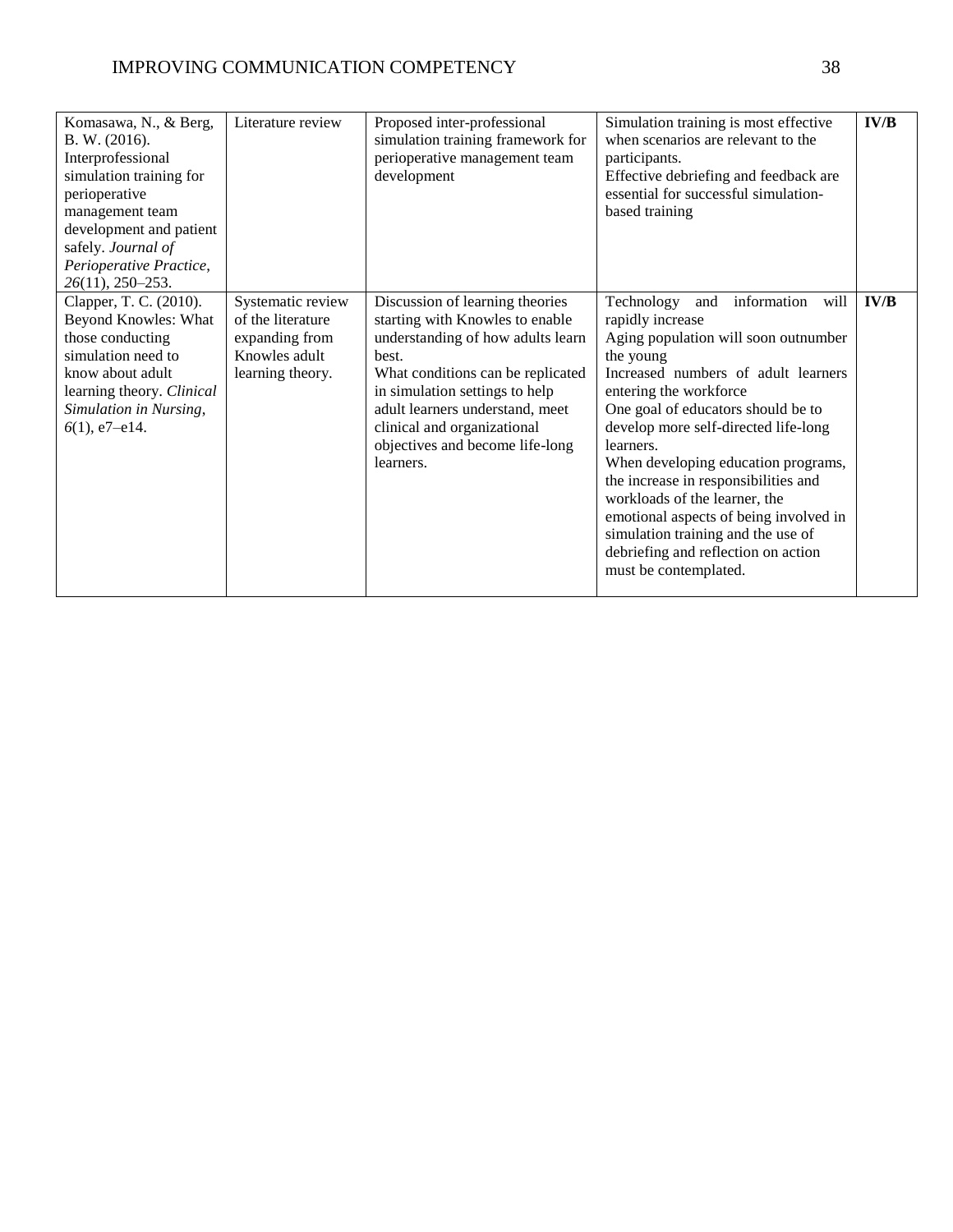| | | | | |
|---|---|---|---|---|
| Komasawa, N., & Berg, B. W. (2016). Interprofessional simulation training for perioperative management team development and patient safely. *Journal of Perioperative Practice, 26*(11), 250–253. | Literature review | Proposed inter-professional simulation training framework for perioperative management team development | Simulation training is most effective when scenarios are relevant to the participants.<br>Effective debriefing and feedback are essential for successful simulation-based training | **IV/B** |
| Clapper, T. C. (2010). Beyond Knowles: What those conducting simulation need to know about adult learning theory. *Clinical Simulation in Nursing, 6*(1), e7–e14. | Systematic review of the literature expanding from Knowles adult learning theory. | Discussion of learning theories starting with Knowles to enable understanding of how adults learn best.<br>What conditions can be replicated in simulation settings to help adult learners understand, meet clinical and organizational objectives and become life-long learners. | Technology and information will rapidly increase<br>Aging population will soon outnumber the young<br>Increased numbers of adult learners entering the workforce<br>One goal of educators should be to develop more self-directed life-long learners.<br>When developing education programs, the increase in responsibilities and workloads of the learner, the emotional aspects of being involved in simulation training and the use of debriefing and reflection on action must be contemplated. | **IV/B** |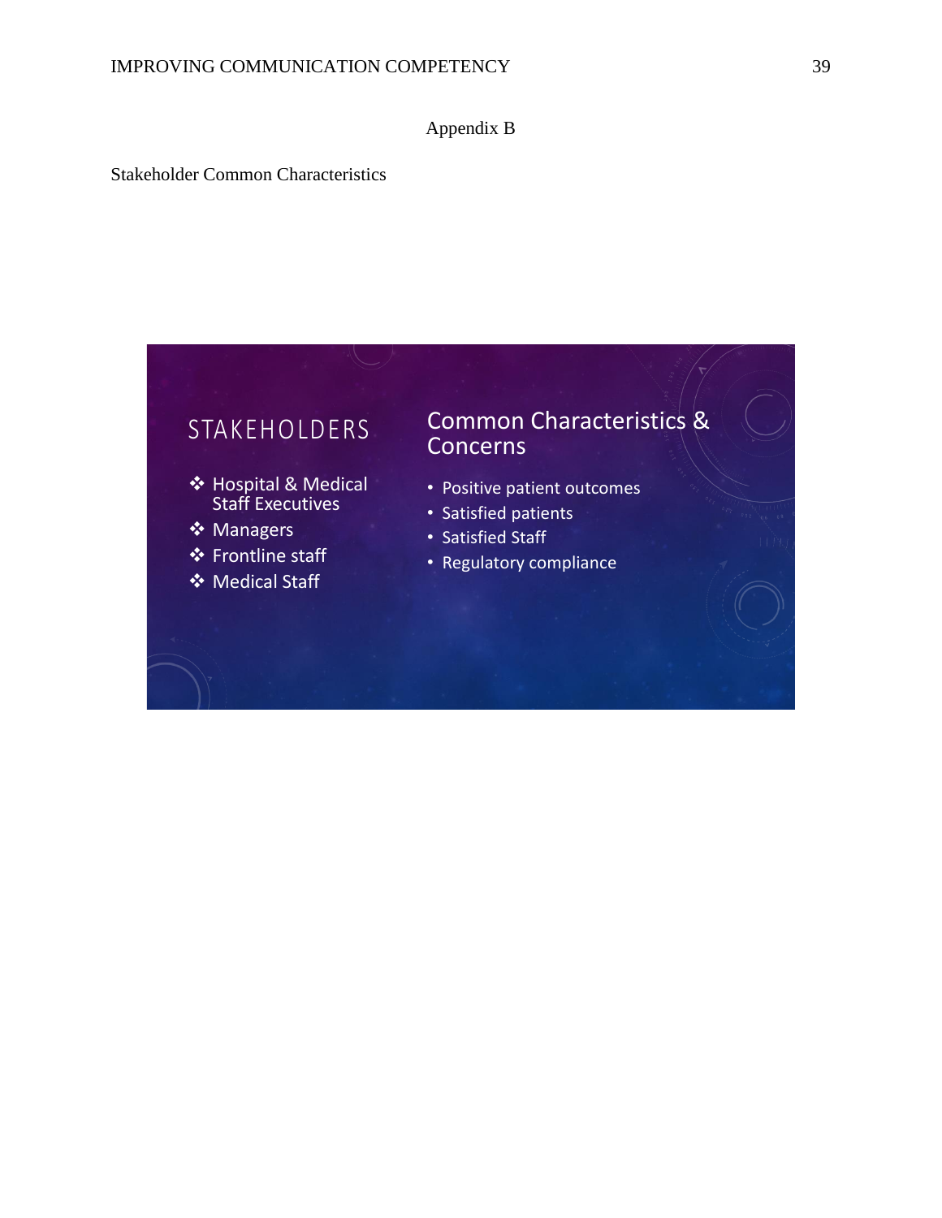# Appendix B

Stakeholder Common Characteristics

## STAKEHOLDERS

- Hospital & Medical Staff Executives
- Managers
- Frontline staff
- Medical Staff

## Common Characteristics & Concerns

- Positive patient outcomes
- Satisfied patients
- Satisfied Staff
- Regulatory compliance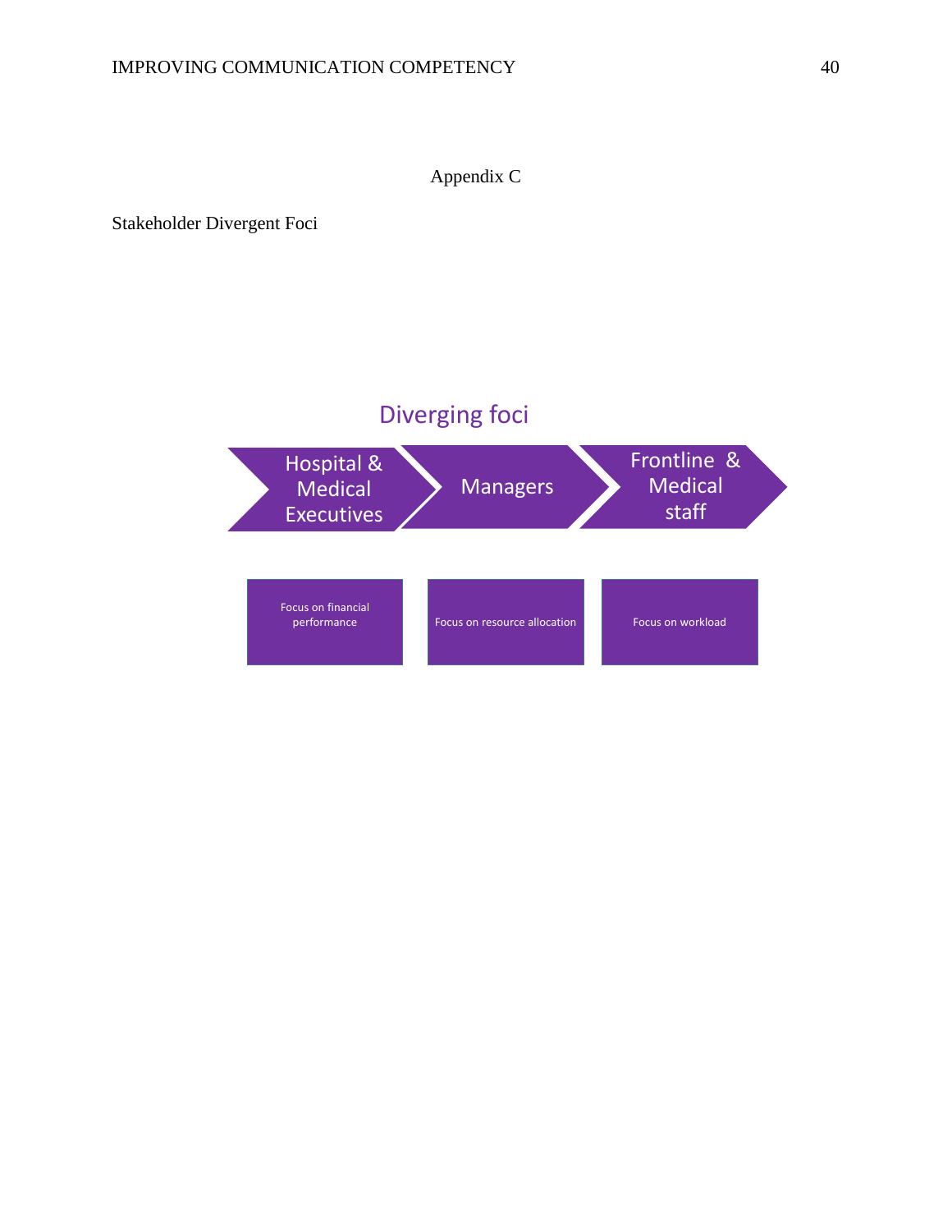# Appendix C

Stakeholder Divergent Foci

Diverging foci

Hospital & Medical Executives → Managers → Frontline & Medical staff

| Hospital & Medical Executives | Managers | Frontline & Medical staff |
|---|---|---|
| Focus on financial performance | Focus on resource allocation | Focus on workload |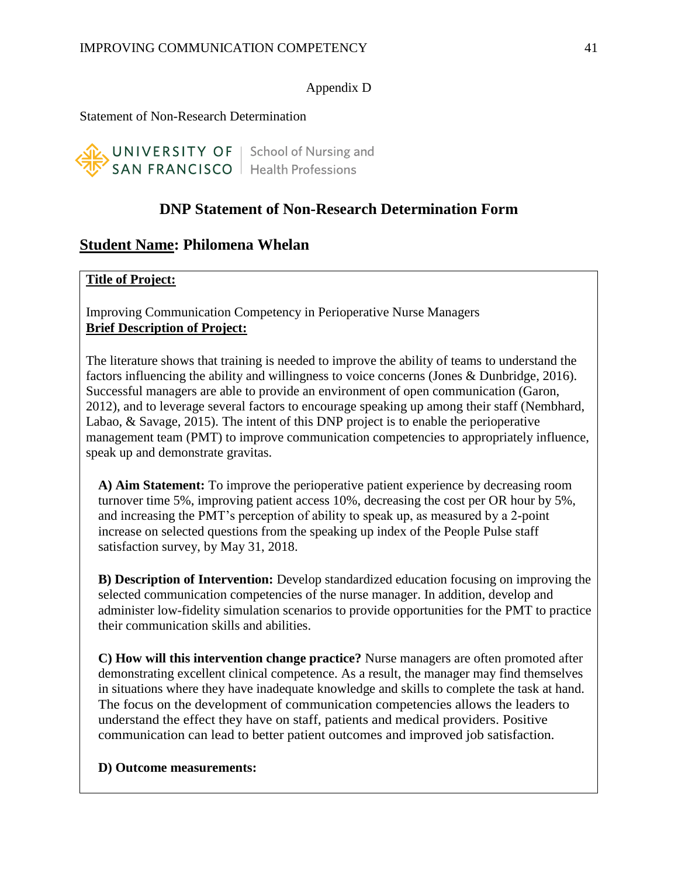Appendix D

Statement of Non-Research Determination

UNIVERSITY OF SAN FRANCISCO | School of Nursing and Health Professions

## DNP Statement of Non-Research Determination Form

## Student Name: Philomena Whelan

**Title of Project:**

Improving Communication Competency in Perioperative Nurse Managers

**Brief Description of Project:**

The literature shows that training is needed to improve the ability of teams to understand the factors influencing the ability and willingness to voice concerns (Jones & Dunbridge, 2016). Successful managers are able to provide an environment of open communication (Garon, 2012), and to leverage several factors to encourage speaking up among their staff (Nembhard, Labao, & Savage, 2015). The intent of this DNP project is to enable the perioperative management team (PMT) to improve communication competencies to appropriately influence, speak up and demonstrate gravitas.

**A) Aim Statement:** To improve the perioperative patient experience by decreasing room turnover time 5%, improving patient access 10%, decreasing the cost per OR hour by 5%, and increasing the PMT's perception of ability to speak up, as measured by a 2-point increase on selected questions from the speaking up index of the People Pulse staff satisfaction survey, by May 31, 2018.

**B) Description of Intervention:** Develop standardized education focusing on improving the selected communication competencies of the nurse manager. In addition, develop and administer low-fidelity simulation scenarios to provide opportunities for the PMT to practice their communication skills and abilities.

**C) How will this intervention change practice?** Nurse managers are often promoted after demonstrating excellent clinical competence. As a result, the manager may find themselves in situations where they have inadequate knowledge and skills to complete the task at hand. The focus on the development of communication competencies allows the leaders to understand the effect they have on staff, patients and medical providers. Positive communication can lead to better patient outcomes and improved job satisfaction.

**D) Outcome measurements:**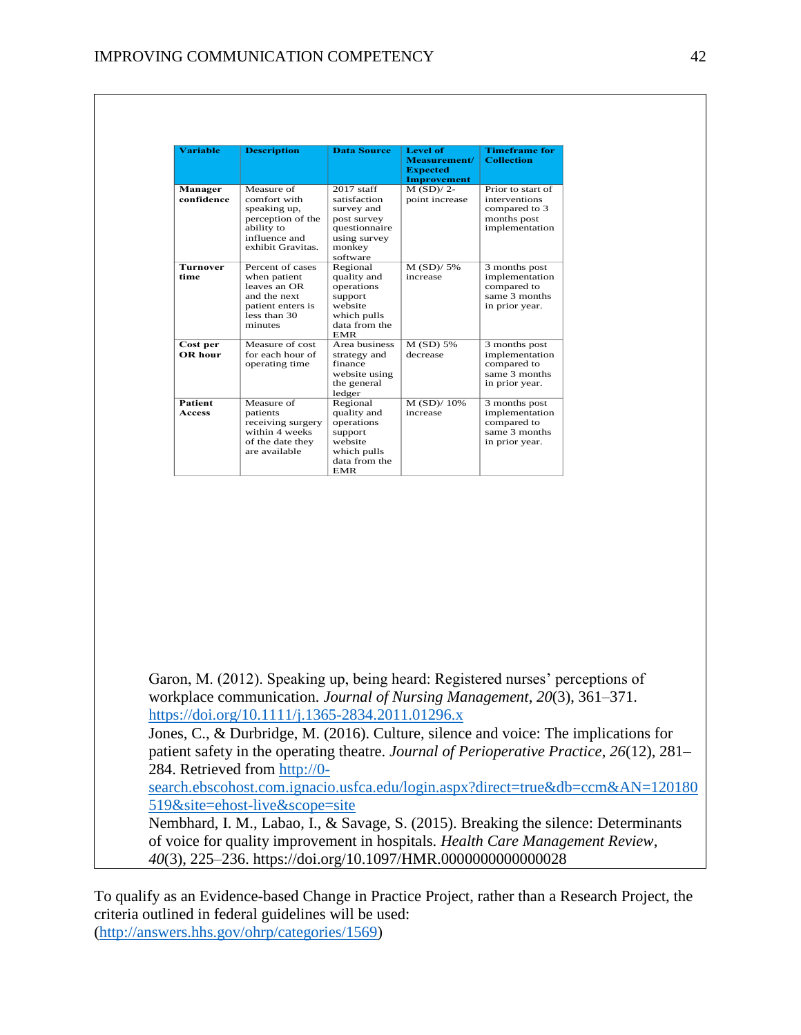| Variable | Description | Data Source | Level of Measurement/ Expected Improvement | Timeframe for Collection |
|---|---|---|---|---|
| **Manager confidence** | Measure of comfort with speaking up, perception of the ability to influence and exhibit Gravitas. | 2017 staff satisfaction survey and post survey questionnaire using survey monkey software | M (SD)/ 2-point increase | Prior to start of interventions compared to 3 months post implementation |
| **Turnover time** | Percent of cases when patient leaves an OR and the next patient enters is less than 30 minutes | Regional quality and operations support website which pulls data from the EMR | M (SD)/ 5% increase | 3 months post implementation compared to same 3 months in prior year. |
| **Cost per OR hour** | Measure of cost for each hour of operating time | Area business strategy and finance website using the general ledger | M (SD) 5% decrease | 3 months post implementation compared to same 3 months in prior year. |
| **Patient Access** | Measure of patients receiving surgery within 4 weeks of the date they are available | Regional quality and operations support website which pulls data from the EMR | M (SD)/ 10% increase | 3 months post implementation compared to same 3 months in prior year. |

Garon, M. (2012). Speaking up, being heard: Registered nurses' perceptions of workplace communication. *Journal of Nursing Management*, *20*(3), 361–371. https://doi.org/10.1111/j.1365-2834.2011.01296.x

Jones, C., & Durbridge, M. (2016). Culture, silence and voice: The implications for patient safety in the operating theatre. *Journal of Perioperative Practice*, *26*(12), 281–284. Retrieved from http://0-search.ebscohost.com.ignacio.usfca.edu/login.aspx?direct=true&db=ccm&AN=120180519&site=ehost-live&scope=site

Nembhard, I. M., Labao, I., & Savage, S. (2015). Breaking the silence: Determinants of voice for quality improvement in hospitals. *Health Care Management Review*, *40*(3), 225–236. https://doi.org/10.1097/HMR.0000000000000028

To qualify as an Evidence-based Change in Practice Project, rather than a Research Project, the criteria outlined in federal guidelines will be used: (http://answers.hhs.gov/ohrp/categories/1569)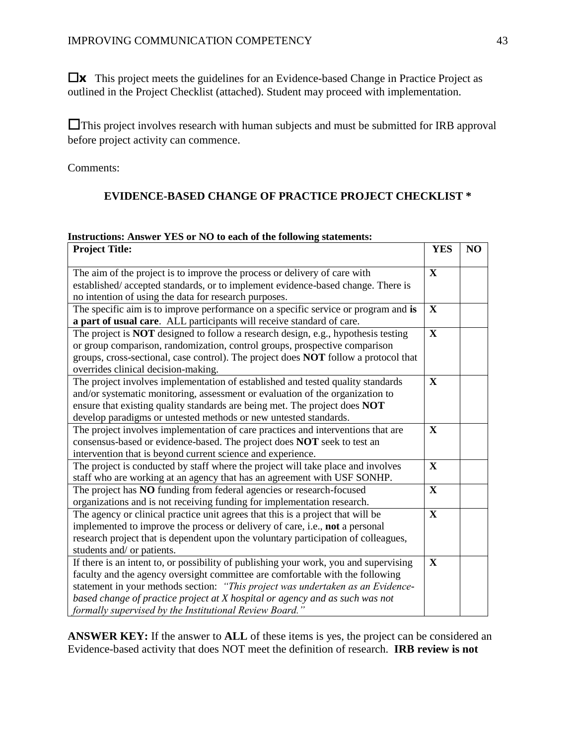☐x This project meets the guidelines for an Evidence-based Change in Practice Project as outlined in the Project Checklist (attached). Student may proceed with implementation.

☐This project involves research with human subjects and must be submitted for IRB approval before project activity can commence.

Comments:

**EVIDENCE-BASED CHANGE OF PRACTICE PROJECT CHECKLIST ***

**Instructions: Answer YES or NO to each of the following statements:**

| **Project Title:** | **YES** | **NO** |
|---|---|---|
| The aim of the project is to improve the process or delivery of care with established/ accepted standards, or to implement evidence-based change. There is no intention of using the data for research purposes. | **X** | |
| The specific aim is to improve performance on a specific service or program and **is a part of usual care**. ALL participants will receive standard of care. | **X** | |
| The project is **NOT** designed to follow a research design, e.g., hypothesis testing or group comparison, randomization, control groups, prospective comparison groups, cross-sectional, case control). The project does **NOT** follow a protocol that overrides clinical decision-making. | **X** | |
| The project involves implementation of established and tested quality standards and/or systematic monitoring, assessment or evaluation of the organization to ensure that existing quality standards are being met. The project does **NOT** develop paradigms or untested methods or new untested standards. | **X** | |
| The project involves implementation of care practices and interventions that are consensus-based or evidence-based. The project does **NOT** seek to test an intervention that is beyond current science and experience. | **X** | |
| The project is conducted by staff where the project will take place and involves staff who are working at an agency that has an agreement with USF SONHP. | **X** | |
| The project has **NO** funding from federal agencies or research-focused organizations and is not receiving funding for implementation research. | **X** | |
| The agency or clinical practice unit agrees that this is a project that will be implemented to improve the process or delivery of care, i.e., **not** a personal research project that is dependent upon the voluntary participation of colleagues, students and/ or patients. | **X** | |
| If there is an intent to, or possibility of publishing your work, you and supervising faculty and the agency oversight committee are comfortable with the following statement in your methods section: *"This project was undertaken as an Evidence-based change of practice project at X hospital or agency and as such was not formally supervised by the Institutional Review Board."* | **X** | |

**ANSWER KEY:** If the answer to **ALL** of these items is yes, the project can be considered an Evidence-based activity that does NOT meet the definition of research. **IRB review is not**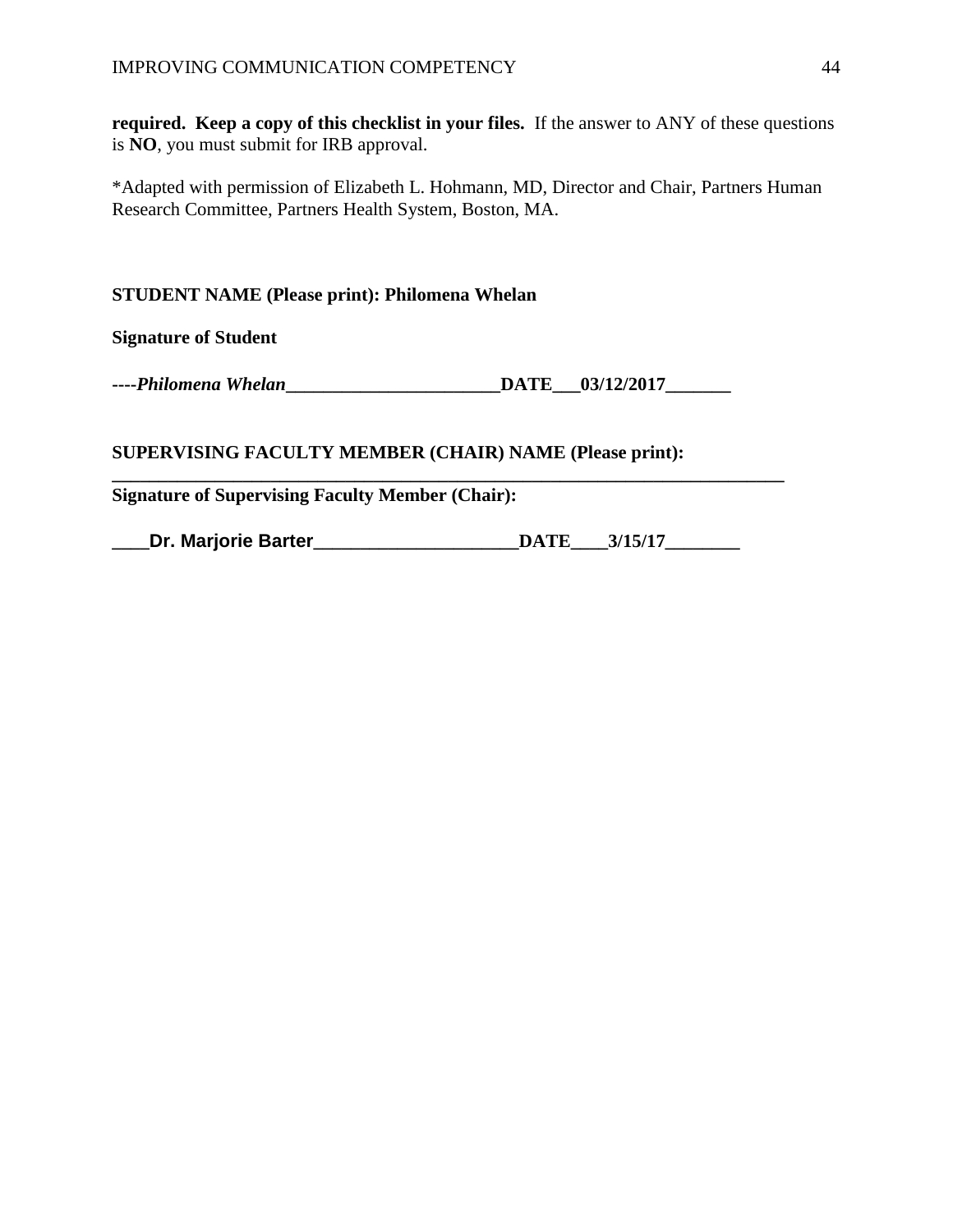**required. Keep a copy of this checklist in your files.** If the answer to ANY of these questions is **NO**, you must submit for IRB approval.

*Adapted with permission of Elizabeth L. Hohmann, MD, Director and Chair, Partners Human Research Committee, Partners Health System, Boston, MA.

**STUDENT NAME (Please print): Philomena Whelan**

**Signature of Student**

**----*Philomena Whelan*________________________DATE___03/12/2017_______**

**SUPERVISING FACULTY MEMBER (CHAIR) NAME (Please print): ___________________________________________________________________________**

**Signature of Supervising Faculty Member (Chair):**

**____Dr. Marjorie Barter_____________________DATE____3/15/17________**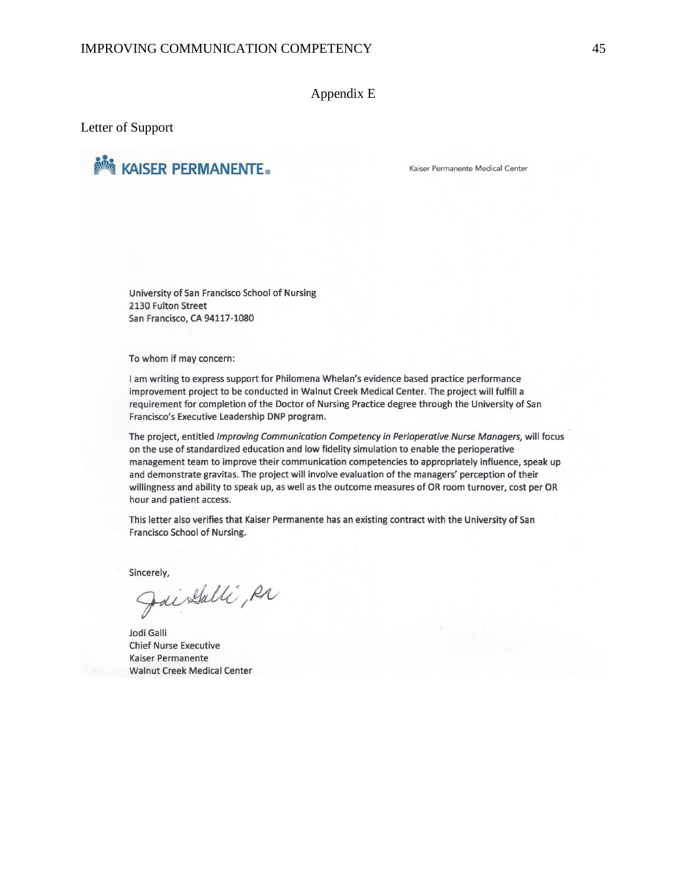# Appendix E

Letter of Support

KAISER PERMANENTE®

Kaiser Permanente Medical Center

University of San Francisco School of Nursing
2130 Fulton Street
San Francisco, CA 94117-1080

To whom if may concern:

I am writing to express support for Philomena Whelan's evidence based practice performance improvement project to be conducted in Walnut Creek Medical Center. The project will fulfill a requirement for completion of the Doctor of Nursing Practice degree through the University of San Francisco's Executive Leadership DNP program.

The project, entitled *Improving Communication Competency in Perioperative Nurse Managers*, will focus on the use of standardized education and low fidelity simulation to enable the perioperative management team to improve their communication competencies to appropriately influence, speak up and demonstrate gravitas. The project will involve evaluation of the managers' perception of their willingness and ability to speak up, as well as the outcome measures of OR room turnover, cost per OR hour and patient access.

This letter also verifies that Kaiser Permanente has an existing contract with the University of San Francisco School of Nursing.

Sincerely,

Jodi Galli, RN

Jodi Galli
Chief Nurse Executive
Kaiser Permanente
Walnut Creek Medical Center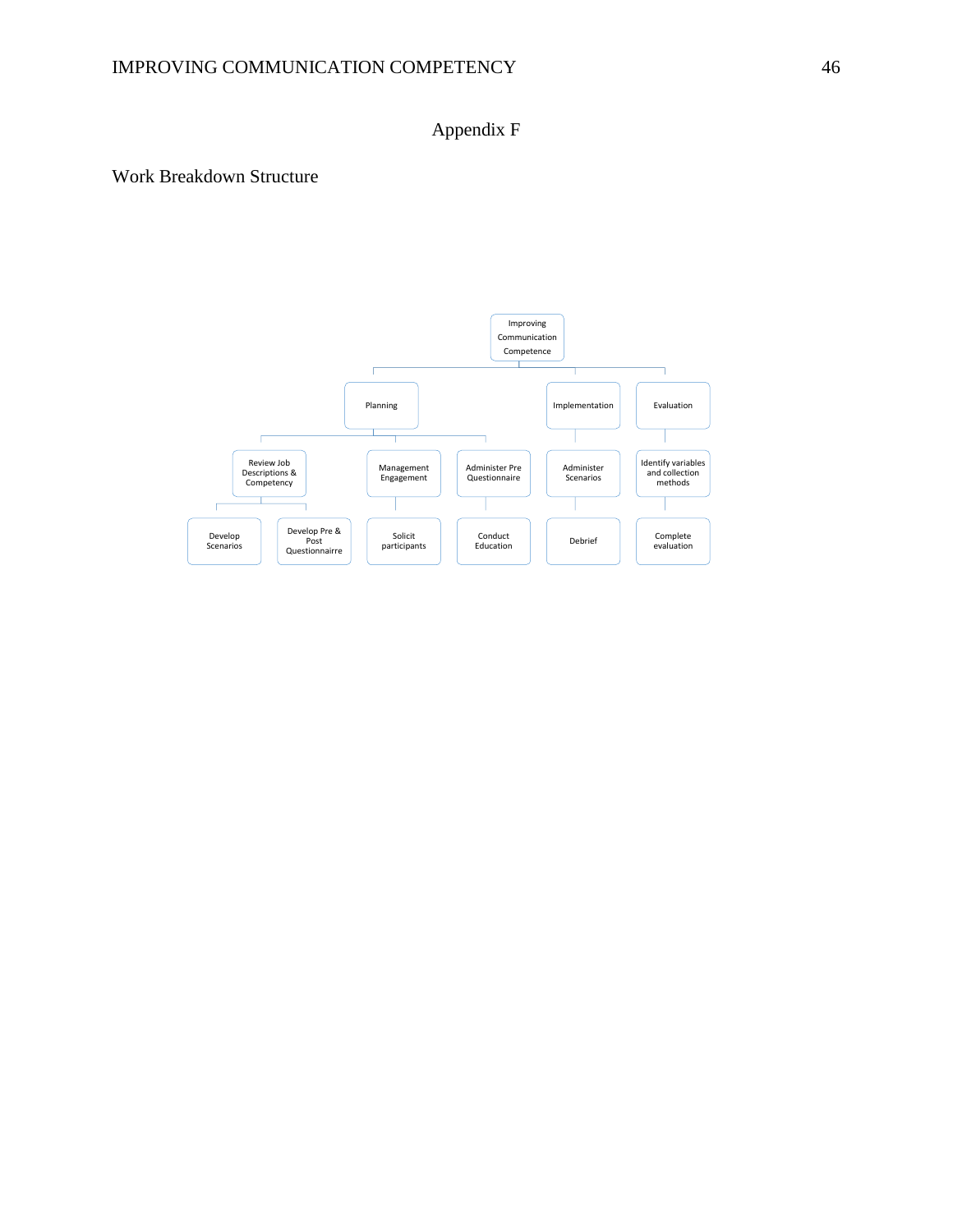# Appendix F

## Work Breakdown Structure

- Improving Communication Competence
  - Planning
    - Review Job Descriptions & Competency
      - Develop Scenarios
      - Develop Pre & Post Questionnairre
    - Management Engagement
      - Solicit participants
    - Administer Pre Questionnaire
      - Conduct Education
  - Implementation
    - Administer Scenarios
      - Debrief
  - Evaluation
    - Identify variables and collection methods
      - Complete evaluation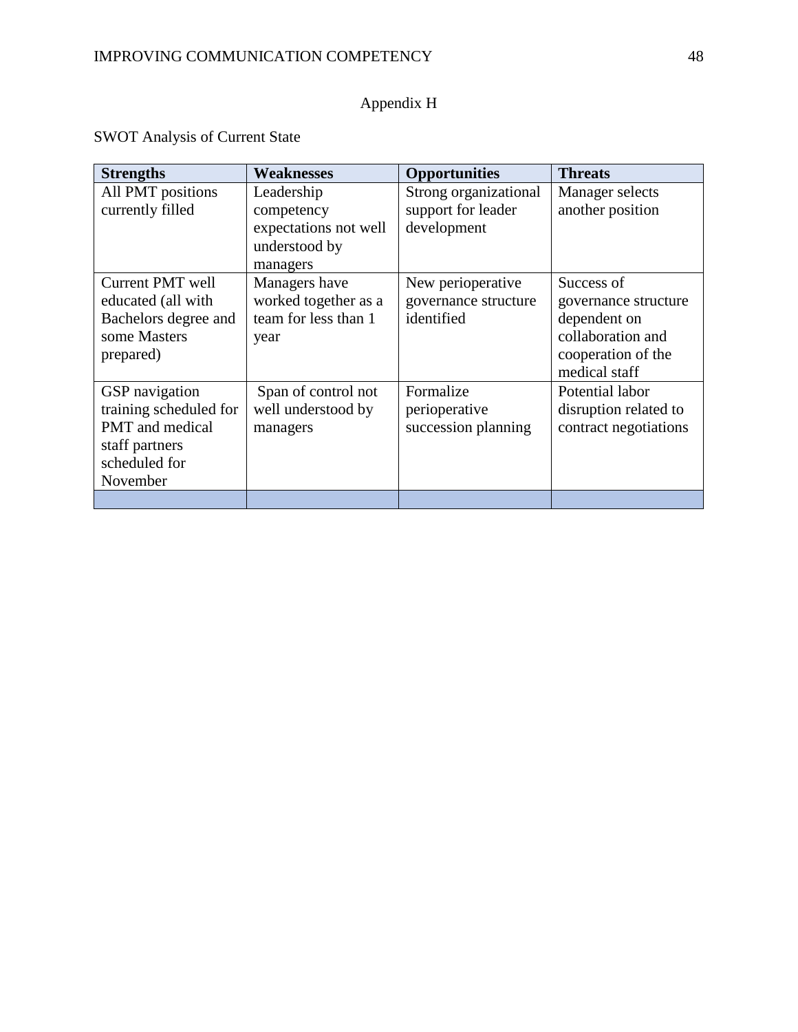Appendix H

SWOT Analysis of Current State

| **Strengths** | **Weaknesses** | **Opportunities** | **Threats** |
| --- | --- | --- | --- |
| All PMT positions currently filled | Leadership competency expectations not well understood by managers | Strong organizational support for leader development | Manager selects another position |
| Current PMT well educated (all with Bachelors degree and some Masters prepared) | Managers have worked together as a team for less than 1 year | New perioperative governance structure identified | Success of governance structure dependent on collaboration and cooperation of the medical staff |
| GSP navigation training scheduled for PMT and medical staff partners scheduled for November | Span of control not well understood by managers | Formalize perioperative succession planning | Potential labor disruption related to contract negotiations |
| | | | |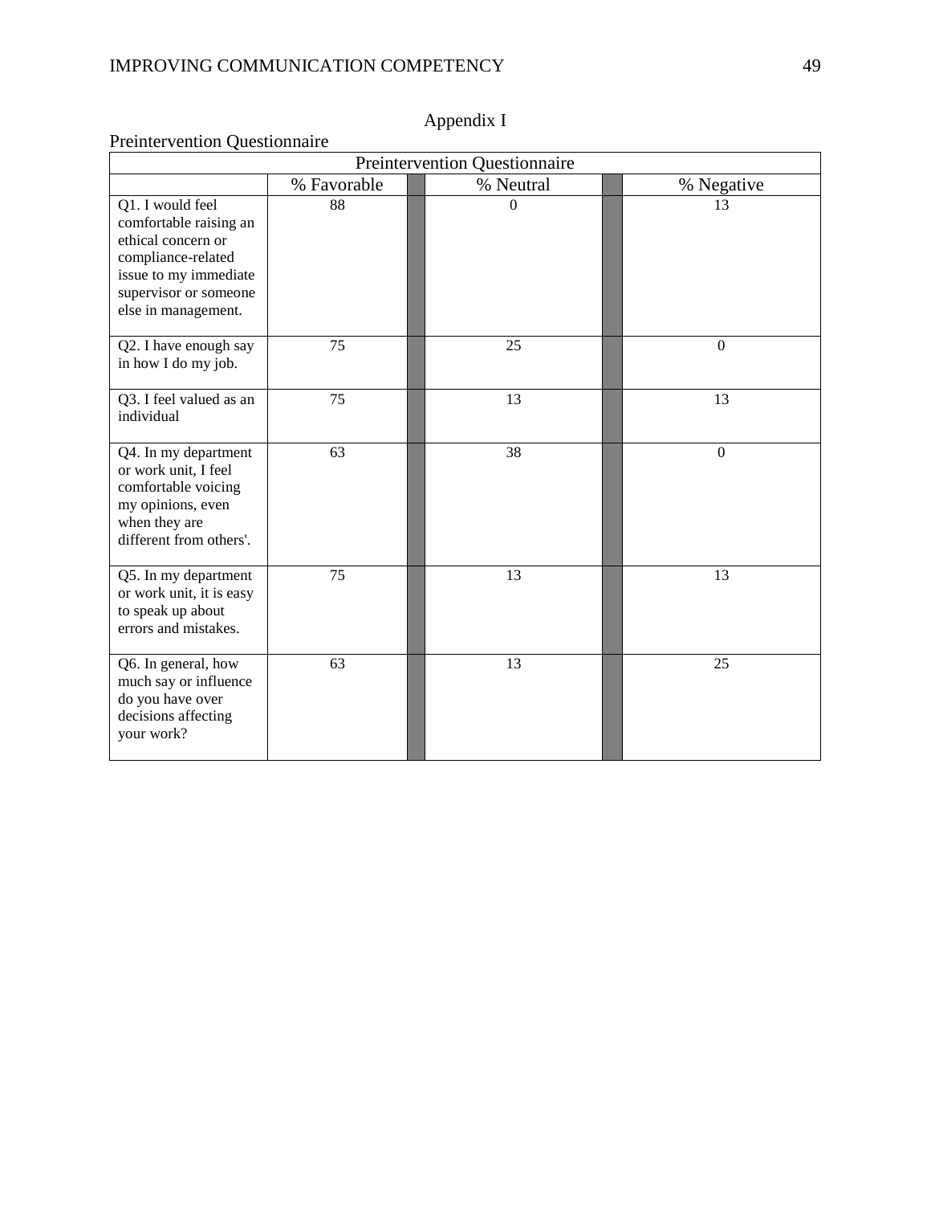# Appendix I

Preintervention Questionnaire

| Preintervention Questionnaire | | | |
|---|---|---|---|
| | % Favorable | % Neutral | % Negative |
| Q1. I would feel comfortable raising an ethical concern or compliance-related issue to my immediate supervisor or someone else in management. | 88 | 0 | 13 |
| Q2. I have enough say in how I do my job. | 75 | 25 | 0 |
| Q3. I feel valued as an individual | 75 | 13 | 13 |
| Q4. In my department or work unit, I feel comfortable voicing my opinions, even when they are different from others'. | 63 | 38 | 0 |
| Q5. In my department or work unit, it is easy to speak up about errors and mistakes. | 75 | 13 | 13 |
| Q6. In general, how much say or influence do you have over decisions affecting your work? | 63 | 13 | 25 |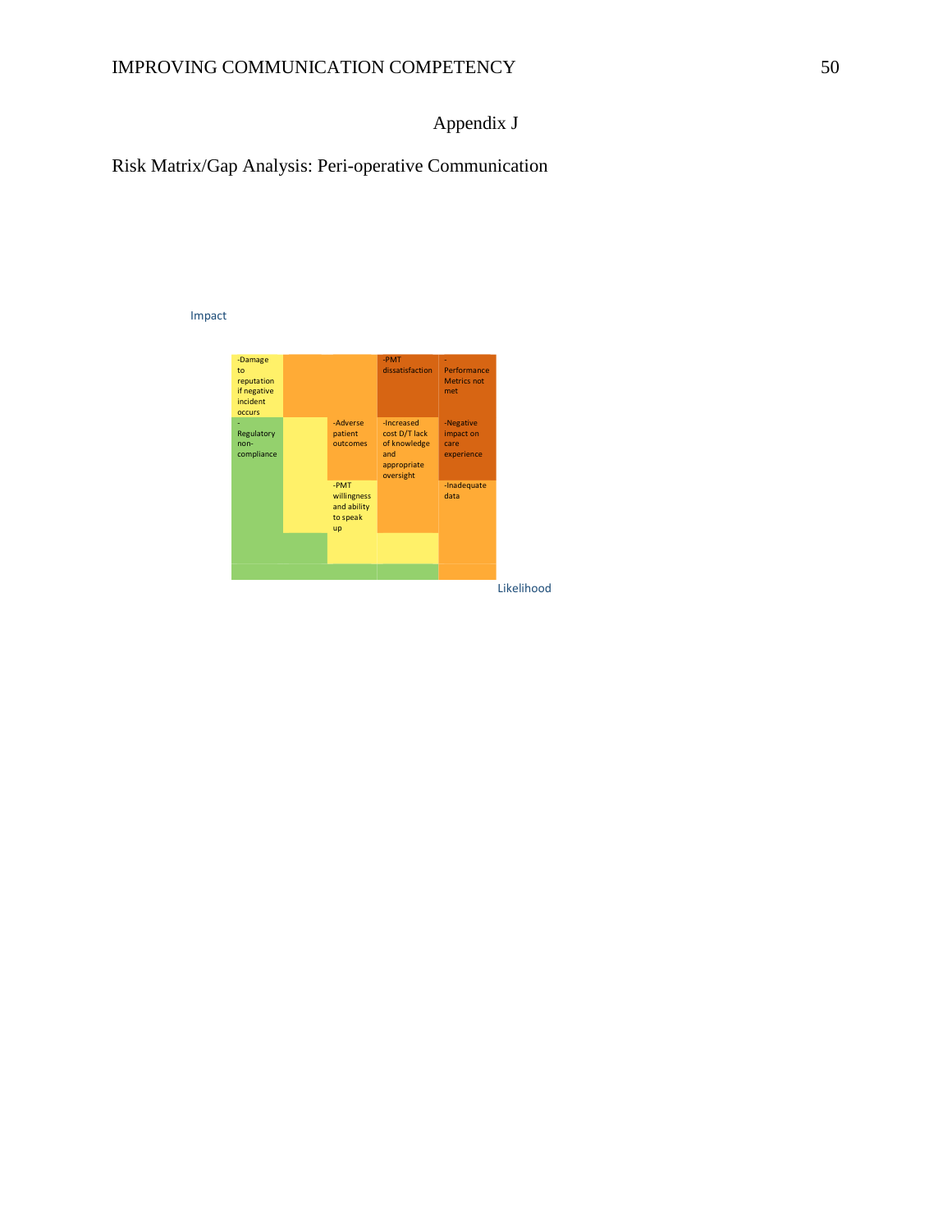Appendix J

Risk Matrix/Gap Analysis: Peri-operative Communication

Impact

-Damage to reputation if negative incident occurs

-PMT dissatisfaction

-Performance Metrics not met

-Regulatory non-compliance

-Adverse patient outcomes

-Increased cost D/T lack of knowledge and appropriate oversight

-Negative impact on care experience

-PMT willingness and ability to speak up

-Inadequate data

Likelihood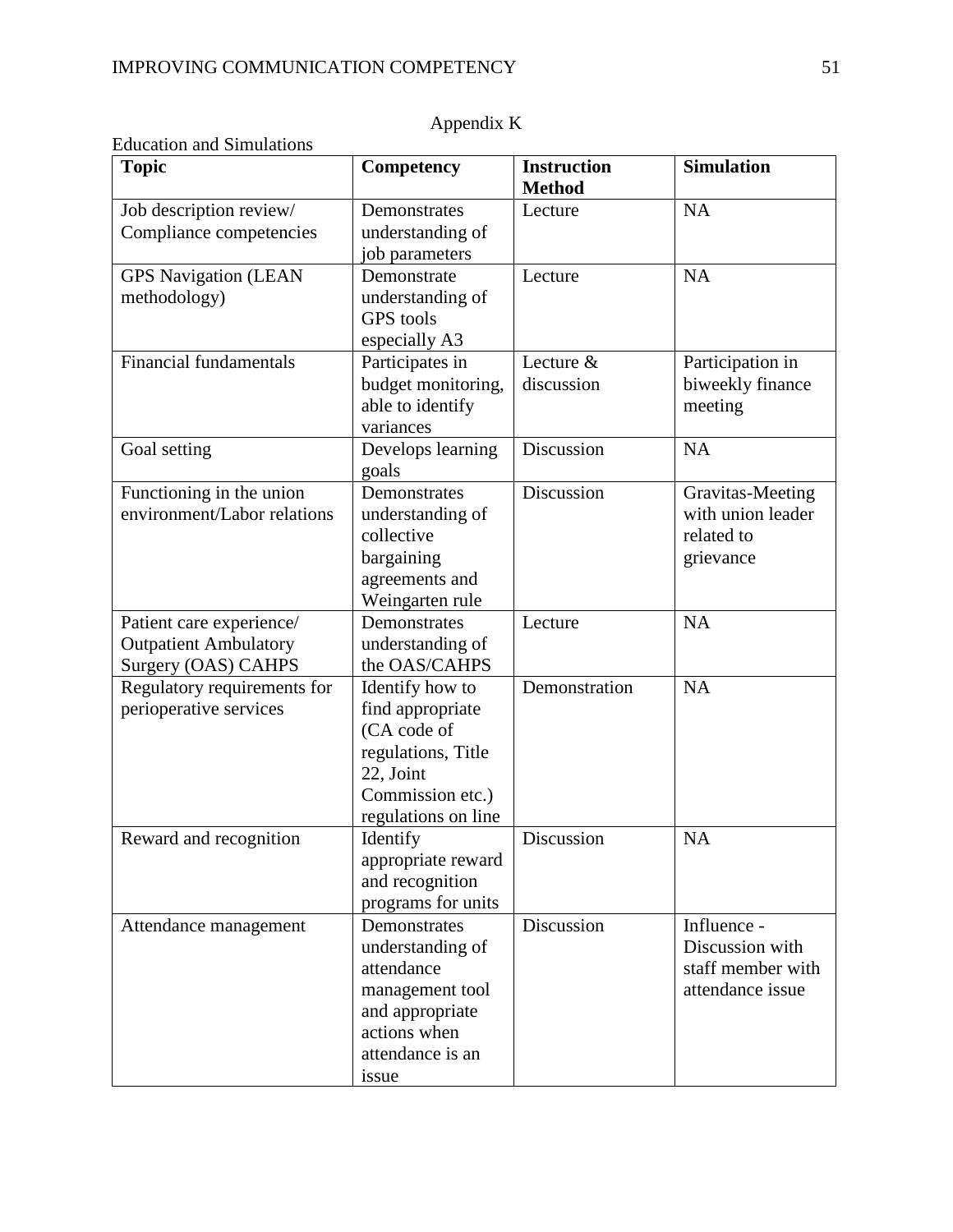# Appendix K

Education and Simulations

| Topic | Competency | Instruction Method | Simulation |
|---|---|---|---|
| Job description review/ Compliance competencies | Demonstrates understanding of job parameters | Lecture | NA |
| GPS Navigation (LEAN methodology) | Demonstrate understanding of GPS tools especially A3 | Lecture | NA |
| Financial fundamentals | Participates in budget monitoring, able to identify variances | Lecture & discussion | Participation in biweekly finance meeting |
| Goal setting | Develops learning goals | Discussion | NA |
| Functioning in the union environment/Labor relations | Demonstrates understanding of collective bargaining agreements and Weingarten rule | Discussion | Gravitas-Meeting with union leader related to grievance |
| Patient care experience/ Outpatient Ambulatory Surgery (OAS) CAHPS | Demonstrates understanding of the OAS/CAHPS | Lecture | NA |
| Regulatory requirements for perioperative services | Identify how to find appropriate (CA code of regulations, Title 22, Joint Commission etc.) regulations on line | Demonstration | NA |
| Reward and recognition | Identify appropriate reward and recognition programs for units | Discussion | NA |
| Attendance management | Demonstrates understanding of attendance management tool and appropriate actions when attendance is an issue | Discussion | Influence - Discussion with staff member with attendance issue |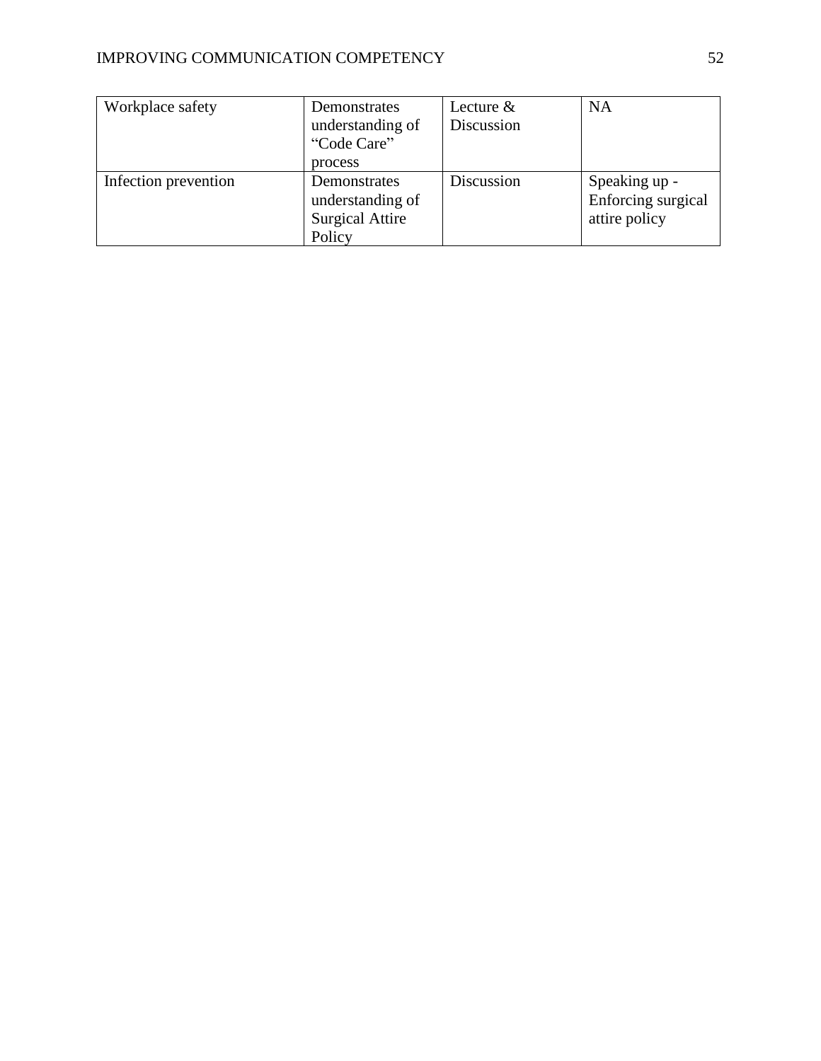| | | | |
|---|---|---|---|
| Workplace safety | Demonstrates understanding of "Code Care" process | Lecture & Discussion | NA |
| Infection prevention | Demonstrates understanding of Surgical Attire Policy | Discussion | Speaking up - Enforcing surgical attire policy |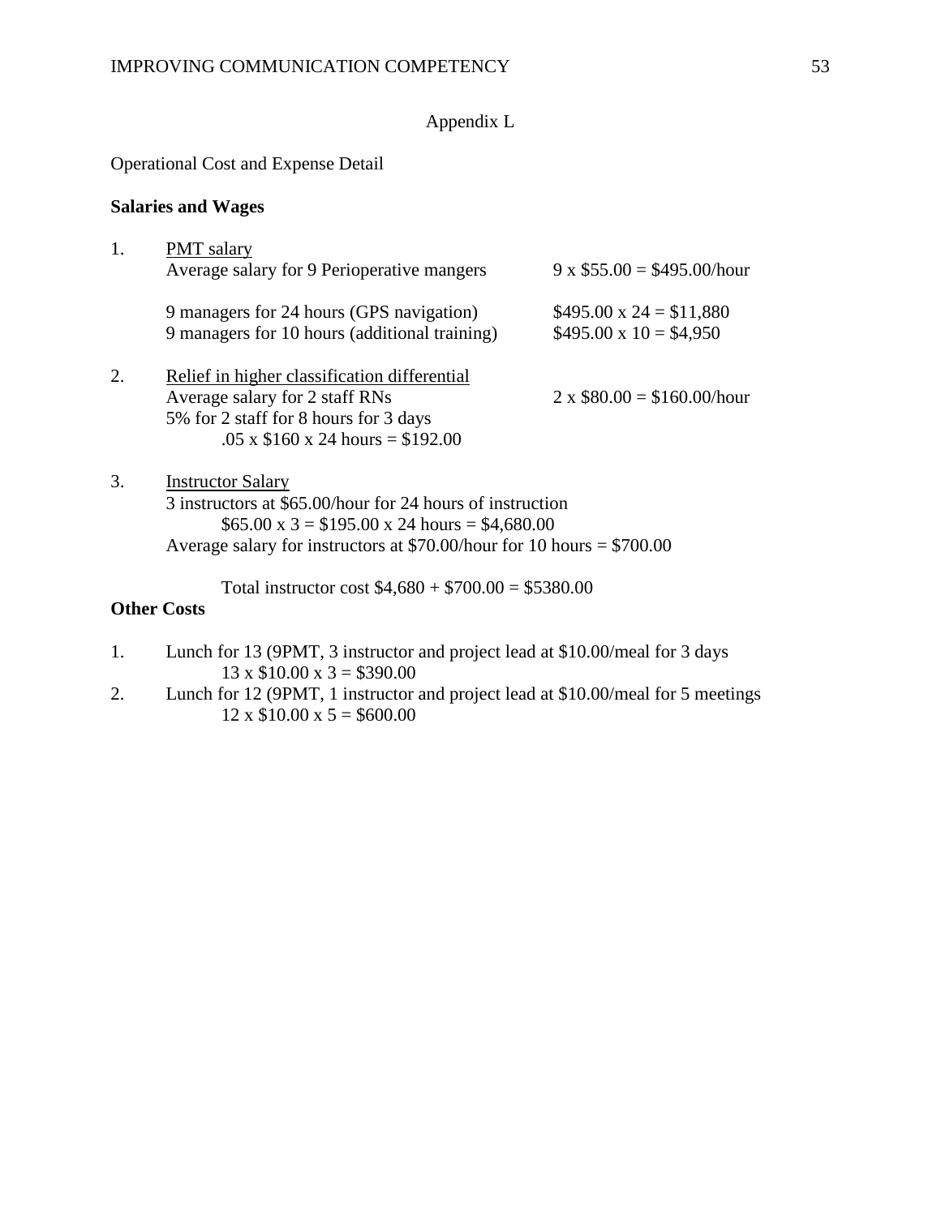Appendix L

Operational Cost and Expense Detail

**Salaries and Wages**

1. PMT salary

   Average salary for 9 Perioperative mangers — 9 x \$55.00 = \$495.00/hour

   9 managers for 24 hours (GPS navigation) — \$495.00 x 24 = \$11,880

   9 managers for 10 hours (additional training) — \$495.00 x 10 = \$4,950

2. Relief in higher classification differential

   Average salary for 2 staff RNs — 2 x \$80.00 = \$160.00/hour

   5% for 2 staff for 8 hours for 3 days

   .05 x \$160 x 24 hours = \$192.00

3. Instructor Salary

   3 instructors at \$65.00/hour for 24 hours of instruction

   \$65.00 x 3 = \$195.00 x 24 hours = \$4,680.00

   Average salary for instructors at \$70.00/hour for 10 hours = \$700.00

   Total instructor cost \$4,680 + \$700.00 = \$5380.00

**Other Costs**

1. Lunch for 13 (9PMT, 3 instructor and project lead at \$10.00/meal for 3 days

   13 x \$10.00 x 3 = \$390.00

2. Lunch for 12 (9PMT, 1 instructor and project lead at \$10.00/meal for 5 meetings

   12 x \$10.00 x 5 = \$600.00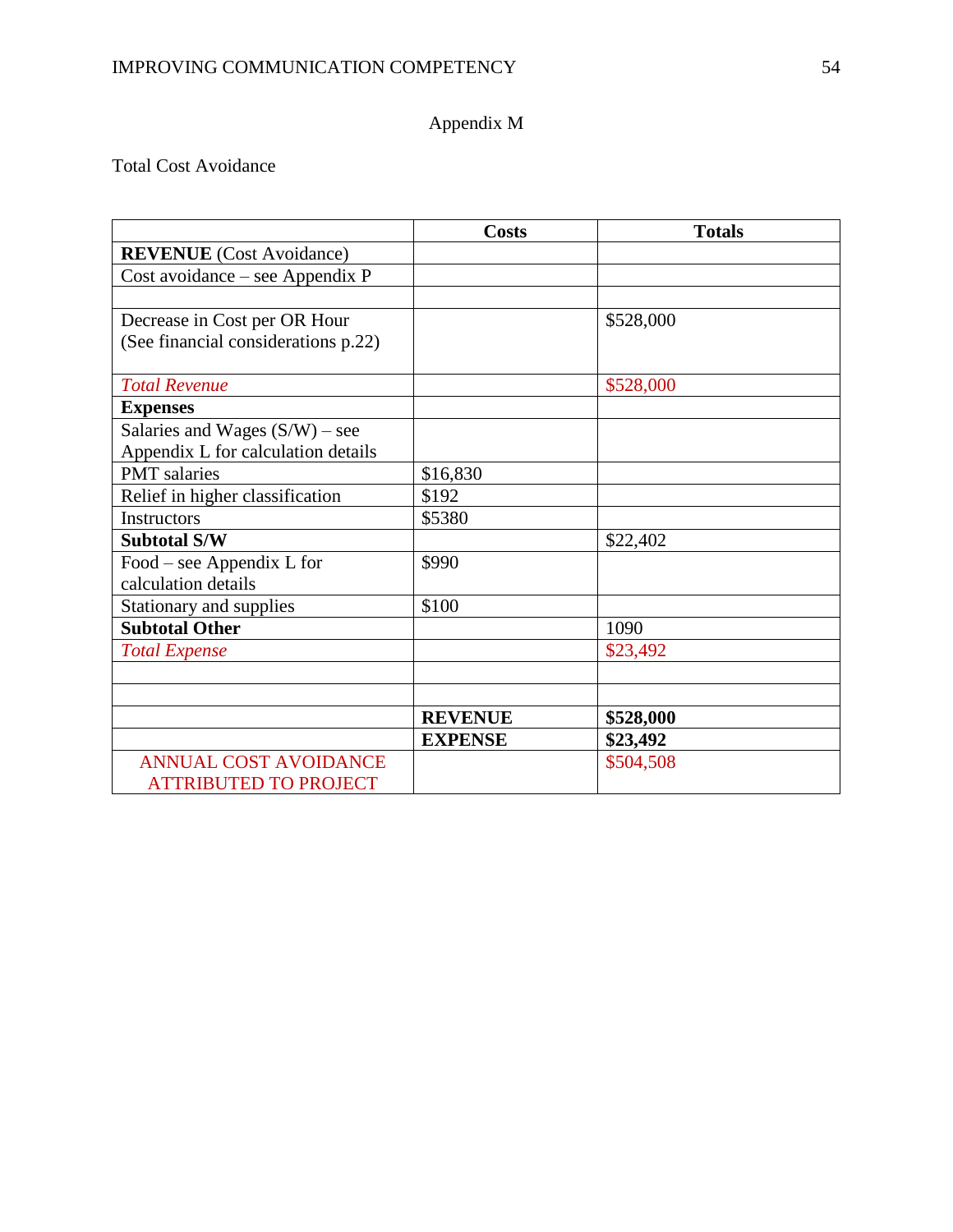Appendix M

Total Cost Avoidance

| | Costs | Totals |
|---|---|---|
| **REVENUE** (Cost Avoidance) | | |
| Cost avoidance – see Appendix P | | |
| | | |
| Decrease in Cost per OR Hour (See financial considerations p.22) | | $528,000 |
| *Total Revenue* | | $528,000 |
| **Expenses** | | |
| Salaries and Wages (S/W) – see Appendix L for calculation details | | |
| PMT salaries | $16,830 | |
| Relief in higher classification | $192 | |
| Instructors | $5380 | |
| **Subtotal S/W** | | $22,402 |
| Food – see Appendix L for calculation details | $990 | |
| Stationary and supplies | $100 | |
| **Subtotal Other** | | 1090 |
| *Total Expense* | | $23,492 |
| | | |
| | | |
| | **REVENUE** | **$528,000** |
| | **EXPENSE** | **$23,492** |
| ANNUAL COST AVOIDANCE ATTRIBUTED TO PROJECT | | $504,508 |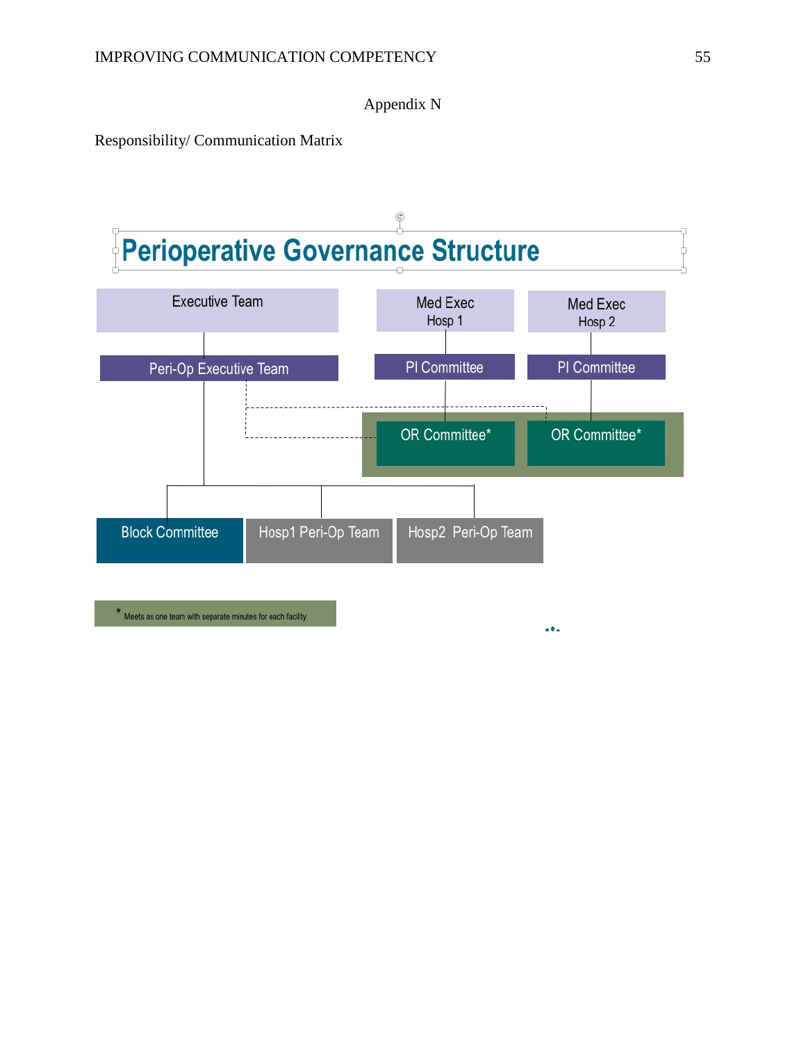# Appendix N

Responsibility/ Communication Matrix

## Perioperative Governance Structure

Executive Team

Peri-Op Executive Team

Med Exec Hosp 1

PI Committee

Med Exec Hosp 2

PI Committee

OR Committee*

OR Committee*

Block Committee

Hosp1 Peri-Op Team

Hosp2 Peri-Op Team

* Meets as one team with separate minutes for each facility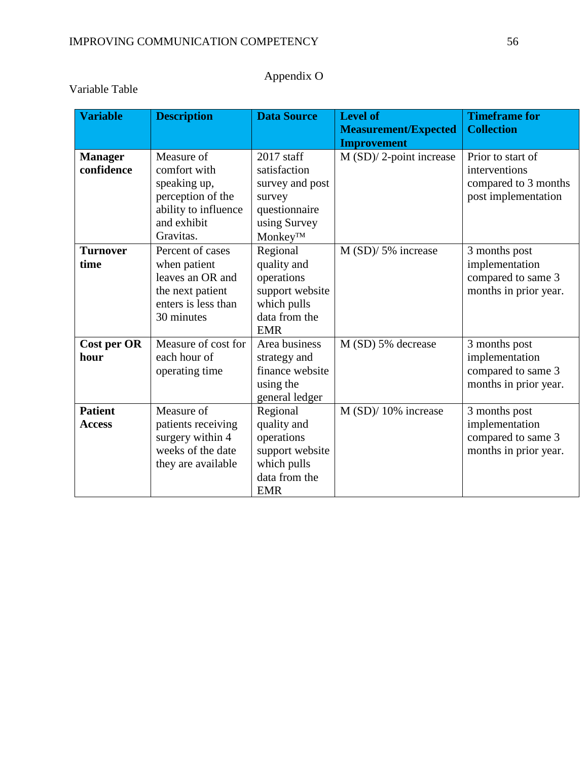# Appendix O

Variable Table

| Variable | Description | Data Source | Level of Measurement/Expected Improvement | Timeframe for Collection |
|---|---|---|---|---|
| **Manager confidence** | Measure of comfort with speaking up, perception of the ability to influence and exhibit Gravitas. | 2017 staff satisfaction survey and post survey questionnaire using Survey Monkey™ | M (SD)/ 2-point increase | Prior to start of interventions compared to 3 months post implementation |
| **Turnover time** | Percent of cases when patient leaves an OR and the next patient enters is less than 30 minutes | Regional quality and operations support website which pulls data from the EMR | M (SD)/ 5% increase | 3 months post implementation compared to same 3 months in prior year. |
| **Cost per OR hour** | Measure of cost for each hour of operating time | Area business strategy and finance website using the general ledger | M (SD) 5% decrease | 3 months post implementation compared to same 3 months in prior year. |
| **Patient Access** | Measure of patients receiving surgery within 4 weeks of the date they are available | Regional quality and operations support website which pulls data from the EMR | M (SD)/ 10% increase | 3 months post implementation compared to same 3 months in prior year. |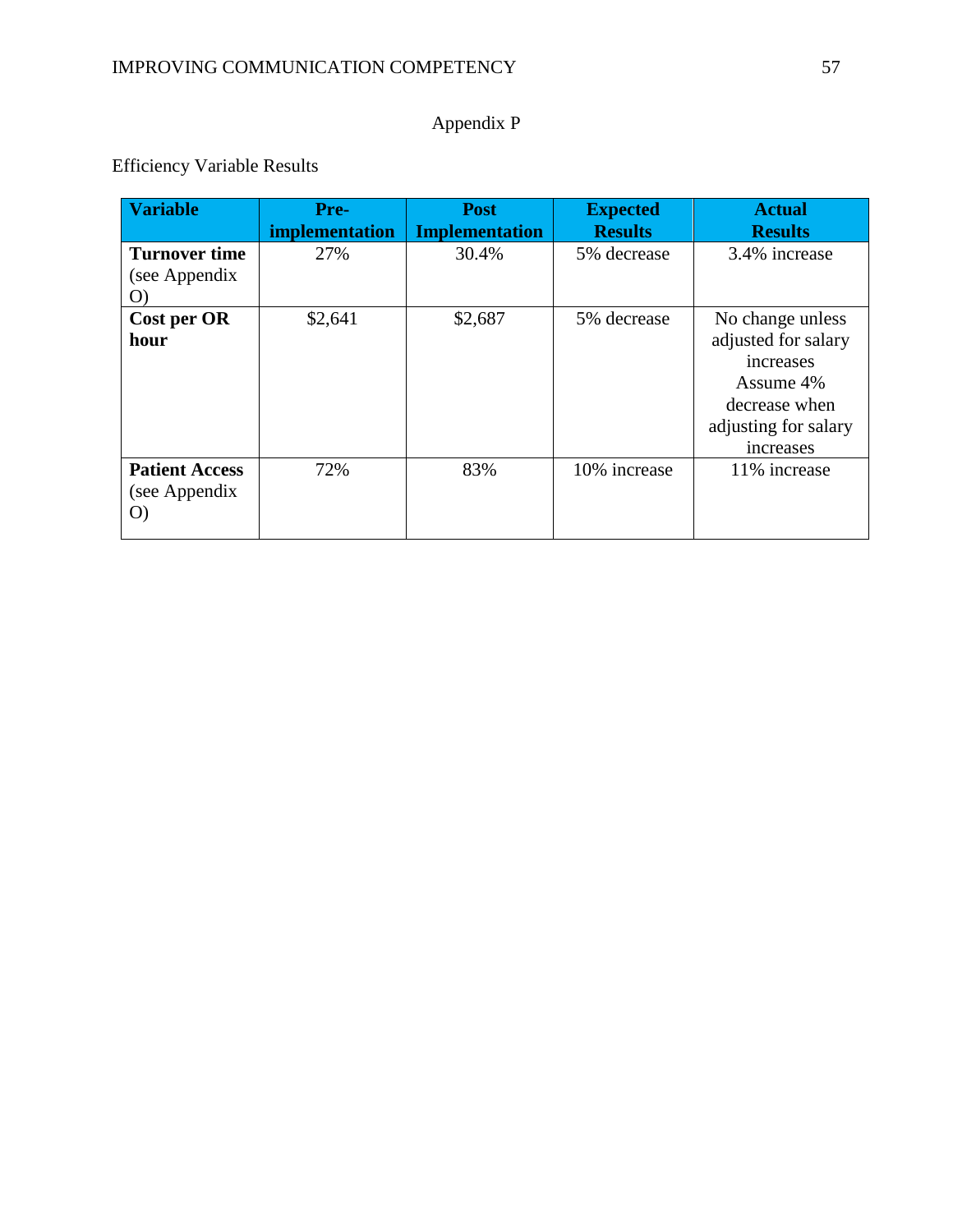# Appendix P

Efficiency Variable Results

| Variable | Pre-implementation | Post Implementation | Expected Results | Actual Results |
|---|---|---|---|---|
| **Turnover time** (see Appendix O) | 27% | 30.4% | 5% decrease | 3.4% increase |
| **Cost per OR hour** | $2,641 | $2,687 | 5% decrease | No change unless adjusted for salary increases Assume 4% decrease when adjusting for salary increases |
| **Patient Access** (see Appendix O) | 72% | 83% | 10% increase | 11% increase |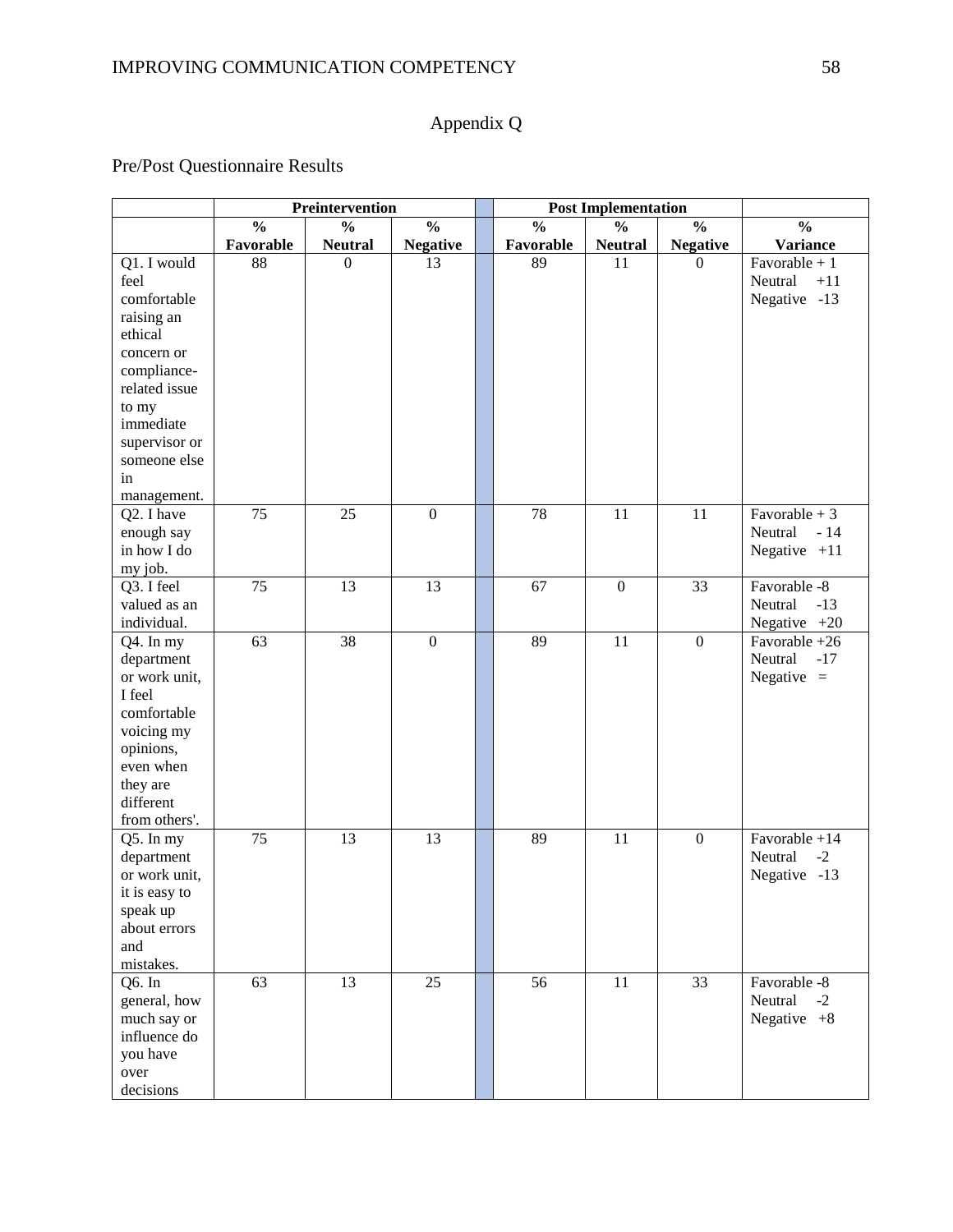# Appendix Q

Pre/Post Questionnaire Results

| | Preintervention | | | | Post Implementation | | | |
|---|---|---|---|---|---|---|---|---|
| | % Favorable | % Neutral | % Negative | | % Favorable | % Neutral | % Negative | % Variance |
| Q1. I would feel comfortable raising an ethical concern or compliance-related issue to my immediate supervisor or someone else in management. | 88 | 0 | 13 | | 89 | 11 | 0 | Favorable + 1<br>Neutral +11<br>Negative -13 |
| Q2. I have enough say in how I do my job. | 75 | 25 | 0 | | 78 | 11 | 11 | Favorable + 3<br>Neutral - 14<br>Negative +11 |
| Q3. I feel valued as an individual. | 75 | 13 | 13 | | 67 | 0 | 33 | Favorable -8<br>Neutral -13<br>Negative +20 |
| Q4. In my department or work unit, I feel comfortable voicing my opinions, even when they are different from others'. | 63 | 38 | 0 | | 89 | 11 | 0 | Favorable +26<br>Neutral -17<br>Negative = |
| Q5. In my department or work unit, it is easy to speak up about errors and mistakes. | 75 | 13 | 13 | | 89 | 11 | 0 | Favorable +14<br>Neutral -2<br>Negative -13 |
| Q6. In general, how much say or influence do you have over decisions | 63 | 13 | 25 | | 56 | 11 | 33 | Favorable -8<br>Neutral -2<br>Negative +8 |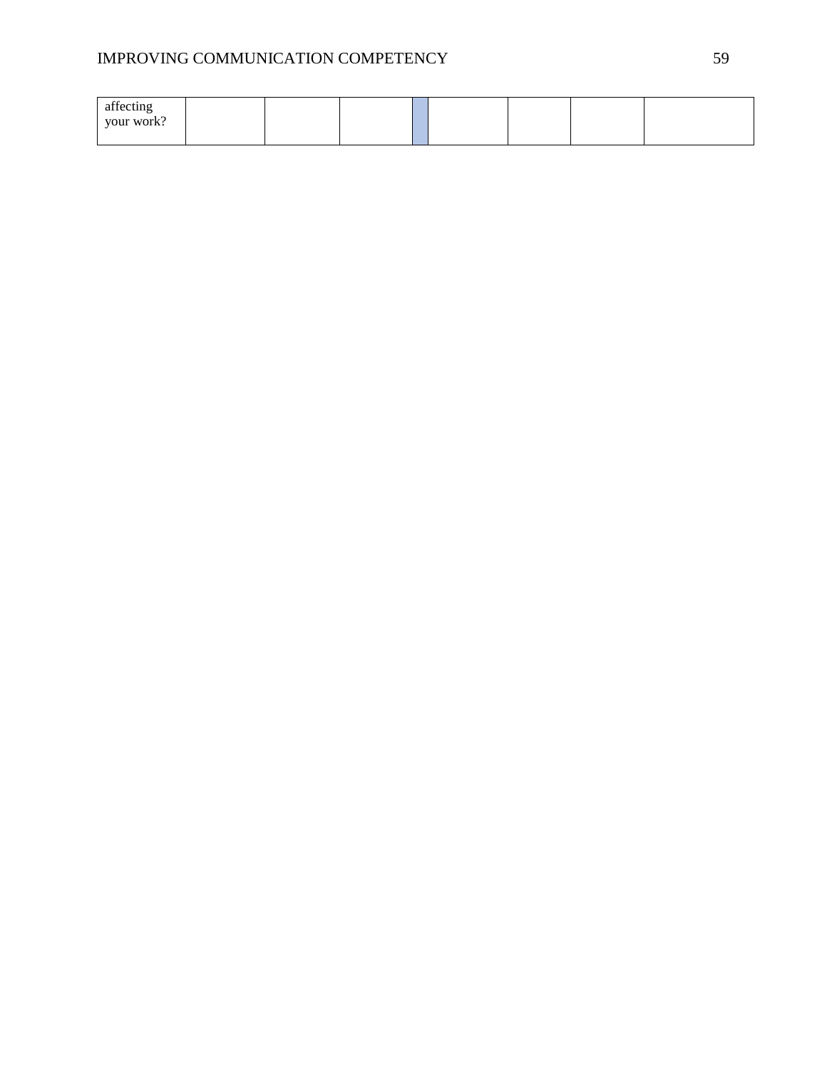| affecting your work? | | | | | | | | |
|---|---|---|---|---|---|---|---|---|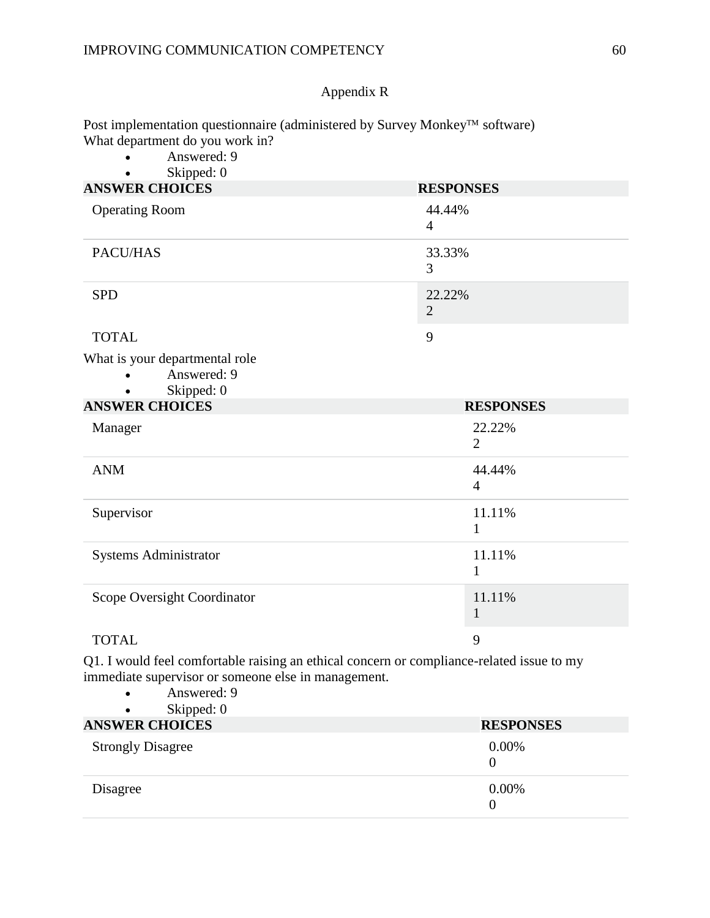Appendix R

Post implementation questionnaire (administered by Survey Monkey™ software)
What department do you work in?

- Answered: 9
- Skipped: 0

| ANSWER CHOICES | RESPONSES |
|---|---|
| Operating Room | 44.44% 4 |
| PACU/HAS | 33.33% 3 |
| SPD | 22.22% 2 |
| TOTAL | 9 |

What is your departmental role

- Answered: 9
- Skipped: 0

| ANSWER CHOICES | RESPONSES |
|---|---|
| Manager | 22.22% 2 |
| ANM | 44.44% 4 |
| Supervisor | 11.11% 1 |
| Systems Administrator | 11.11% 1 |
| Scope Oversight Coordinator | 11.11% 1 |
| TOTAL | 9 |

Q1. I would feel comfortable raising an ethical concern or compliance-related issue to my immediate supervisor or someone else in management.

- Answered: 9
- Skipped: 0

| ANSWER CHOICES | RESPONSES |
|---|---|
| Strongly Disagree | 0.00% 0 |
| Disagree | 0.00% 0 |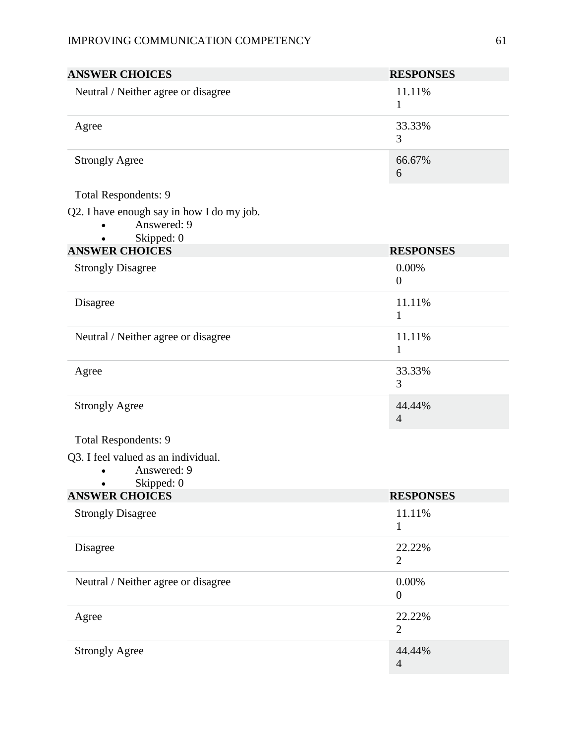| ANSWER CHOICES | RESPONSES |
|---|---|
| Neutral / Neither agree or disagree | 11.11%<br>1 |
| Agree | 33.33%<br>3 |
| Strongly Agree | 66.67%<br>6 |

Total Respondents: 9

Q2. I have enough say in how I do my job.

- Answered: 9
- Skipped: 0

| ANSWER CHOICES | RESPONSES |
|---|---|
| Strongly Disagree | 0.00%<br>0 |
| Disagree | 11.11%<br>1 |
| Neutral / Neither agree or disagree | 11.11%<br>1 |
| Agree | 33.33%<br>3 |
| Strongly Agree | 44.44%<br>4 |

Total Respondents: 9

Q3. I feel valued as an individual.

- Answered: 9
- Skipped: 0

| ANSWER CHOICES | RESPONSES |
|---|---|
| Strongly Disagree | 11.11%<br>1 |
| Disagree | 22.22%<br>2 |
| Neutral / Neither agree or disagree | 0.00%<br>0 |
| Agree | 22.22%<br>2 |
| Strongly Agree | 44.44%<br>4 |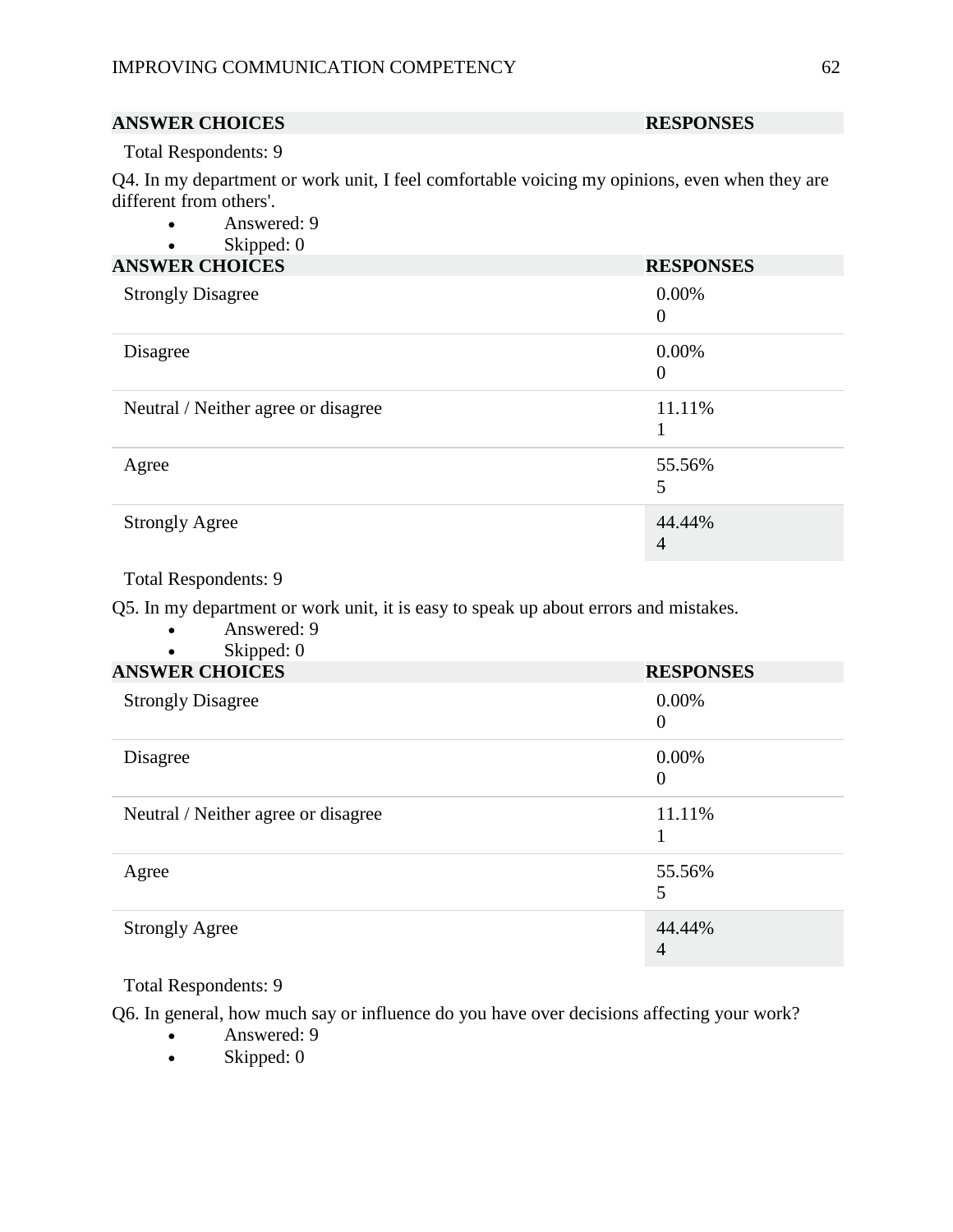| ANSWER CHOICES | RESPONSES |
| --- | --- |

Total Respondents: 9

Q4. In my department or work unit, I feel comfortable voicing my opinions, even when they are different from others'.

- Answered: 9
- Skipped: 0

| ANSWER CHOICES | RESPONSES |
| --- | --- |
| Strongly Disagree | 0.00% 0 |
| Disagree | 0.00% 0 |
| Neutral / Neither agree or disagree | 11.11% 1 |
| Agree | 55.56% 5 |
| Strongly Agree | 44.44% 4 |

Total Respondents: 9

Q5. In my department or work unit, it is easy to speak up about errors and mistakes.

- Answered: 9
- Skipped: 0

| ANSWER CHOICES | RESPONSES |
| --- | --- |
| Strongly Disagree | 0.00% 0 |
| Disagree | 0.00% 0 |
| Neutral / Neither agree or disagree | 11.11% 1 |
| Agree | 55.56% 5 |
| Strongly Agree | 44.44% 4 |

Total Respondents: 9

Q6. In general, how much say or influence do you have over decisions affecting your work?

- Answered: 9
- Skipped: 0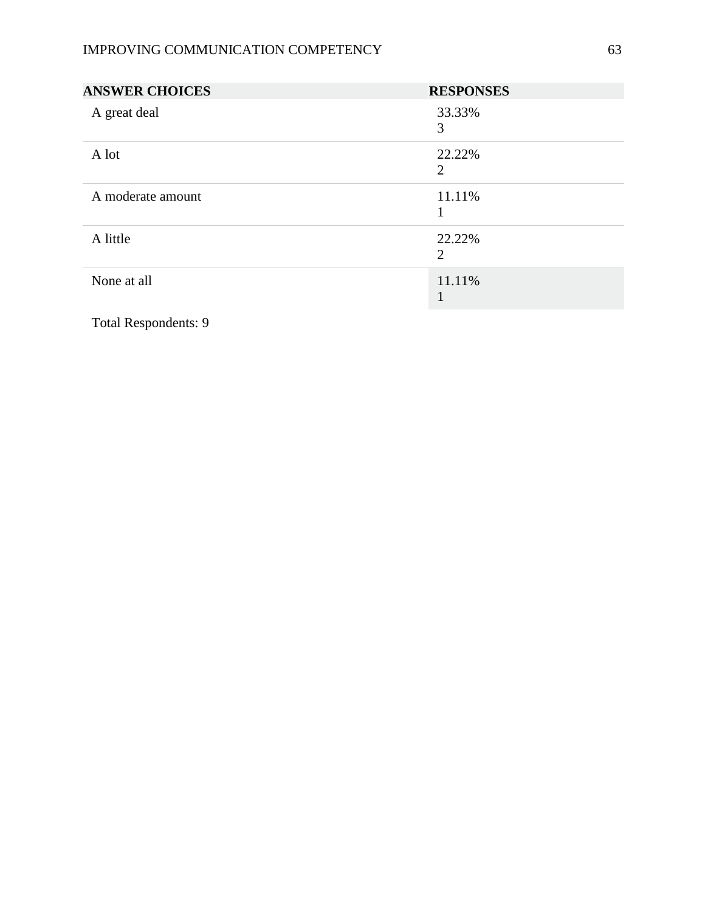| ANSWER CHOICES | RESPONSES |
| --- | --- |
| A great deal | 33.33%<br>3 |
| A lot | 22.22%<br>2 |
| A moderate amount | 11.11%<br>1 |
| A little | 22.22%<br>2 |
| None at all | 11.11%<br>1 |

Total Respondents: 9